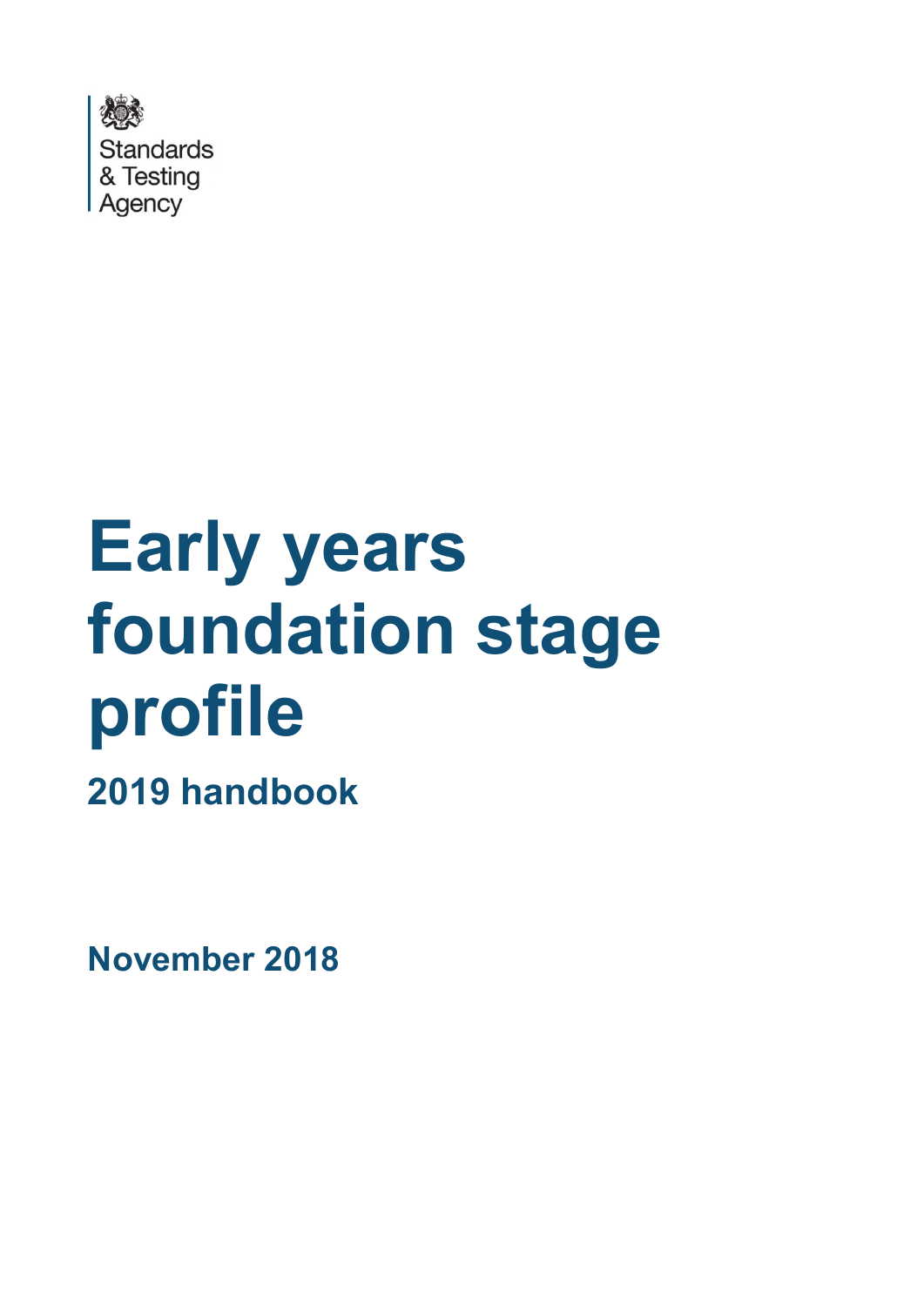Standards & Testing Agency

# Early years foundation stage profile

## 2019 handbook

**November 2018**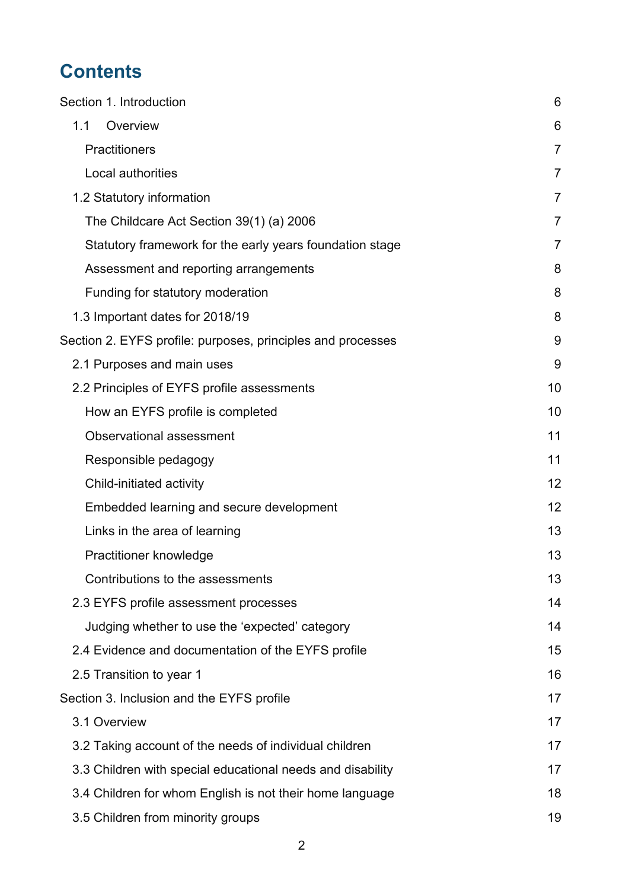# Contents

| | |
|---|---|
| Section 1. Introduction | 6 |
| 1.1 Overview | 6 |
| Practitioners | 7 |
| Local authorities | 7 |
| 1.2 Statutory information | 7 |
| The Childcare Act Section 39(1) (a) 2006 | 7 |
| Statutory framework for the early years foundation stage | 7 |
| Assessment and reporting arrangements | 8 |
| Funding for statutory moderation | 8 |
| 1.3 Important dates for 2018/19 | 8 |
| Section 2. EYFS profile: purposes, principles and processes | 9 |
| 2.1 Purposes and main uses | 9 |
| 2.2 Principles of EYFS profile assessments | 10 |
| How an EYFS profile is completed | 10 |
| Observational assessment | 11 |
| Responsible pedagogy | 11 |
| Child-initiated activity | 12 |
| Embedded learning and secure development | 12 |
| Links in the area of learning | 13 |
| Practitioner knowledge | 13 |
| Contributions to the assessments | 13 |
| 2.3 EYFS profile assessment processes | 14 |
| Judging whether to use the 'expected' category | 14 |
| 2.4 Evidence and documentation of the EYFS profile | 15 |
| 2.5 Transition to year 1 | 16 |
| Section 3. Inclusion and the EYFS profile | 17 |
| 3.1 Overview | 17 |
| 3.2 Taking account of the needs of individual children | 17 |
| 3.3 Children with special educational needs and disability | 17 |
| 3.4 Children for whom English is not their home language | 18 |
| 3.5 Children from minority groups | 19 |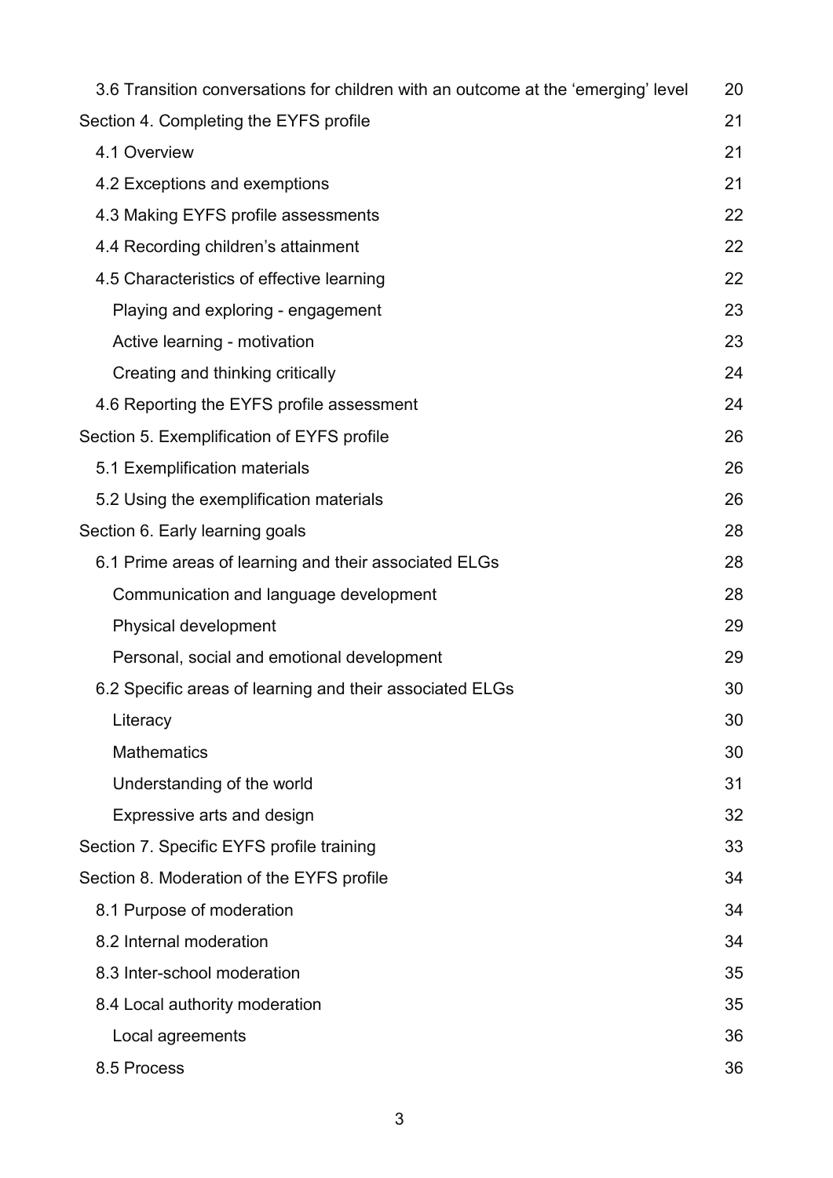3.6 Transition conversations for children with an outcome at the 'emerging' level 20

Section 4. Completing the EYFS profile 21

4.1 Overview 21

4.2 Exceptions and exemptions 21

4.3 Making EYFS profile assessments 22

4.4 Recording children's attainment 22

4.5 Characteristics of effective learning 22

Playing and exploring - engagement 23

Active learning - motivation 23

Creating and thinking critically 24

4.6 Reporting the EYFS profile assessment 24

Section 5. Exemplification of EYFS profile 26

5.1 Exemplification materials 26

5.2 Using the exemplification materials 26

Section 6. Early learning goals 28

6.1 Prime areas of learning and their associated ELGs 28

Communication and language development 28

Physical development 29

Personal, social and emotional development 29

6.2 Specific areas of learning and their associated ELGs 30

Literacy 30

Mathematics 30

Understanding of the world 31

Expressive arts and design 32

Section 7. Specific EYFS profile training 33

Section 8. Moderation of the EYFS profile 34

8.1 Purpose of moderation 34

8.2 Internal moderation 34

8.3 Inter-school moderation 35

8.4 Local authority moderation 35

Local agreements 36

8.5 Process 36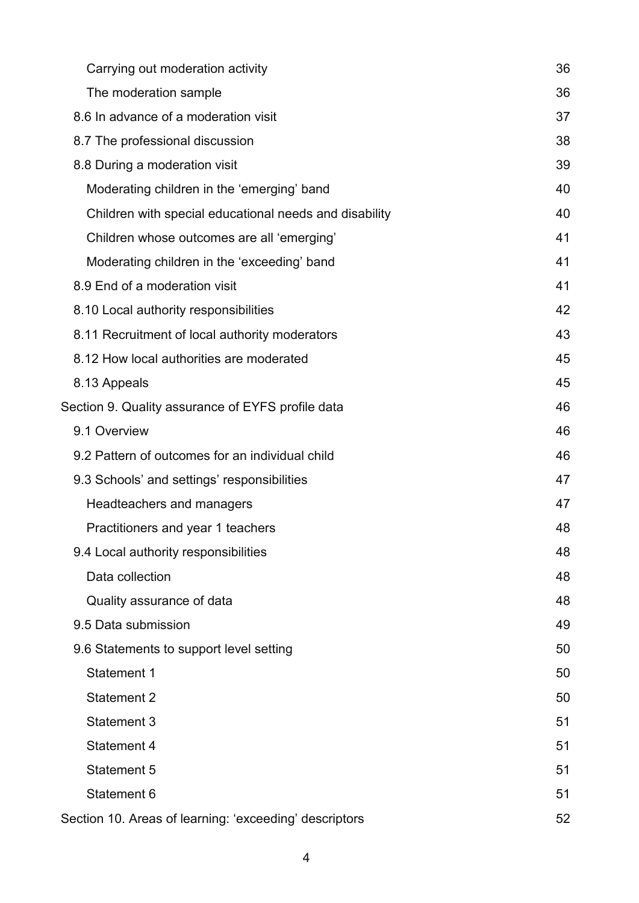- Carrying out moderation activity 36
- The moderation sample 36
- 8.6 In advance of a moderation visit 37
- 8.7 The professional discussion 38
- 8.8 During a moderation visit 39
  - Moderating children in the 'emerging' band 40
  - Children with special educational needs and disability 40
  - Children whose outcomes are all 'emerging' 41
  - Moderating children in the 'exceeding' band 41
- 8.9 End of a moderation visit 41
- 8.10 Local authority responsibilities 42
- 8.11 Recruitment of local authority moderators 43
- 8.12 How local authorities are moderated 45
- 8.13 Appeals 45

Section 9. Quality assurance of EYFS profile data 46

- 9.1 Overview 46
- 9.2 Pattern of outcomes for an individual child 46
- 9.3 Schools' and settings' responsibilities 47
  - Headteachers and managers 47
  - Practitioners and year 1 teachers 48
- 9.4 Local authority responsibilities 48
  - Data collection 48
  - Quality assurance of data 48
- 9.5 Data submission 49
- 9.6 Statements to support level setting 50
  - Statement 1 50
  - Statement 2 50
  - Statement 3 51
  - Statement 4 51
  - Statement 5 51
  - Statement 6 51

Section 10. Areas of learning: 'exceeding' descriptors 52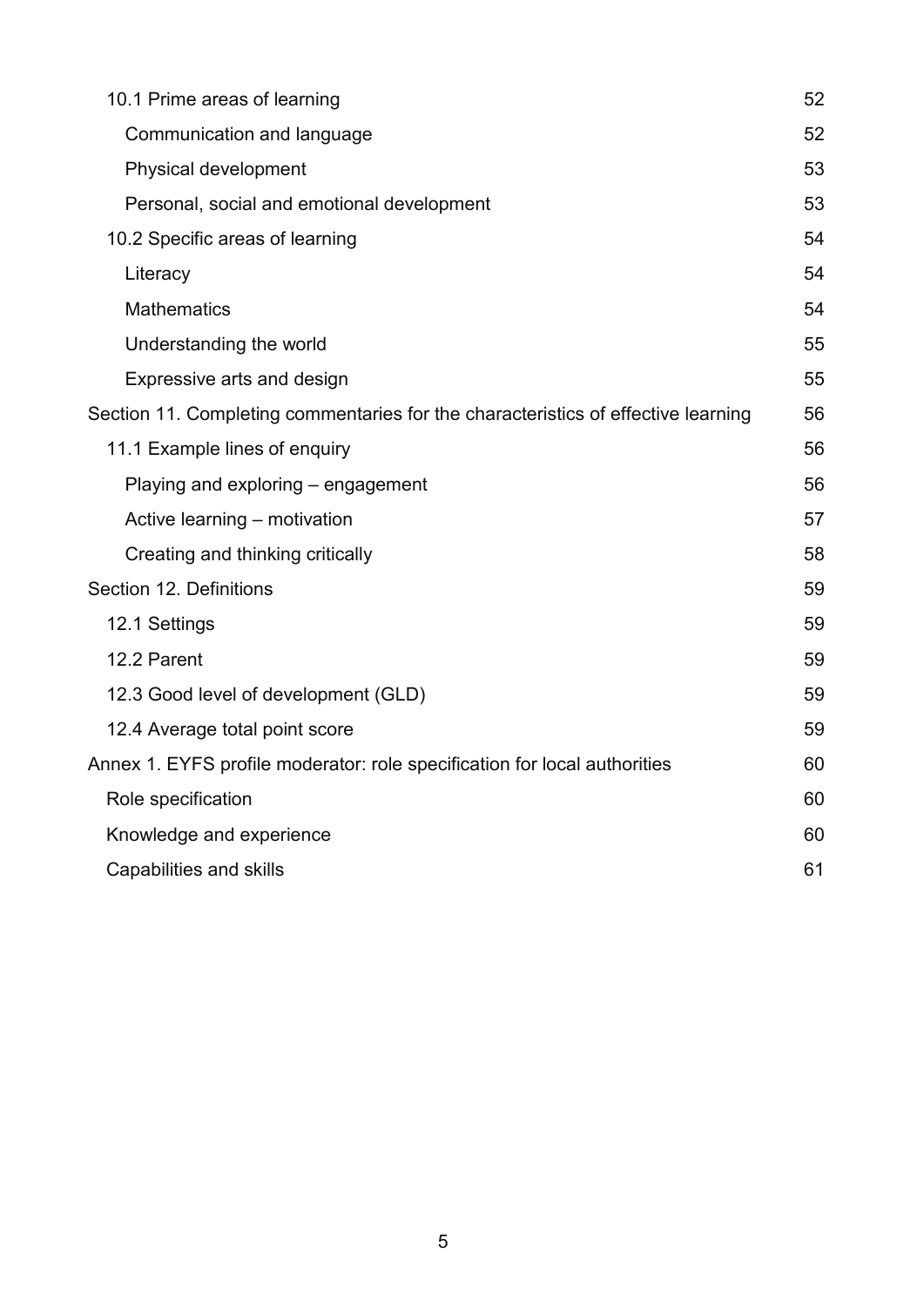- 10.1 Prime areas of learning 52
  - Communication and language 52
  - Physical development 53
  - Personal, social and emotional development 53
- 10.2 Specific areas of learning 54
  - Literacy 54
  - Mathematics 54
  - Understanding the world 55
  - Expressive arts and design 55

Section 11. Completing commentaries for the characteristics of effective learning 56

- 11.1 Example lines of enquiry 56
  - Playing and exploring – engagement 56
  - Active learning – motivation 57
  - Creating and thinking critically 58

Section 12. Definitions 59

- 12.1 Settings 59
- 12.2 Parent 59
- 12.3 Good level of development (GLD) 59
- 12.4 Average total point score 59

Annex 1. EYFS profile moderator: role specification for local authorities 60

- Role specification 60
- Knowledge and experience 60
- Capabilities and skills 61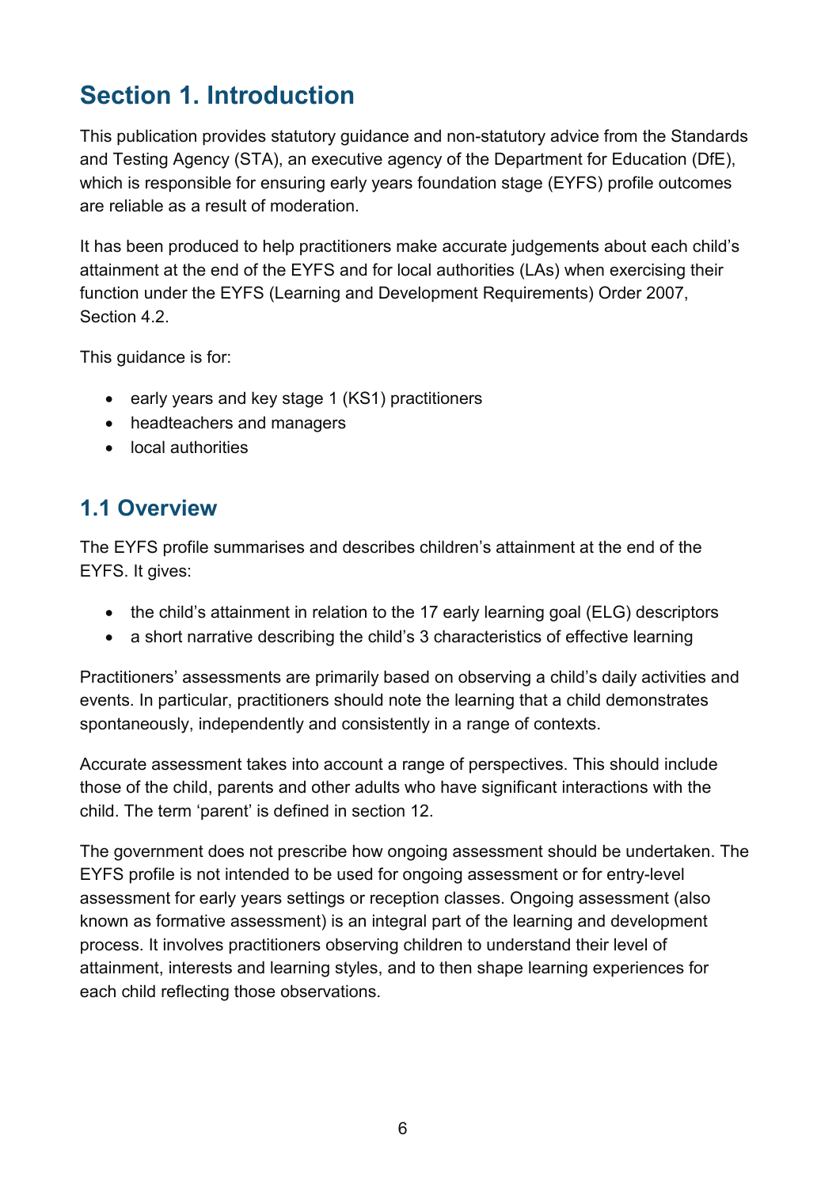# Section 1. Introduction

This publication provides statutory guidance and non-statutory advice from the Standards and Testing Agency (STA), an executive agency of the Department for Education (DfE), which is responsible for ensuring early years foundation stage (EYFS) profile outcomes are reliable as a result of moderation.

It has been produced to help practitioners make accurate judgements about each child's attainment at the end of the EYFS and for local authorities (LAs) when exercising their function under the EYFS (Learning and Development Requirements) Order 2007, Section 4.2.

This guidance is for:

- early years and key stage 1 (KS1) practitioners
- headteachers and managers
- local authorities

## 1.1 Overview

The EYFS profile summarises and describes children's attainment at the end of the EYFS. It gives:

- the child's attainment in relation to the 17 early learning goal (ELG) descriptors
- a short narrative describing the child's 3 characteristics of effective learning

Practitioners' assessments are primarily based on observing a child's daily activities and events. In particular, practitioners should note the learning that a child demonstrates spontaneously, independently and consistently in a range of contexts.

Accurate assessment takes into account a range of perspectives. This should include those of the child, parents and other adults who have significant interactions with the child. The term 'parent' is defined in section 12.

The government does not prescribe how ongoing assessment should be undertaken. The EYFS profile is not intended to be used for ongoing assessment or for entry-level assessment for early years settings or reception classes. Ongoing assessment (also known as formative assessment) is an integral part of the learning and development process. It involves practitioners observing children to understand their level of attainment, interests and learning styles, and to then shape learning experiences for each child reflecting those observations.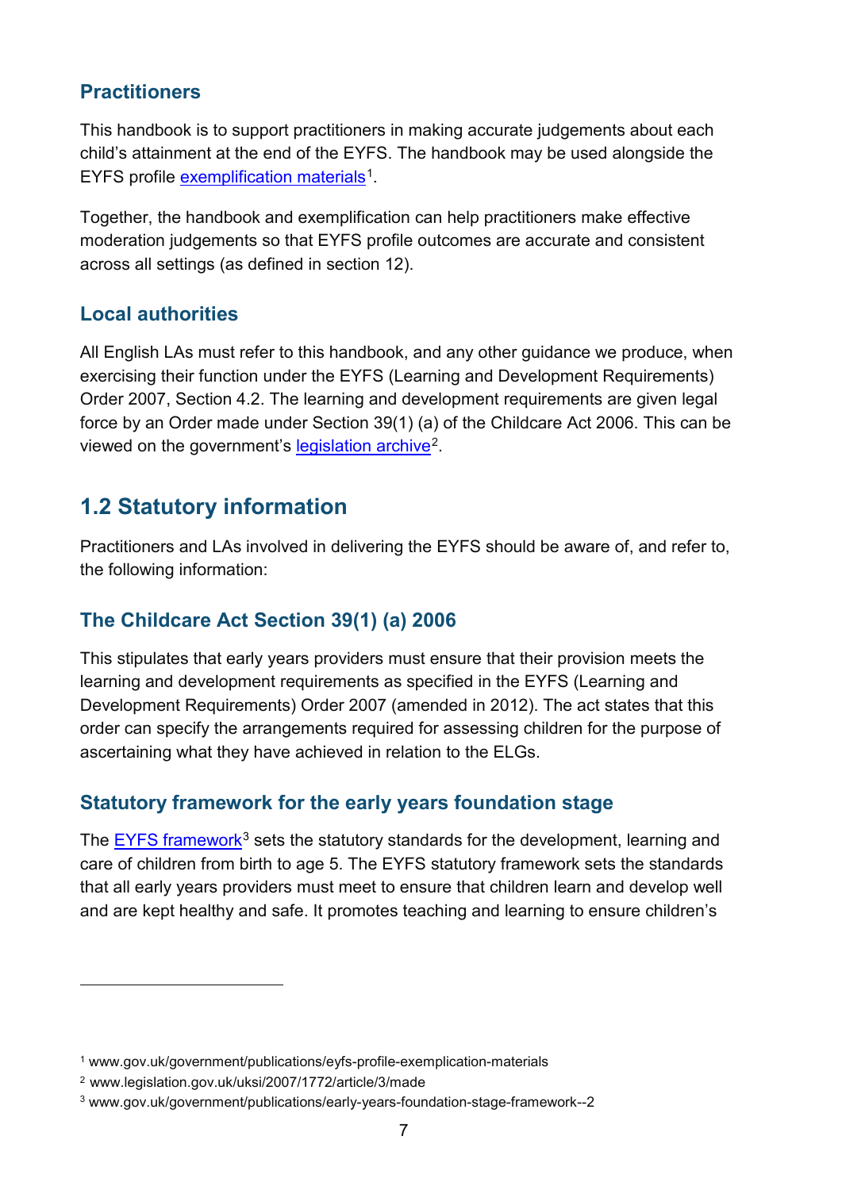### Practitioners

This handbook is to support practitioners in making accurate judgements about each child's attainment at the end of the EYFS. The handbook may be used alongside the EYFS profile [exemplification materials](www.gov.uk/government/publications/eyfs-profile-exemplication-materials)[1].

Together, the handbook and exemplification can help practitioners make effective moderation judgements so that EYFS profile outcomes are accurate and consistent across all settings (as defined in section 12).

### Local authorities

All English LAs must refer to this handbook, and any other guidance we produce, when exercising their function under the EYFS (Learning and Development Requirements) Order 2007, Section 4.2. The learning and development requirements are given legal force by an Order made under Section 39(1) (a) of the Childcare Act 2006. This can be viewed on the government's [legislation archive](www.legislation.gov.uk/uksi/2007/1772/article/3/made)[2].

## 1.2 Statutory information

Practitioners and LAs involved in delivering the EYFS should be aware of, and refer to, the following information:

### The Childcare Act Section 39(1) (a) 2006

This stipulates that early years providers must ensure that their provision meets the learning and development requirements as specified in the EYFS (Learning and Development Requirements) Order 2007 (amended in 2012). The act states that this order can specify the arrangements required for assessing children for the purpose of ascertaining what they have achieved in relation to the ELGs.

### Statutory framework for the early years foundation stage

The [EYFS framework](www.gov.uk/government/publications/early-years-foundation-stage-framework--2)[3] sets the statutory standards for the development, learning and care of children from birth to age 5. The EYFS statutory framework sets the standards that all early years providers must meet to ensure that children learn and develop well and are kept healthy and safe. It promotes teaching and learning to ensure children's

---

[1] www.gov.uk/government/publications/eyfs-profile-exemplication-materials

[2] www.legislation.gov.uk/uksi/2007/1772/article/3/made

[3] www.gov.uk/government/publications/early-years-foundation-stage-framework--2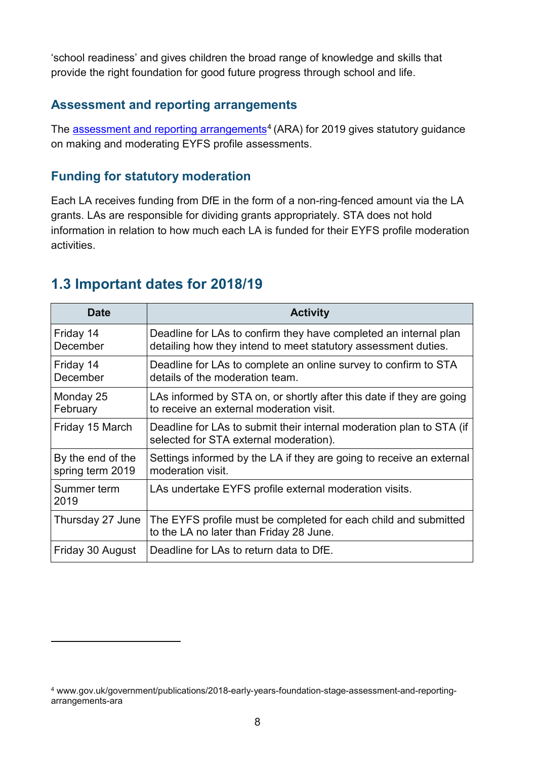'school readiness' and gives children the broad range of knowledge and skills that provide the right foundation for good future progress through school and life.

### Assessment and reporting arrangements

The assessment and reporting arrangements[4] (ARA) for 2019 gives statutory guidance on making and moderating EYFS profile assessments.

### Funding for statutory moderation

Each LA receives funding from DfE in the form of a non-ring-fenced amount via the LA grants. LAs are responsible for dividing grants appropriately. STA does not hold information in relation to how much each LA is funded for their EYFS profile moderation activities.

## 1.3 Important dates for 2018/19

| Date | Activity |
|---|---|
| Friday 14 December | Deadline for LAs to confirm they have completed an internal plan detailing how they intend to meet statutory assessment duties. |
| Friday 14 December | Deadline for LAs to complete an online survey to confirm to STA details of the moderation team. |
| Monday 25 February | LAs informed by STA on, or shortly after this date if they are going to receive an external moderation visit. |
| Friday 15 March | Deadline for LAs to submit their internal moderation plan to STA (if selected for STA external moderation). |
| By the end of the spring term 2019 | Settings informed by the LA if they are going to receive an external moderation visit. |
| Summer term 2019 | LAs undertake EYFS profile external moderation visits. |
| Thursday 27 June | The EYFS profile must be completed for each child and submitted to the LA no later than Friday 28 June. |
| Friday 30 August | Deadline for LAs to return data to DfE. |

[4] www.gov.uk/government/publications/2018-early-years-foundation-stage-assessment-and-reporting-arrangements-ara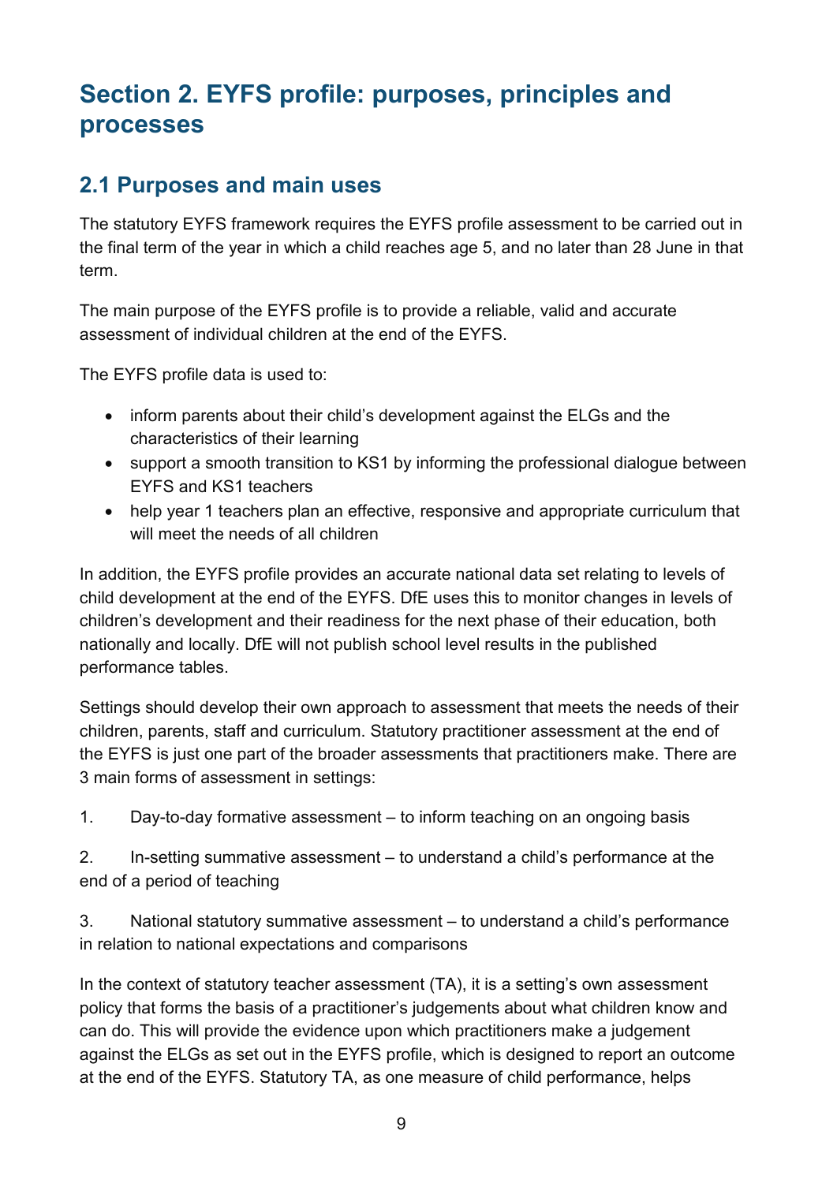# Section 2. EYFS profile: purposes, principles and processes

## 2.1 Purposes and main uses

The statutory EYFS framework requires the EYFS profile assessment to be carried out in the final term of the year in which a child reaches age 5, and no later than 28 June in that term.

The main purpose of the EYFS profile is to provide a reliable, valid and accurate assessment of individual children at the end of the EYFS.

The EYFS profile data is used to:

- inform parents about their child's development against the ELGs and the characteristics of their learning
- support a smooth transition to KS1 by informing the professional dialogue between EYFS and KS1 teachers
- help year 1 teachers plan an effective, responsive and appropriate curriculum that will meet the needs of all children

In addition, the EYFS profile provides an accurate national data set relating to levels of child development at the end of the EYFS. DfE uses this to monitor changes in levels of children's development and their readiness for the next phase of their education, both nationally and locally. DfE will not publish school level results in the published performance tables.

Settings should develop their own approach to assessment that meets the needs of their children, parents, staff and curriculum. Statutory practitioner assessment at the end of the EYFS is just one part of the broader assessments that practitioners make. There are 3 main forms of assessment in settings:

1. Day-to-day formative assessment – to inform teaching on an ongoing basis

2. In-setting summative assessment – to understand a child's performance at the end of a period of teaching

3. National statutory summative assessment – to understand a child's performance in relation to national expectations and comparisons

In the context of statutory teacher assessment (TA), it is a setting's own assessment policy that forms the basis of a practitioner's judgements about what children know and can do. This will provide the evidence upon which practitioners make a judgement against the ELGs as set out in the EYFS profile, which is designed to report an outcome at the end of the EYFS. Statutory TA, as one measure of child performance, helps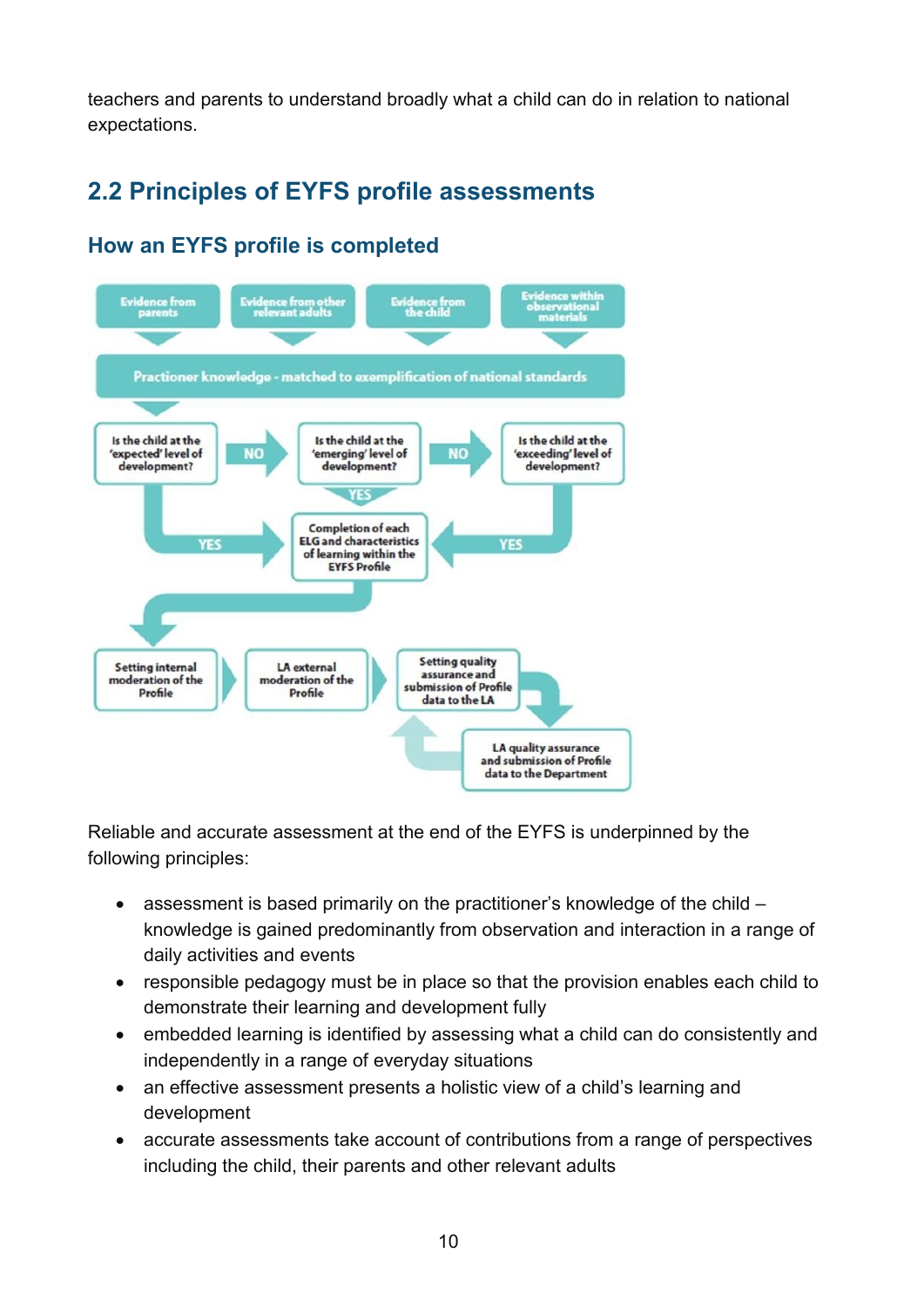teachers and parents to understand broadly what a child can do in relation to national expectations.

## 2.2 Principles of EYFS profile assessments

### How an EYFS profile is completed

Evidence from parents

Evidence from other relevant adults

Evidence from the child

Evidence within observational materials

Practioner knowledge - matched to exemplification of national standards

Is the child at the 'expected' level of development?

NO

Is the child at the 'emerging' level of development?

NO

Is the child at the 'exceeding' level of development?

YES

YES

YES

Completion of each ELG and characteristics of learning within the EYFS Profile

Setting internal moderation of the Profile

LA external moderation of the Profile

Setting quality assurance and submission of Profile data to the LA

LA quality assurance and submission of Profile data to the Department

Reliable and accurate assessment at the end of the EYFS is underpinned by the following principles:

- assessment is based primarily on the practitioner's knowledge of the child – knowledge is gained predominantly from observation and interaction in a range of daily activities and events
- responsible pedagogy must be in place so that the provision enables each child to demonstrate their learning and development fully
- embedded learning is identified by assessing what a child can do consistently and independently in a range of everyday situations
- an effective assessment presents a holistic view of a child's learning and development
- accurate assessments take account of contributions from a range of perspectives including the child, their parents and other relevant adults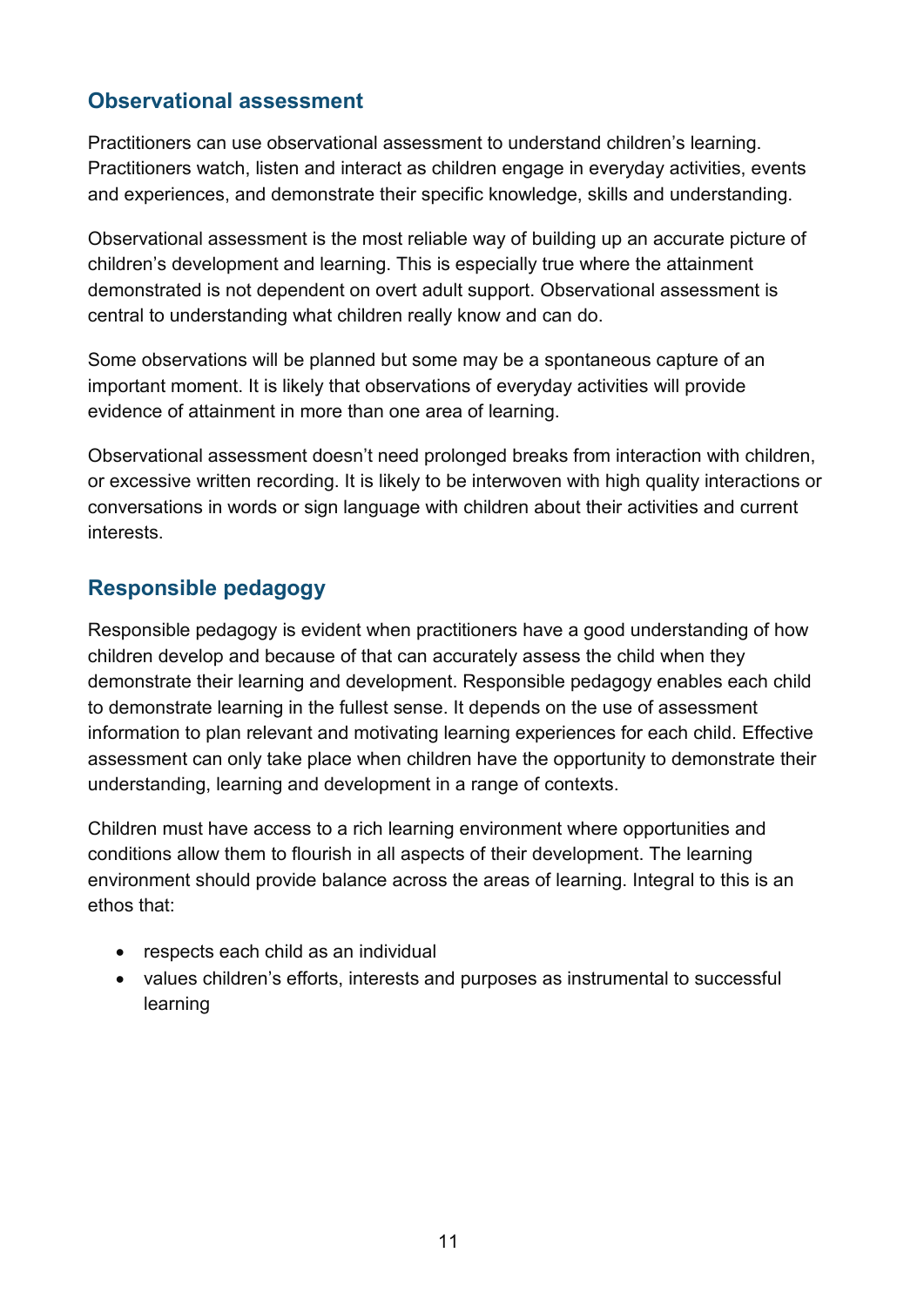## Observational assessment

Practitioners can use observational assessment to understand children's learning. Practitioners watch, listen and interact as children engage in everyday activities, events and experiences, and demonstrate their specific knowledge, skills and understanding.

Observational assessment is the most reliable way of building up an accurate picture of children's development and learning. This is especially true where the attainment demonstrated is not dependent on overt adult support. Observational assessment is central to understanding what children really know and can do.

Some observations will be planned but some may be a spontaneous capture of an important moment. It is likely that observations of everyday activities will provide evidence of attainment in more than one area of learning.

Observational assessment doesn't need prolonged breaks from interaction with children, or excessive written recording. It is likely to be interwoven with high quality interactions or conversations in words or sign language with children about their activities and current interests.

## Responsible pedagogy

Responsible pedagogy is evident when practitioners have a good understanding of how children develop and because of that can accurately assess the child when they demonstrate their learning and development. Responsible pedagogy enables each child to demonstrate learning in the fullest sense. It depends on the use of assessment information to plan relevant and motivating learning experiences for each child. Effective assessment can only take place when children have the opportunity to demonstrate their understanding, learning and development in a range of contexts.

Children must have access to a rich learning environment where opportunities and conditions allow them to flourish in all aspects of their development. The learning environment should provide balance across the areas of learning. Integral to this is an ethos that:

- respects each child as an individual
- values children's efforts, interests and purposes as instrumental to successful learning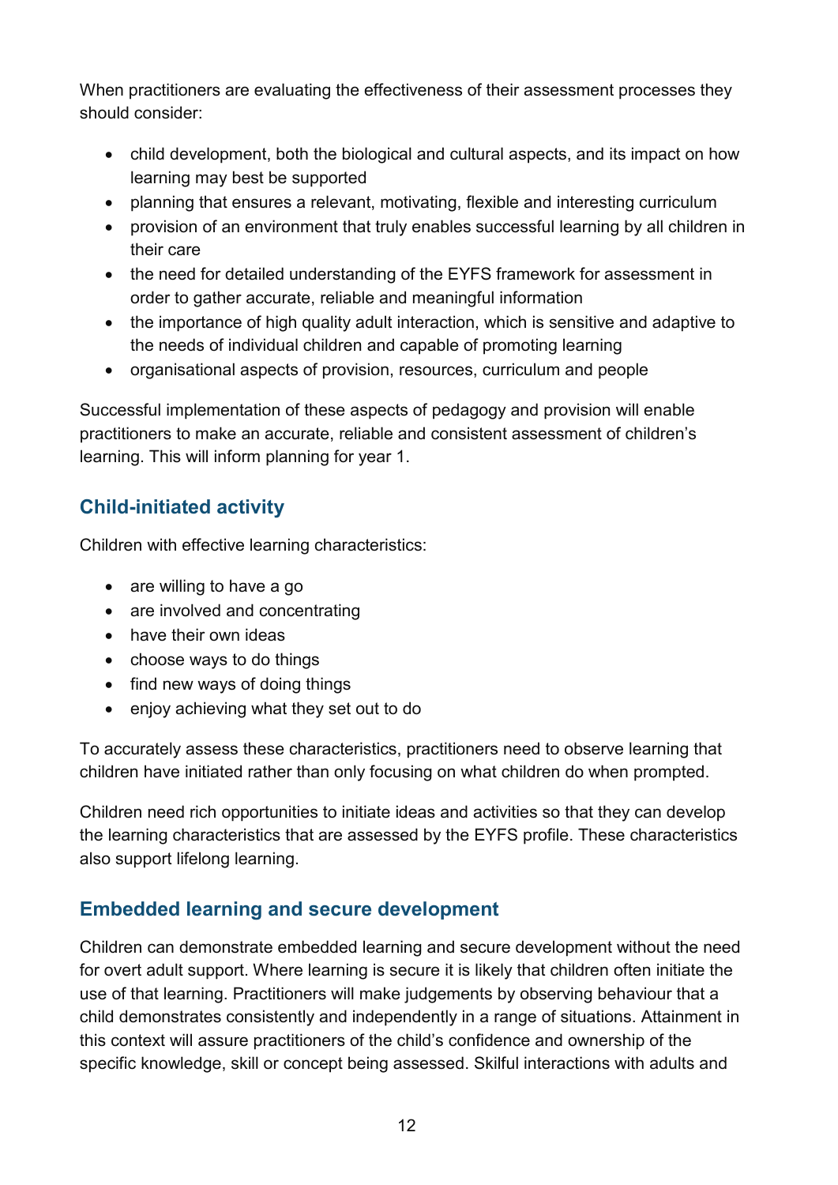When practitioners are evaluating the effectiveness of their assessment processes they should consider:

- child development, both the biological and cultural aspects, and its impact on how learning may best be supported
- planning that ensures a relevant, motivating, flexible and interesting curriculum
- provision of an environment that truly enables successful learning by all children in their care
- the need for detailed understanding of the EYFS framework for assessment in order to gather accurate, reliable and meaningful information
- the importance of high quality adult interaction, which is sensitive and adaptive to the needs of individual children and capable of promoting learning
- organisational aspects of provision, resources, curriculum and people

Successful implementation of these aspects of pedagogy and provision will enable practitioners to make an accurate, reliable and consistent assessment of children's learning. This will inform planning for year 1.

## Child-initiated activity

Children with effective learning characteristics:

- are willing to have a go
- are involved and concentrating
- have their own ideas
- choose ways to do things
- find new ways of doing things
- enjoy achieving what they set out to do

To accurately assess these characteristics, practitioners need to observe learning that children have initiated rather than only focusing on what children do when prompted.

Children need rich opportunities to initiate ideas and activities so that they can develop the learning characteristics that are assessed by the EYFS profile. These characteristics also support lifelong learning.

## Embedded learning and secure development

Children can demonstrate embedded learning and secure development without the need for overt adult support. Where learning is secure it is likely that children often initiate the use of that learning. Practitioners will make judgements by observing behaviour that a child demonstrates consistently and independently in a range of situations. Attainment in this context will assure practitioners of the child's confidence and ownership of the specific knowledge, skill or concept being assessed. Skilful interactions with adults and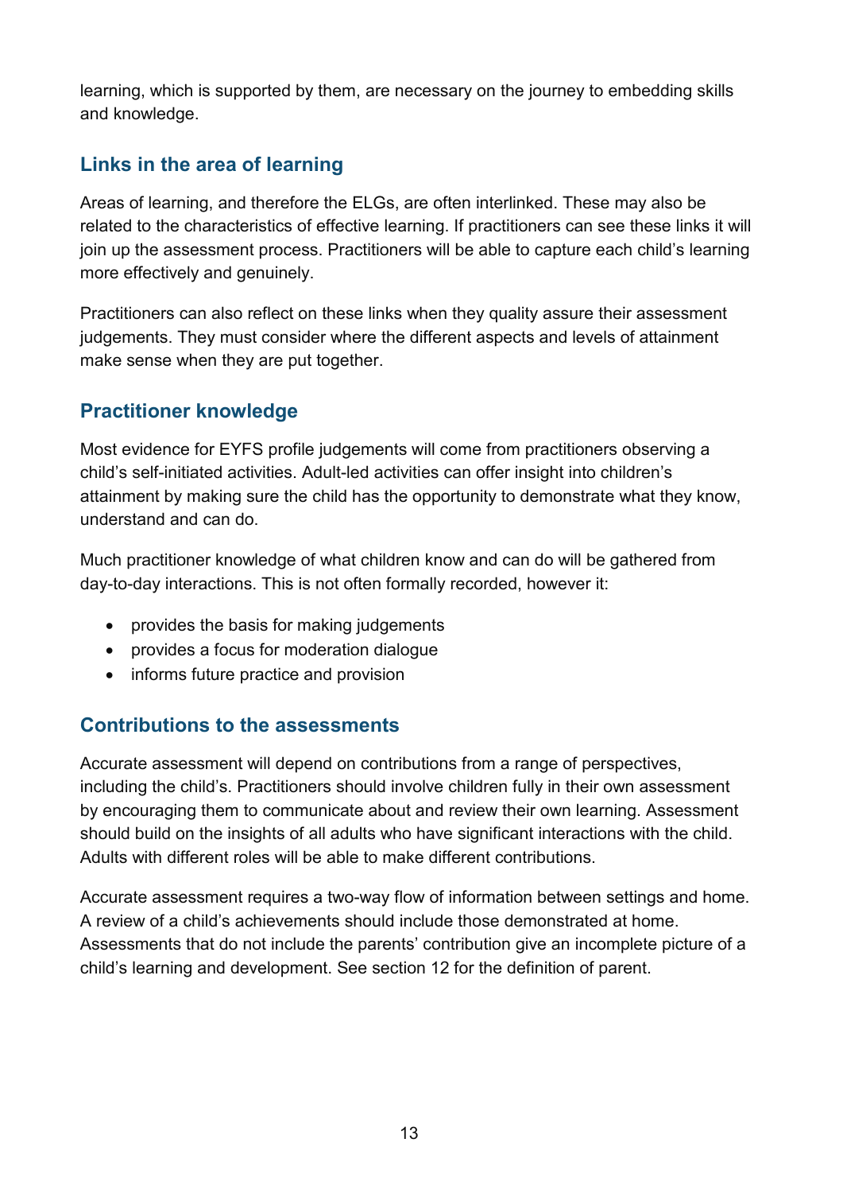learning, which is supported by them, are necessary on the journey to embedding skills and knowledge.

## Links in the area of learning

Areas of learning, and therefore the ELGs, are often interlinked. These may also be related to the characteristics of effective learning. If practitioners can see these links it will join up the assessment process. Practitioners will be able to capture each child's learning more effectively and genuinely.

Practitioners can also reflect on these links when they quality assure their assessment judgements. They must consider where the different aspects and levels of attainment make sense when they are put together.

## Practitioner knowledge

Most evidence for EYFS profile judgements will come from practitioners observing a child's self-initiated activities. Adult-led activities can offer insight into children's attainment by making sure the child has the opportunity to demonstrate what they know, understand and can do.

Much practitioner knowledge of what children know and can do will be gathered from day-to-day interactions. This is not often formally recorded, however it:

- provides the basis for making judgements
- provides a focus for moderation dialogue
- informs future practice and provision

## Contributions to the assessments

Accurate assessment will depend on contributions from a range of perspectives, including the child's. Practitioners should involve children fully in their own assessment by encouraging them to communicate about and review their own learning. Assessment should build on the insights of all adults who have significant interactions with the child. Adults with different roles will be able to make different contributions.

Accurate assessment requires a two-way flow of information between settings and home. A review of a child's achievements should include those demonstrated at home. Assessments that do not include the parents' contribution give an incomplete picture of a child's learning and development. See section 12 for the definition of parent.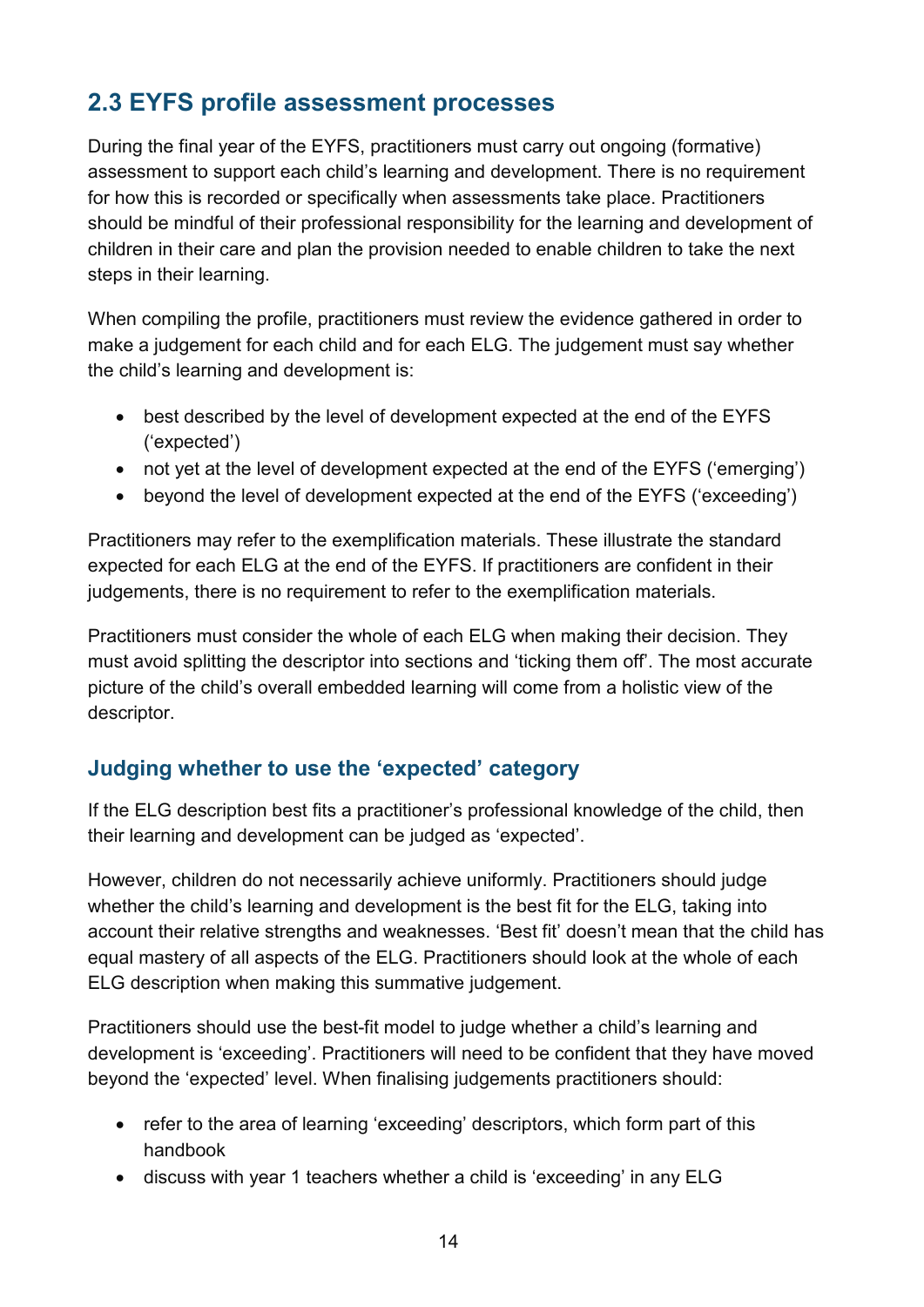## 2.3 EYFS profile assessment processes

During the final year of the EYFS, practitioners must carry out ongoing (formative) assessment to support each child's learning and development. There is no requirement for how this is recorded or specifically when assessments take place. Practitioners should be mindful of their professional responsibility for the learning and development of children in their care and plan the provision needed to enable children to take the next steps in their learning.

When compiling the profile, practitioners must review the evidence gathered in order to make a judgement for each child and for each ELG. The judgement must say whether the child's learning and development is:

- best described by the level of development expected at the end of the EYFS ('expected')
- not yet at the level of development expected at the end of the EYFS ('emerging')
- beyond the level of development expected at the end of the EYFS ('exceeding')

Practitioners may refer to the exemplification materials. These illustrate the standard expected for each ELG at the end of the EYFS. If practitioners are confident in their judgements, there is no requirement to refer to the exemplification materials.

Practitioners must consider the whole of each ELG when making their decision. They must avoid splitting the descriptor into sections and 'ticking them off'. The most accurate picture of the child's overall embedded learning will come from a holistic view of the descriptor.

### Judging whether to use the 'expected' category

If the ELG description best fits a practitioner's professional knowledge of the child, then their learning and development can be judged as 'expected'.

However, children do not necessarily achieve uniformly. Practitioners should judge whether the child's learning and development is the best fit for the ELG, taking into account their relative strengths and weaknesses. 'Best fit' doesn't mean that the child has equal mastery of all aspects of the ELG. Practitioners should look at the whole of each ELG description when making this summative judgement.

Practitioners should use the best-fit model to judge whether a child's learning and development is 'exceeding'. Practitioners will need to be confident that they have moved beyond the 'expected' level. When finalising judgements practitioners should:

- refer to the area of learning 'exceeding' descriptors, which form part of this handbook
- discuss with year 1 teachers whether a child is 'exceeding' in any ELG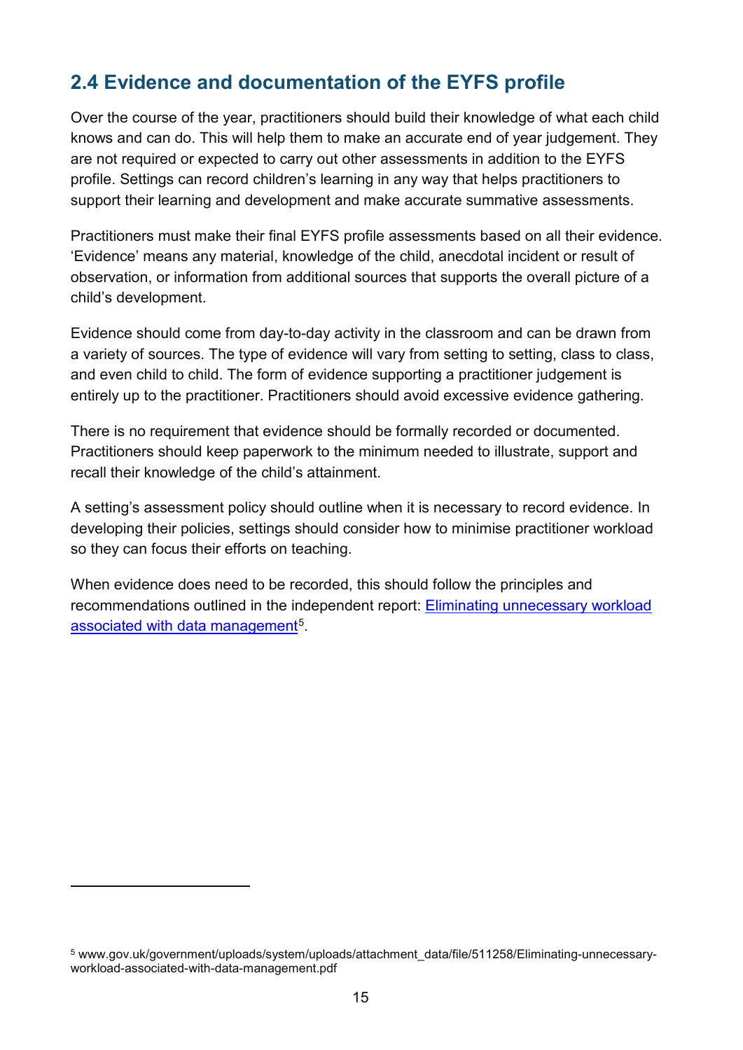## 2.4 Evidence and documentation of the EYFS profile

Over the course of the year, practitioners should build their knowledge of what each child knows and can do. This will help them to make an accurate end of year judgement. They are not required or expected to carry out other assessments in addition to the EYFS profile. Settings can record children's learning in any way that helps practitioners to support their learning and development and make accurate summative assessments.

Practitioners must make their final EYFS profile assessments based on all their evidence. 'Evidence' means any material, knowledge of the child, anecdotal incident or result of observation, or information from additional sources that supports the overall picture of a child's development.

Evidence should come from day-to-day activity in the classroom and can be drawn from a variety of sources. The type of evidence will vary from setting to setting, class to class, and even child to child. The form of evidence supporting a practitioner judgement is entirely up to the practitioner. Practitioners should avoid excessive evidence gathering.

There is no requirement that evidence should be formally recorded or documented. Practitioners should keep paperwork to the minimum needed to illustrate, support and recall their knowledge of the child's attainment.

A setting's assessment policy should outline when it is necessary to record evidence. In developing their policies, settings should consider how to minimise practitioner workload so they can focus their efforts on teaching.

When evidence does need to be recorded, this should follow the principles and recommendations outlined in the independent report: [Eliminating unnecessary workload associated with data management](www.gov.uk/government/uploads/system/uploads/attachment_data/file/511258/Eliminating-unnecessary-workload-associated-with-data-management.pdf)[5].

---

[5] www.gov.uk/government/uploads/system/uploads/attachment_data/file/511258/Eliminating-unnecessary-workload-associated-with-data-management.pdf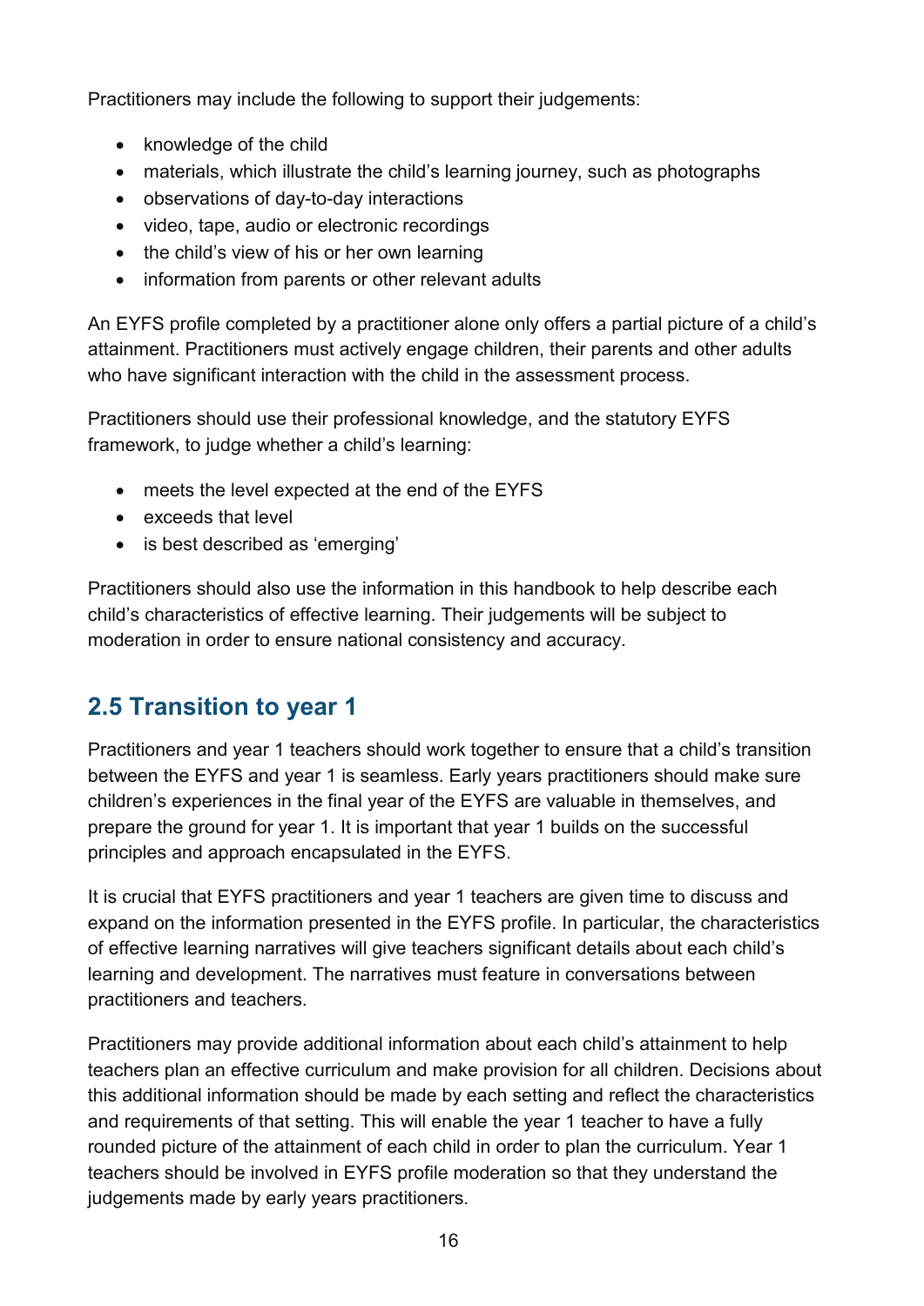Practitioners may include the following to support their judgements:

- knowledge of the child
- materials, which illustrate the child's learning journey, such as photographs
- observations of day-to-day interactions
- video, tape, audio or electronic recordings
- the child's view of his or her own learning
- information from parents or other relevant adults

An EYFS profile completed by a practitioner alone only offers a partial picture of a child's attainment. Practitioners must actively engage children, their parents and other adults who have significant interaction with the child in the assessment process.

Practitioners should use their professional knowledge, and the statutory EYFS framework, to judge whether a child's learning:

- meets the level expected at the end of the EYFS
- exceeds that level
- is best described as 'emerging'

Practitioners should also use the information in this handbook to help describe each child's characteristics of effective learning. Their judgements will be subject to moderation in order to ensure national consistency and accuracy.

## 2.5 Transition to year 1

Practitioners and year 1 teachers should work together to ensure that a child's transition between the EYFS and year 1 is seamless. Early years practitioners should make sure children's experiences in the final year of the EYFS are valuable in themselves, and prepare the ground for year 1. It is important that year 1 builds on the successful principles and approach encapsulated in the EYFS.

It is crucial that EYFS practitioners and year 1 teachers are given time to discuss and expand on the information presented in the EYFS profile. In particular, the characteristics of effective learning narratives will give teachers significant details about each child's learning and development. The narratives must feature in conversations between practitioners and teachers.

Practitioners may provide additional information about each child's attainment to help teachers plan an effective curriculum and make provision for all children. Decisions about this additional information should be made by each setting and reflect the characteristics and requirements of that setting. This will enable the year 1 teacher to have a fully rounded picture of the attainment of each child in order to plan the curriculum. Year 1 teachers should be involved in EYFS profile moderation so that they understand the judgements made by early years practitioners.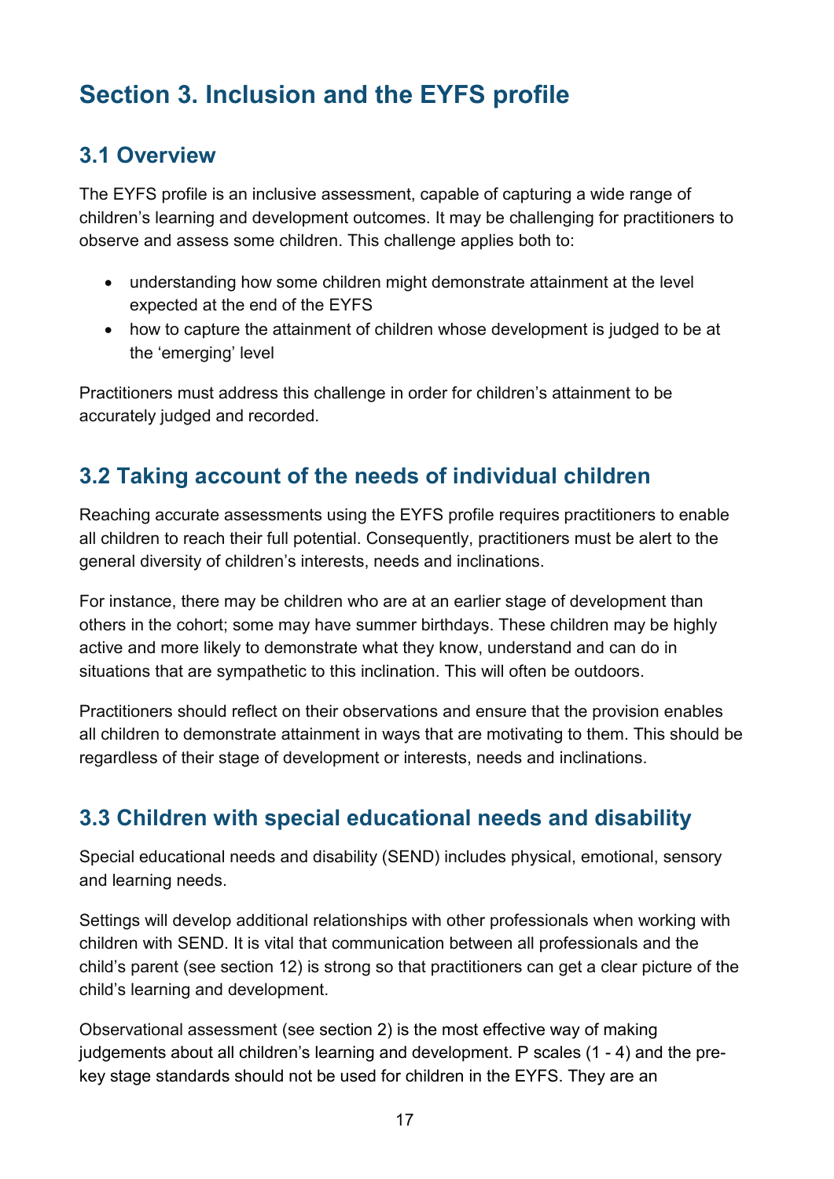# Section 3. Inclusion and the EYFS profile

## 3.1 Overview

The EYFS profile is an inclusive assessment, capable of capturing a wide range of children's learning and development outcomes. It may be challenging for practitioners to observe and assess some children. This challenge applies both to:

- understanding how some children might demonstrate attainment at the level expected at the end of the EYFS
- how to capture the attainment of children whose development is judged to be at the 'emerging' level

Practitioners must address this challenge in order for children's attainment to be accurately judged and recorded.

## 3.2 Taking account of the needs of individual children

Reaching accurate assessments using the EYFS profile requires practitioners to enable all children to reach their full potential. Consequently, practitioners must be alert to the general diversity of children's interests, needs and inclinations.

For instance, there may be children who are at an earlier stage of development than others in the cohort; some may have summer birthdays. These children may be highly active and more likely to demonstrate what they know, understand and can do in situations that are sympathetic to this inclination. This will often be outdoors.

Practitioners should reflect on their observations and ensure that the provision enables all children to demonstrate attainment in ways that are motivating to them. This should be regardless of their stage of development or interests, needs and inclinations.

## 3.3 Children with special educational needs and disability

Special educational needs and disability (SEND) includes physical, emotional, sensory and learning needs.

Settings will develop additional relationships with other professionals when working with children with SEND. It is vital that communication between all professionals and the child's parent (see section 12) is strong so that practitioners can get a clear picture of the child's learning and development.

Observational assessment (see section 2) is the most effective way of making judgements about all children's learning and development. P scales (1 - 4) and the pre-key stage standards should not be used for children in the EYFS. They are an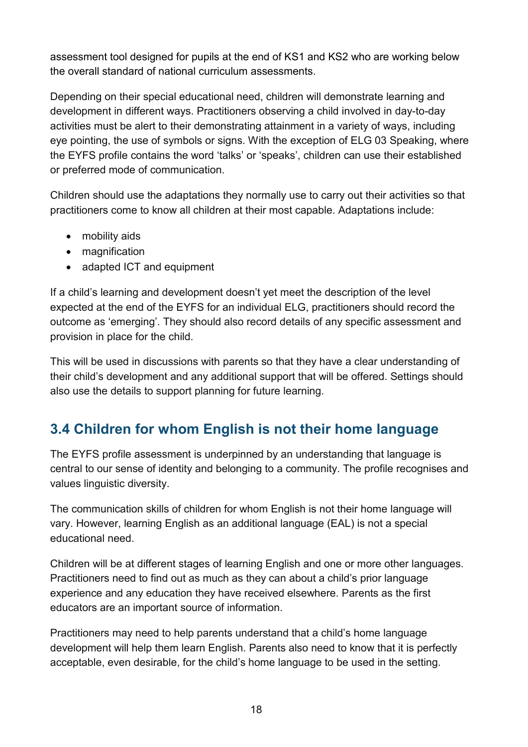assessment tool designed for pupils at the end of KS1 and KS2 who are working below the overall standard of national curriculum assessments.

Depending on their special educational need, children will demonstrate learning and development in different ways. Practitioners observing a child involved in day-to-day activities must be alert to their demonstrating attainment in a variety of ways, including eye pointing, the use of symbols or signs. With the exception of ELG 03 Speaking, where the EYFS profile contains the word 'talks' or 'speaks', children can use their established or preferred mode of communication.

Children should use the adaptations they normally use to carry out their activities so that practitioners come to know all children at their most capable. Adaptations include:

- mobility aids
- magnification
- adapted ICT and equipment

If a child's learning and development doesn't yet meet the description of the level expected at the end of the EYFS for an individual ELG, practitioners should record the outcome as 'emerging'. They should also record details of any specific assessment and provision in place for the child.

This will be used in discussions with parents so that they have a clear understanding of their child's development and any additional support that will be offered. Settings should also use the details to support planning for future learning.

## 3.4 Children for whom English is not their home language

The EYFS profile assessment is underpinned by an understanding that language is central to our sense of identity and belonging to a community. The profile recognises and values linguistic diversity.

The communication skills of children for whom English is not their home language will vary. However, learning English as an additional language (EAL) is not a special educational need.

Children will be at different stages of learning English and one or more other languages. Practitioners need to find out as much as they can about a child's prior language experience and any education they have received elsewhere. Parents as the first educators are an important source of information.

Practitioners may need to help parents understand that a child's home language development will help them learn English. Parents also need to know that it is perfectly acceptable, even desirable, for the child's home language to be used in the setting.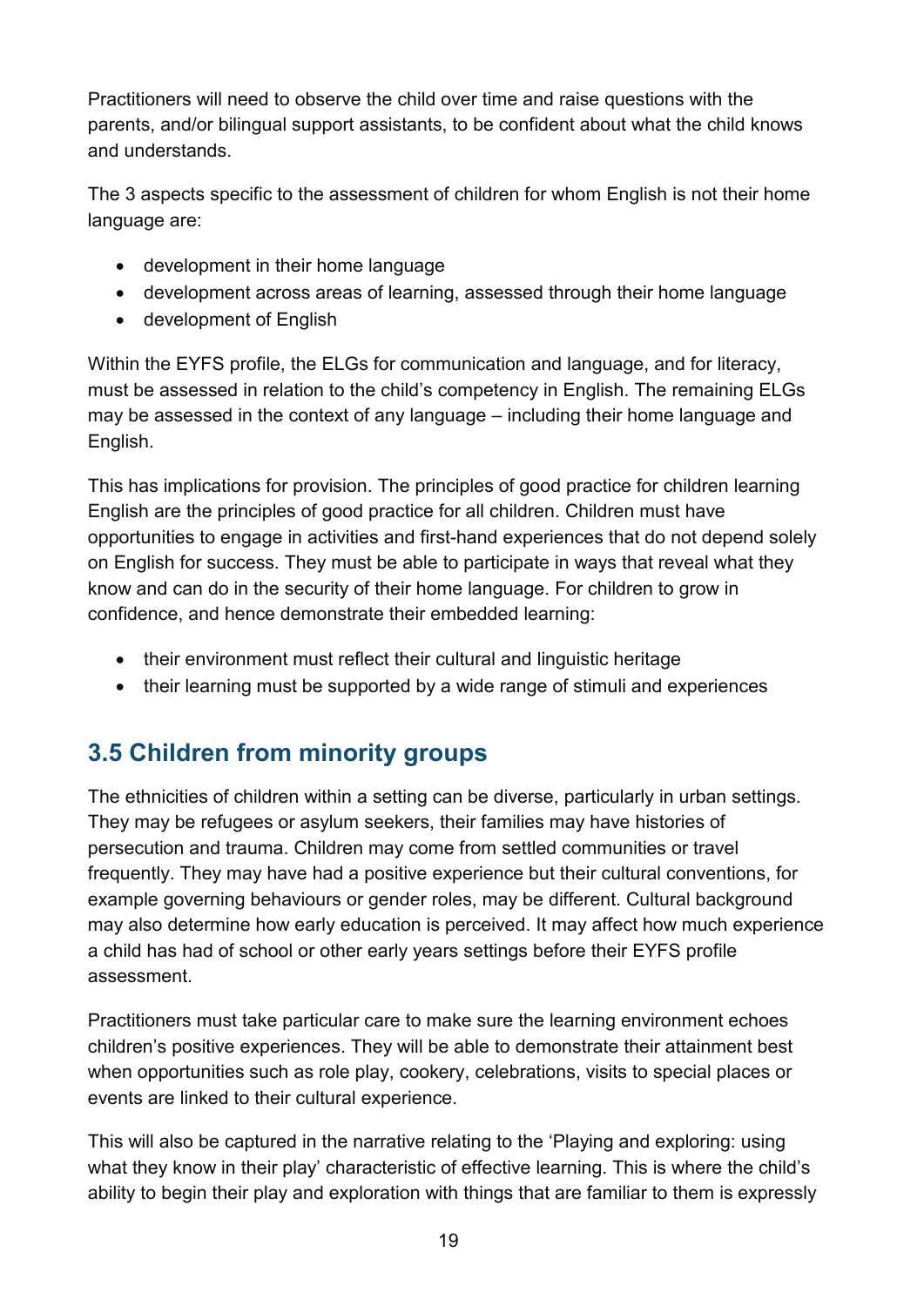Practitioners will need to observe the child over time and raise questions with the parents, and/or bilingual support assistants, to be confident about what the child knows and understands.

The 3 aspects specific to the assessment of children for whom English is not their home language are:

- development in their home language
- development across areas of learning, assessed through their home language
- development of English

Within the EYFS profile, the ELGs for communication and language, and for literacy, must be assessed in relation to the child's competency in English. The remaining ELGs may be assessed in the context of any language – including their home language and English.

This has implications for provision. The principles of good practice for children learning English are the principles of good practice for all children. Children must have opportunities to engage in activities and first-hand experiences that do not depend solely on English for success. They must be able to participate in ways that reveal what they know and can do in the security of their home language. For children to grow in confidence, and hence demonstrate their embedded learning:

- their environment must reflect their cultural and linguistic heritage
- their learning must be supported by a wide range of stimuli and experiences

## 3.5 Children from minority groups

The ethnicities of children within a setting can be diverse, particularly in urban settings. They may be refugees or asylum seekers, their families may have histories of persecution and trauma. Children may come from settled communities or travel frequently. They may have had a positive experience but their cultural conventions, for example governing behaviours or gender roles, may be different. Cultural background may also determine how early education is perceived. It may affect how much experience a child has had of school or other early years settings before their EYFS profile assessment.

Practitioners must take particular care to make sure the learning environment echoes children's positive experiences. They will be able to demonstrate their attainment best when opportunities such as role play, cookery, celebrations, visits to special places or events are linked to their cultural experience.

This will also be captured in the narrative relating to the 'Playing and exploring: using what they know in their play' characteristic of effective learning. This is where the child's ability to begin their play and exploration with things that are familiar to them is expressly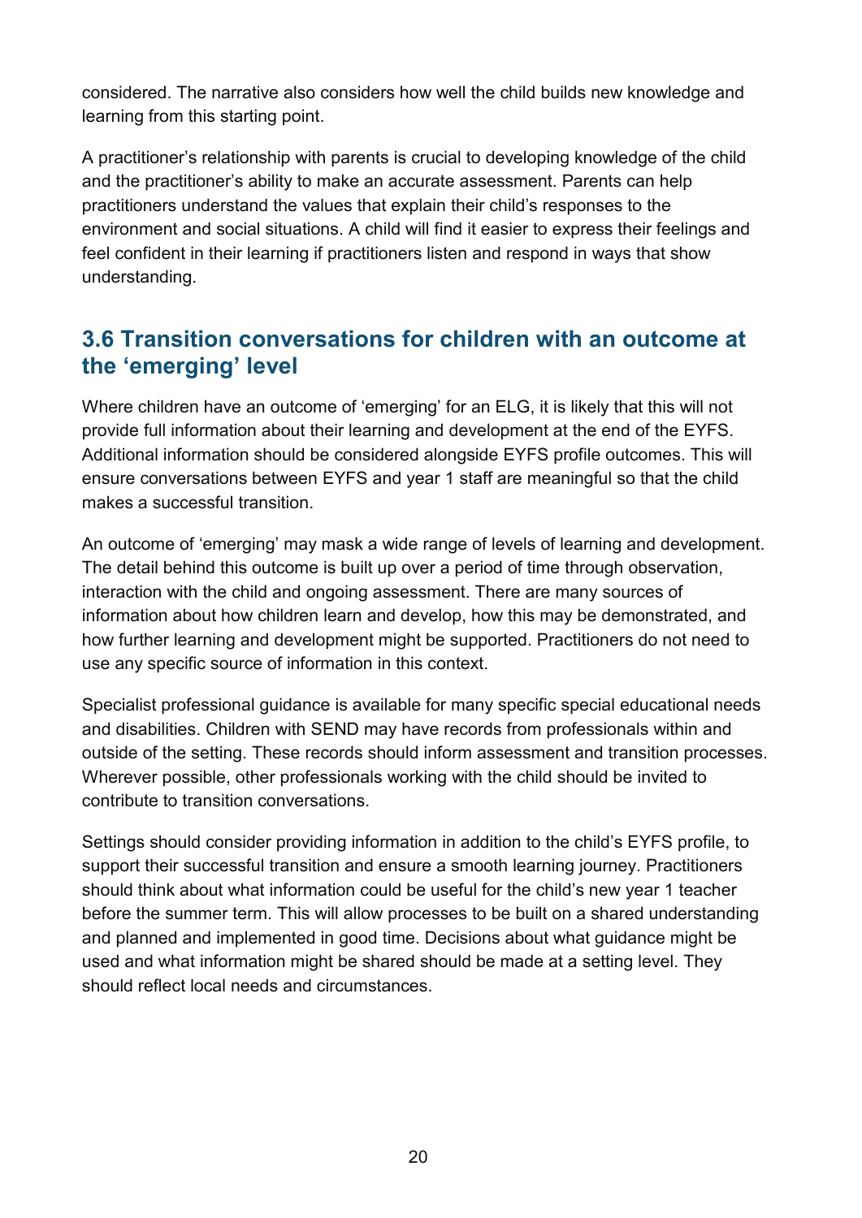considered. The narrative also considers how well the child builds new knowledge and learning from this starting point.

A practitioner's relationship with parents is crucial to developing knowledge of the child and the practitioner's ability to make an accurate assessment. Parents can help practitioners understand the values that explain their child's responses to the environment and social situations. A child will find it easier to express their feelings and feel confident in their learning if practitioners listen and respond in ways that show understanding.

## 3.6 Transition conversations for children with an outcome at the 'emerging' level

Where children have an outcome of 'emerging' for an ELG, it is likely that this will not provide full information about their learning and development at the end of the EYFS. Additional information should be considered alongside EYFS profile outcomes. This will ensure conversations between EYFS and year 1 staff are meaningful so that the child makes a successful transition.

An outcome of 'emerging' may mask a wide range of levels of learning and development. The detail behind this outcome is built up over a period of time through observation, interaction with the child and ongoing assessment. There are many sources of information about how children learn and develop, how this may be demonstrated, and how further learning and development might be supported. Practitioners do not need to use any specific source of information in this context.

Specialist professional guidance is available for many specific special educational needs and disabilities. Children with SEND may have records from professionals within and outside of the setting. These records should inform assessment and transition processes. Wherever possible, other professionals working with the child should be invited to contribute to transition conversations.

Settings should consider providing information in addition to the child's EYFS profile, to support their successful transition and ensure a smooth learning journey. Practitioners should think about what information could be useful for the child's new year 1 teacher before the summer term. This will allow processes to be built on a shared understanding and planned and implemented in good time. Decisions about what guidance might be used and what information might be shared should be made at a setting level. They should reflect local needs and circumstances.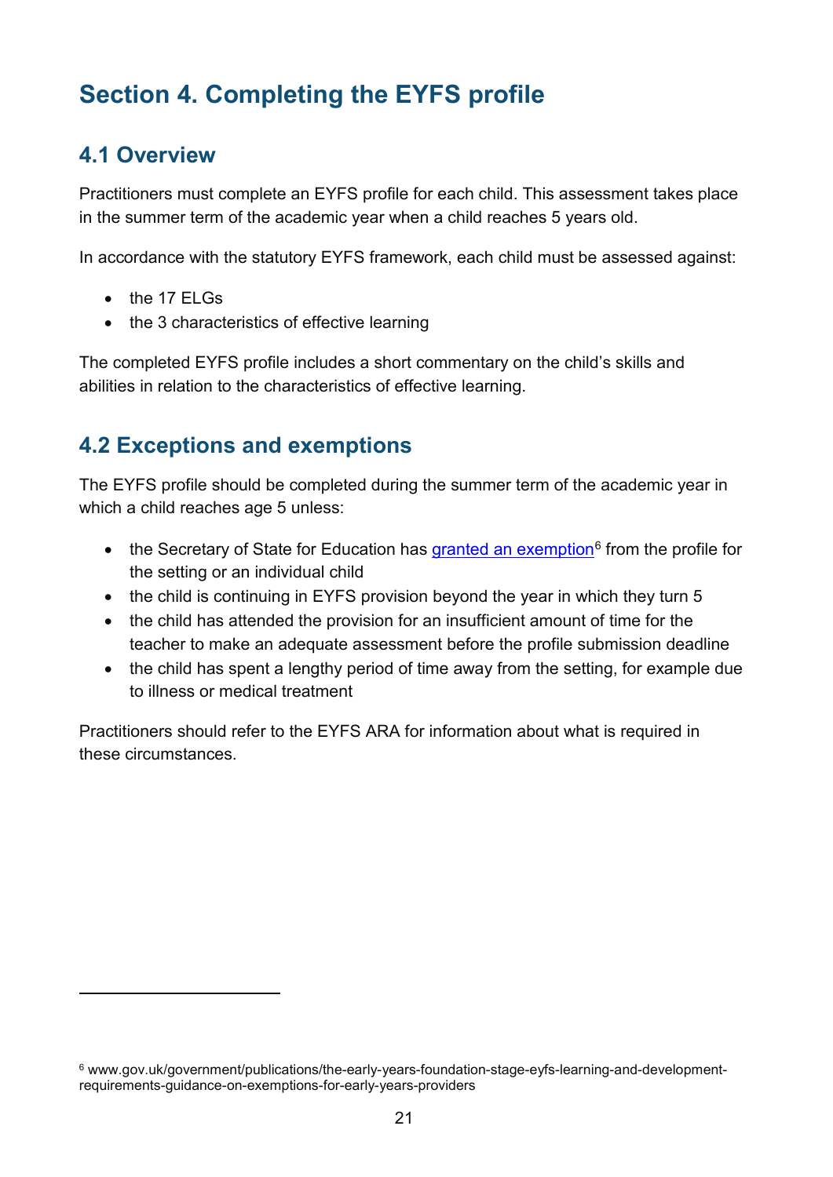# Section 4. Completing the EYFS profile

## 4.1 Overview

Practitioners must complete an EYFS profile for each child. This assessment takes place in the summer term of the academic year when a child reaches 5 years old.

In accordance with the statutory EYFS framework, each child must be assessed against:

- the 17 ELGs
- the 3 characteristics of effective learning

The completed EYFS profile includes a short commentary on the child's skills and abilities in relation to the characteristics of effective learning.

## 4.2 Exceptions and exemptions

The EYFS profile should be completed during the summer term of the academic year in which a child reaches age 5 unless:

- the Secretary of State for Education has granted an exemption[6] from the profile for the setting or an individual child
- the child is continuing in EYFS provision beyond the year in which they turn 5
- the child has attended the provision for an insufficient amount of time for the teacher to make an adequate assessment before the profile submission deadline
- the child has spent a lengthy period of time away from the setting, for example due to illness or medical treatment

Practitioners should refer to the EYFS ARA for information about what is required in these circumstances.

[6] www.gov.uk/government/publications/the-early-years-foundation-stage-eyfs-learning-and-development-requirements-guidance-on-exemptions-for-early-years-providers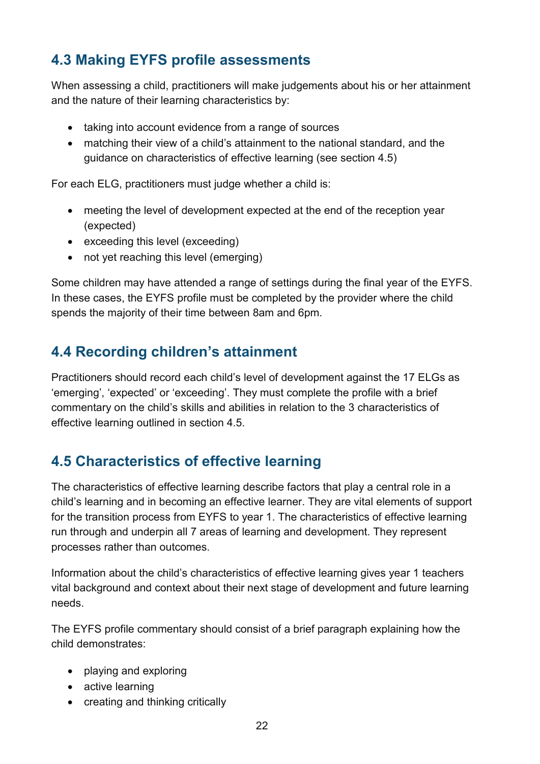## 4.3 Making EYFS profile assessments

When assessing a child, practitioners will make judgements about his or her attainment and the nature of their learning characteristics by:

- taking into account evidence from a range of sources
- matching their view of a child's attainment to the national standard, and the guidance on characteristics of effective learning (see section 4.5)

For each ELG, practitioners must judge whether a child is:

- meeting the level of development expected at the end of the reception year (expected)
- exceeding this level (exceeding)
- not yet reaching this level (emerging)

Some children may have attended a range of settings during the final year of the EYFS. In these cases, the EYFS profile must be completed by the provider where the child spends the majority of their time between 8am and 6pm.

## 4.4 Recording children's attainment

Practitioners should record each child's level of development against the 17 ELGs as 'emerging', 'expected' or 'exceeding'. They must complete the profile with a brief commentary on the child's skills and abilities in relation to the 3 characteristics of effective learning outlined in section 4.5.

## 4.5 Characteristics of effective learning

The characteristics of effective learning describe factors that play a central role in a child's learning and in becoming an effective learner. They are vital elements of support for the transition process from EYFS to year 1. The characteristics of effective learning run through and underpin all 7 areas of learning and development. They represent processes rather than outcomes.

Information about the child's characteristics of effective learning gives year 1 teachers vital background and context about their next stage of development and future learning needs.

The EYFS profile commentary should consist of a brief paragraph explaining how the child demonstrates:

- playing and exploring
- active learning
- creating and thinking critically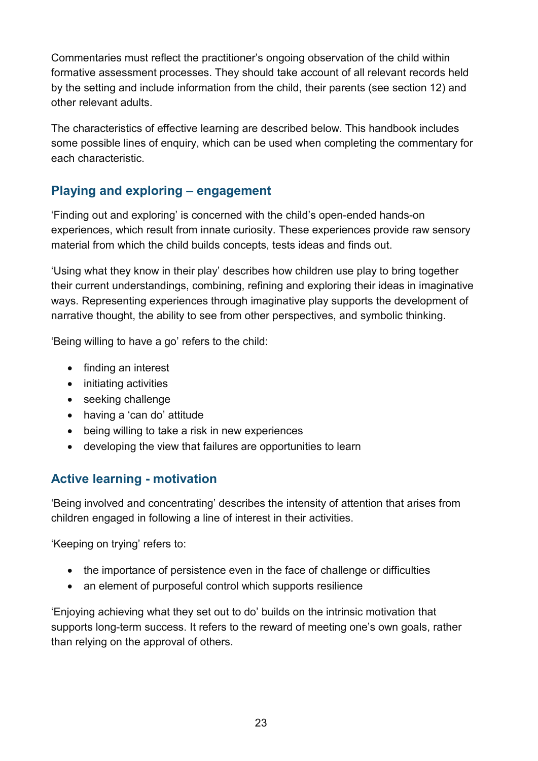Commentaries must reflect the practitioner's ongoing observation of the child within formative assessment processes. They should take account of all relevant records held by the setting and include information from the child, their parents (see section 12) and other relevant adults.

The characteristics of effective learning are described below. This handbook includes some possible lines of enquiry, which can be used when completing the commentary for each characteristic.

## Playing and exploring – engagement

'Finding out and exploring' is concerned with the child's open-ended hands-on experiences, which result from innate curiosity. These experiences provide raw sensory material from which the child builds concepts, tests ideas and finds out.

'Using what they know in their play' describes how children use play to bring together their current understandings, combining, refining and exploring their ideas in imaginative ways. Representing experiences through imaginative play supports the development of narrative thought, the ability to see from other perspectives, and symbolic thinking.

'Being willing to have a go' refers to the child:

- finding an interest
- initiating activities
- seeking challenge
- having a 'can do' attitude
- being willing to take a risk in new experiences
- developing the view that failures are opportunities to learn

## Active learning - motivation

'Being involved and concentrating' describes the intensity of attention that arises from children engaged in following a line of interest in their activities.

'Keeping on trying' refers to:

- the importance of persistence even in the face of challenge or difficulties
- an element of purposeful control which supports resilience

'Enjoying achieving what they set out to do' builds on the intrinsic motivation that supports long-term success. It refers to the reward of meeting one's own goals, rather than relying on the approval of others.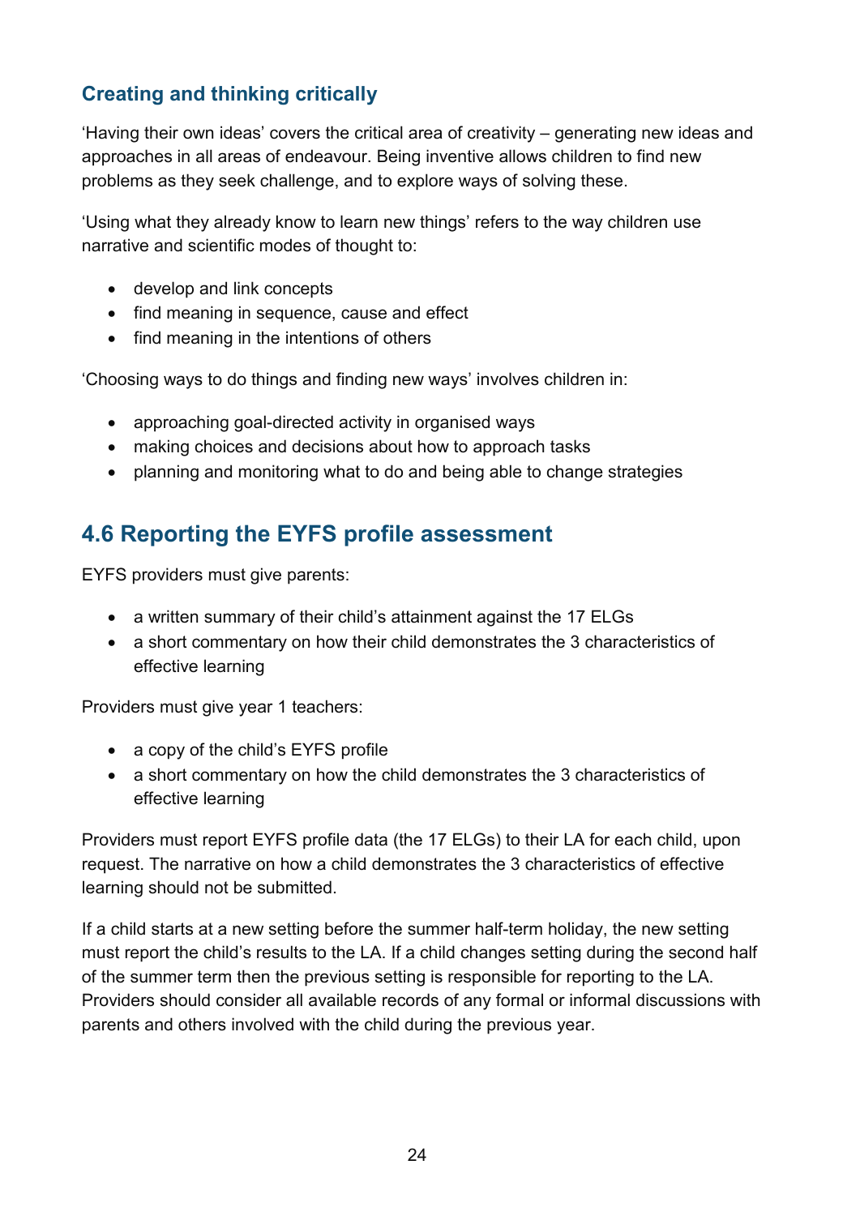### Creating and thinking critically

'Having their own ideas' covers the critical area of creativity – generating new ideas and approaches in all areas of endeavour. Being inventive allows children to find new problems as they seek challenge, and to explore ways of solving these.

'Using what they already know to learn new things' refers to the way children use narrative and scientific modes of thought to:

- develop and link concepts
- find meaning in sequence, cause and effect
- find meaning in the intentions of others

'Choosing ways to do things and finding new ways' involves children in:

- approaching goal-directed activity in organised ways
- making choices and decisions about how to approach tasks
- planning and monitoring what to do and being able to change strategies

## 4.6 Reporting the EYFS profile assessment

EYFS providers must give parents:

- a written summary of their child's attainment against the 17 ELGs
- a short commentary on how their child demonstrates the 3 characteristics of effective learning

Providers must give year 1 teachers:

- a copy of the child's EYFS profile
- a short commentary on how the child demonstrates the 3 characteristics of effective learning

Providers must report EYFS profile data (the 17 ELGs) to their LA for each child, upon request. The narrative on how a child demonstrates the 3 characteristics of effective learning should not be submitted.

If a child starts at a new setting before the summer half-term holiday, the new setting must report the child's results to the LA. If a child changes setting during the second half of the summer term then the previous setting is responsible for reporting to the LA. Providers should consider all available records of any formal or informal discussions with parents and others involved with the child during the previous year.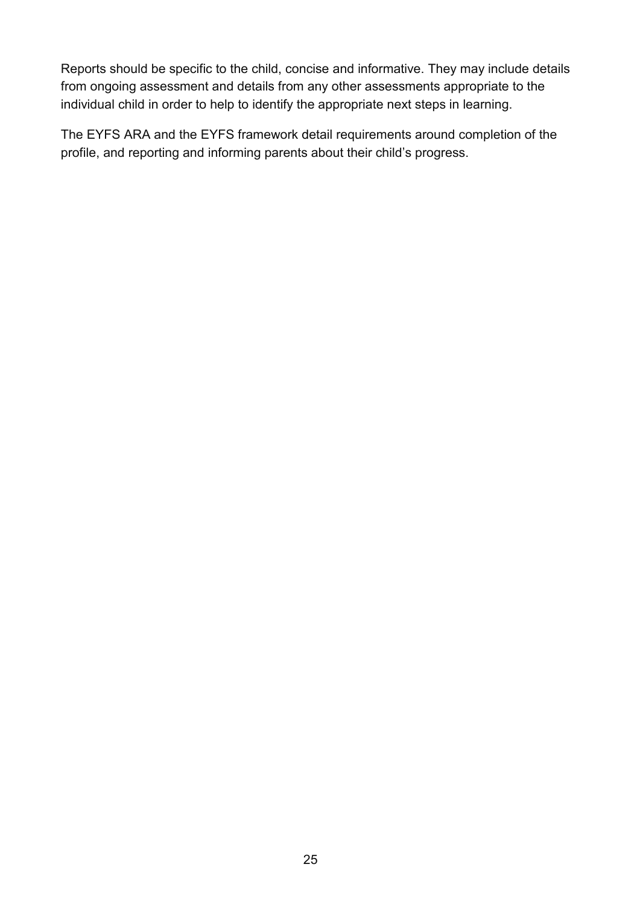Reports should be specific to the child, concise and informative. They may include details from ongoing assessment and details from any other assessments appropriate to the individual child in order to help to identify the appropriate next steps in learning.

The EYFS ARA and the EYFS framework detail requirements around completion of the profile, and reporting and informing parents about their child's progress.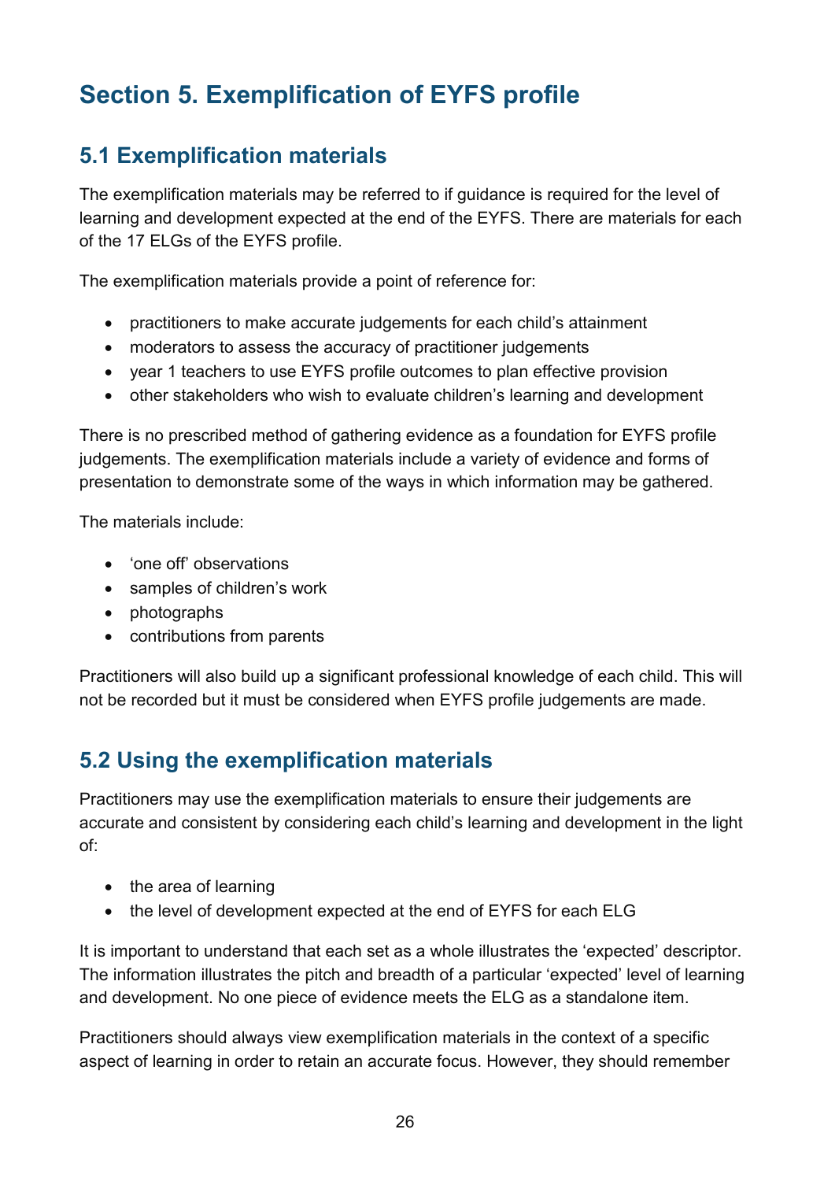# Section 5. Exemplification of EYFS profile

## 5.1 Exemplification materials

The exemplification materials may be referred to if guidance is required for the level of learning and development expected at the end of the EYFS. There are materials for each of the 17 ELGs of the EYFS profile.

The exemplification materials provide a point of reference for:

- practitioners to make accurate judgements for each child's attainment
- moderators to assess the accuracy of practitioner judgements
- year 1 teachers to use EYFS profile outcomes to plan effective provision
- other stakeholders who wish to evaluate children's learning and development

There is no prescribed method of gathering evidence as a foundation for EYFS profile judgements. The exemplification materials include a variety of evidence and forms of presentation to demonstrate some of the ways in which information may be gathered.

The materials include:

- 'one off' observations
- samples of children's work
- photographs
- contributions from parents

Practitioners will also build up a significant professional knowledge of each child. This will not be recorded but it must be considered when EYFS profile judgements are made.

## 5.2 Using the exemplification materials

Practitioners may use the exemplification materials to ensure their judgements are accurate and consistent by considering each child's learning and development in the light of:

- the area of learning
- the level of development expected at the end of EYFS for each ELG

It is important to understand that each set as a whole illustrates the 'expected' descriptor. The information illustrates the pitch and breadth of a particular 'expected' level of learning and development. No one piece of evidence meets the ELG as a standalone item.

Practitioners should always view exemplification materials in the context of a specific aspect of learning in order to retain an accurate focus. However, they should remember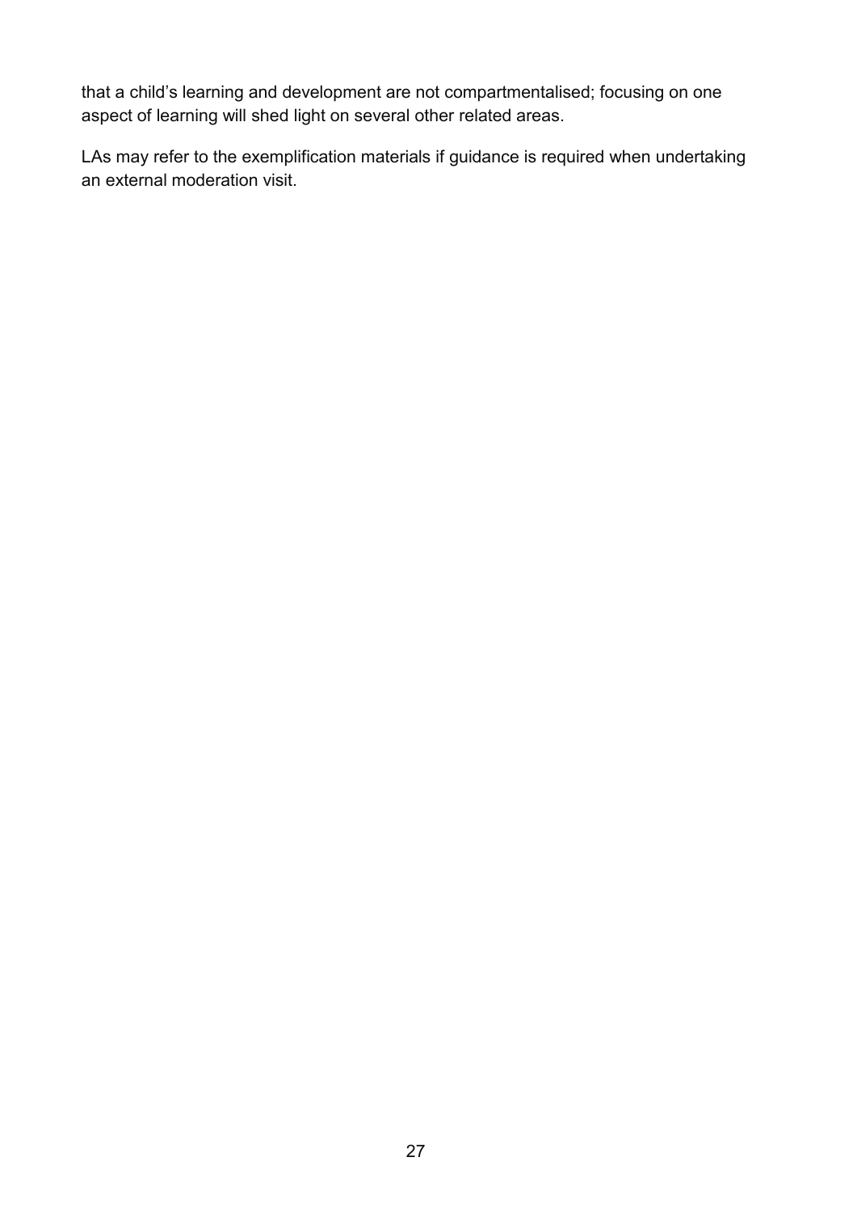that a child's learning and development are not compartmentalised; focusing on one aspect of learning will shed light on several other related areas.

LAs may refer to the exemplification materials if guidance is required when undertaking an external moderation visit.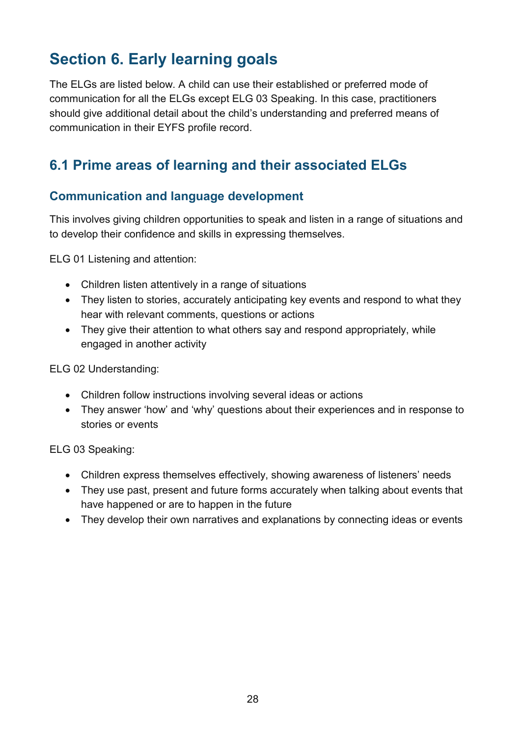# Section 6. Early learning goals

The ELGs are listed below. A child can use their established or preferred mode of communication for all the ELGs except ELG 03 Speaking. In this case, practitioners should give additional detail about the child's understanding and preferred means of communication in their EYFS profile record.

## 6.1 Prime areas of learning and their associated ELGs

### Communication and language development

This involves giving children opportunities to speak and listen in a range of situations and to develop their confidence and skills in expressing themselves.

ELG 01 Listening and attention:

- Children listen attentively in a range of situations
- They listen to stories, accurately anticipating key events and respond to what they hear with relevant comments, questions or actions
- They give their attention to what others say and respond appropriately, while engaged in another activity

ELG 02 Understanding:

- Children follow instructions involving several ideas or actions
- They answer 'how' and 'why' questions about their experiences and in response to stories or events

ELG 03 Speaking:

- Children express themselves effectively, showing awareness of listeners' needs
- They use past, present and future forms accurately when talking about events that have happened or are to happen in the future
- They develop their own narratives and explanations by connecting ideas or events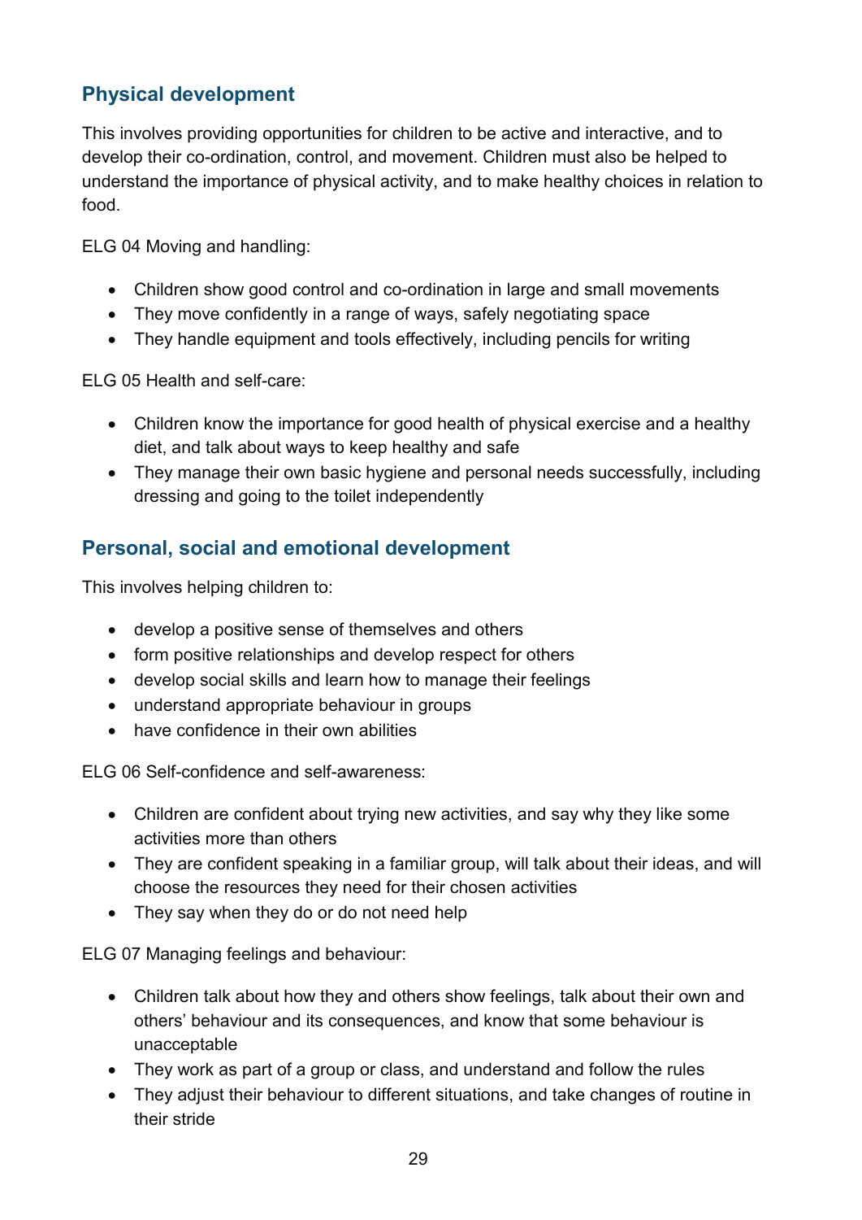## Physical development

This involves providing opportunities for children to be active and interactive, and to develop their co-ordination, control, and movement. Children must also be helped to understand the importance of physical activity, and to make healthy choices in relation to food.

ELG 04 Moving and handling:

- Children show good control and co-ordination in large and small movements
- They move confidently in a range of ways, safely negotiating space
- They handle equipment and tools effectively, including pencils for writing

ELG 05 Health and self-care:

- Children know the importance for good health of physical exercise and a healthy diet, and talk about ways to keep healthy and safe
- They manage their own basic hygiene and personal needs successfully, including dressing and going to the toilet independently

## Personal, social and emotional development

This involves helping children to:

- develop a positive sense of themselves and others
- form positive relationships and develop respect for others
- develop social skills and learn how to manage their feelings
- understand appropriate behaviour in groups
- have confidence in their own abilities

ELG 06 Self-confidence and self-awareness:

- Children are confident about trying new activities, and say why they like some activities more than others
- They are confident speaking in a familiar group, will talk about their ideas, and will choose the resources they need for their chosen activities
- They say when they do or do not need help

ELG 07 Managing feelings and behaviour:

- Children talk about how they and others show feelings, talk about their own and others' behaviour and its consequences, and know that some behaviour is unacceptable
- They work as part of a group or class, and understand and follow the rules
- They adjust their behaviour to different situations, and take changes of routine in their stride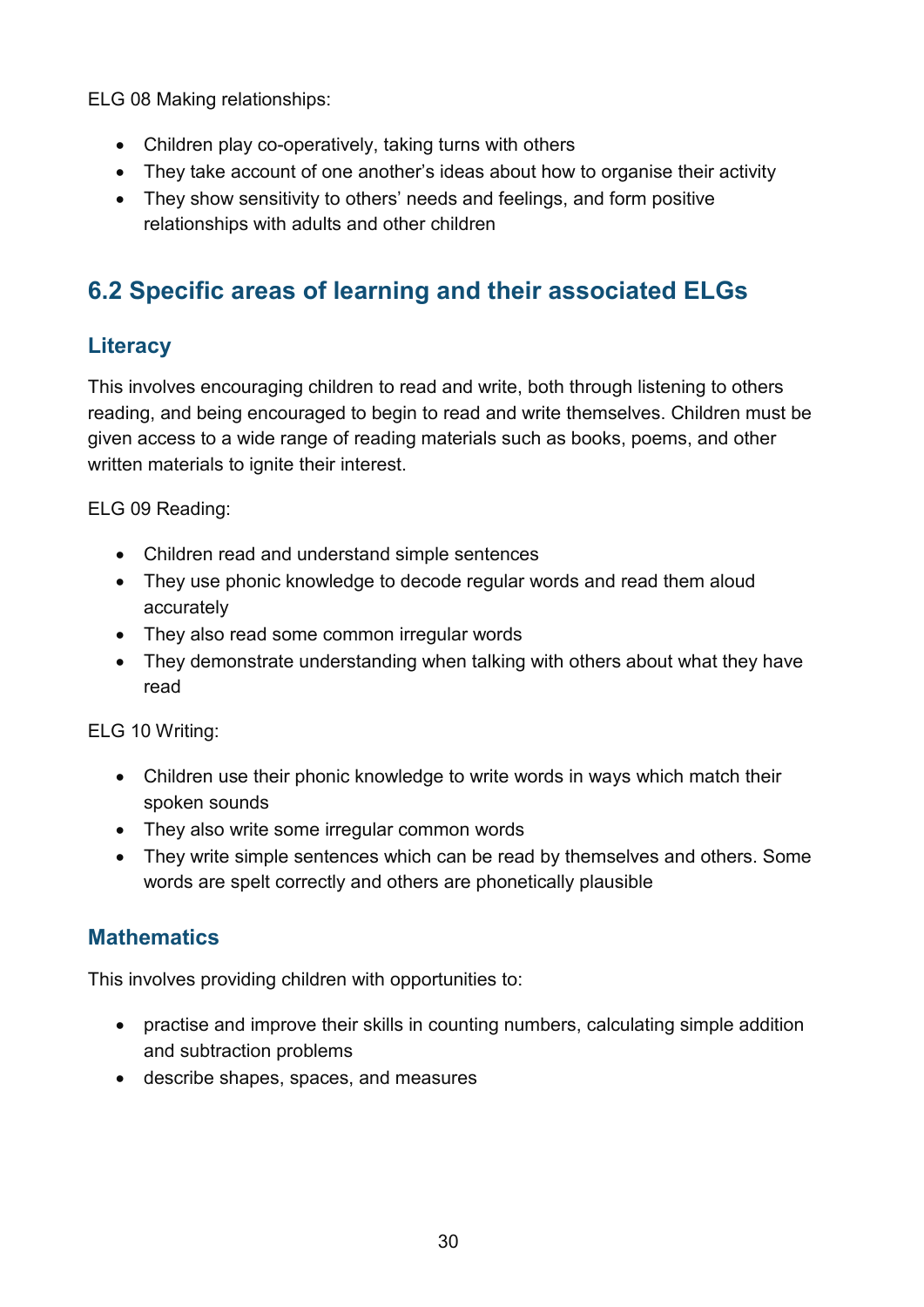ELG 08 Making relationships:

- Children play co-operatively, taking turns with others
- They take account of one another's ideas about how to organise their activity
- They show sensitivity to others' needs and feelings, and form positive relationships with adults and other children

## 6.2 Specific areas of learning and their associated ELGs

### Literacy

This involves encouraging children to read and write, both through listening to others reading, and being encouraged to begin to read and write themselves. Children must be given access to a wide range of reading materials such as books, poems, and other written materials to ignite their interest.

ELG 09 Reading:

- Children read and understand simple sentences
- They use phonic knowledge to decode regular words and read them aloud accurately
- They also read some common irregular words
- They demonstrate understanding when talking with others about what they have read

ELG 10 Writing:

- Children use their phonic knowledge to write words in ways which match their spoken sounds
- They also write some irregular common words
- They write simple sentences which can be read by themselves and others. Some words are spelt correctly and others are phonetically plausible

### Mathematics

This involves providing children with opportunities to:

- practise and improve their skills in counting numbers, calculating simple addition and subtraction problems
- describe shapes, spaces, and measures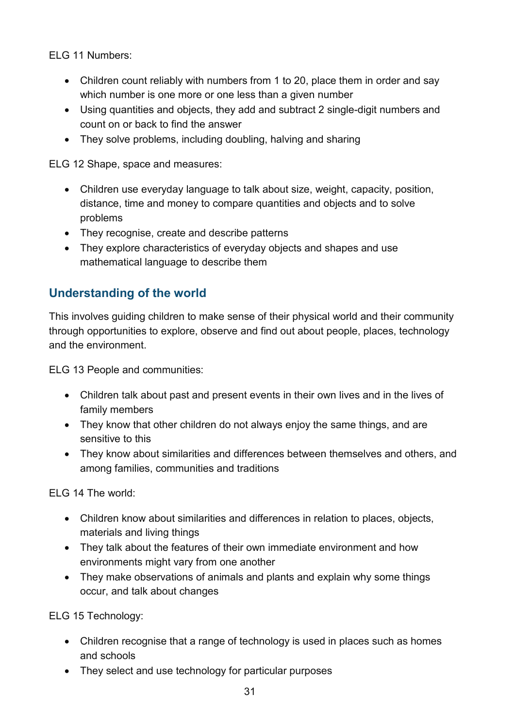ELG 11 Numbers:

- Children count reliably with numbers from 1 to 20, place them in order and say which number is one more or one less than a given number
- Using quantities and objects, they add and subtract 2 single-digit numbers and count on or back to find the answer
- They solve problems, including doubling, halving and sharing

ELG 12 Shape, space and measures:

- Children use everyday language to talk about size, weight, capacity, position, distance, time and money to compare quantities and objects and to solve problems
- They recognise, create and describe patterns
- They explore characteristics of everyday objects and shapes and use mathematical language to describe them

## Understanding of the world

This involves guiding children to make sense of their physical world and their community through opportunities to explore, observe and find out about people, places, technology and the environment.

ELG 13 People and communities:

- Children talk about past and present events in their own lives and in the lives of family members
- They know that other children do not always enjoy the same things, and are sensitive to this
- They know about similarities and differences between themselves and others, and among families, communities and traditions

ELG 14 The world:

- Children know about similarities and differences in relation to places, objects, materials and living things
- They talk about the features of their own immediate environment and how environments might vary from one another
- They make observations of animals and plants and explain why some things occur, and talk about changes

ELG 15 Technology:

- Children recognise that a range of technology is used in places such as homes and schools
- They select and use technology for particular purposes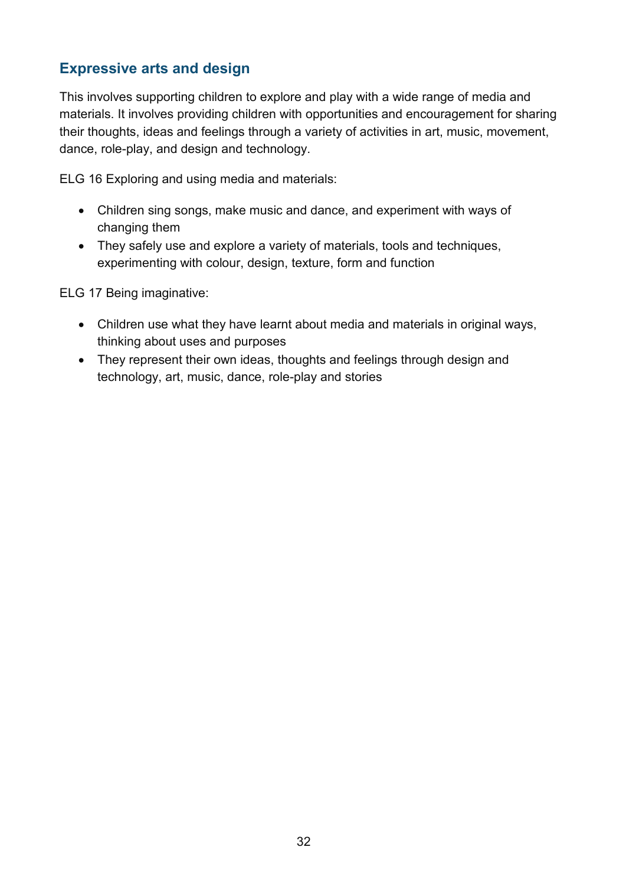## Expressive arts and design

This involves supporting children to explore and play with a wide range of media and materials. It involves providing children with opportunities and encouragement for sharing their thoughts, ideas and feelings through a variety of activities in art, music, movement, dance, role-play, and design and technology.

ELG 16 Exploring and using media and materials:

- Children sing songs, make music and dance, and experiment with ways of changing them
- They safely use and explore a variety of materials, tools and techniques, experimenting with colour, design, texture, form and function

ELG 17 Being imaginative:

- Children use what they have learnt about media and materials in original ways, thinking about uses and purposes
- They represent their own ideas, thoughts and feelings through design and technology, art, music, dance, role-play and stories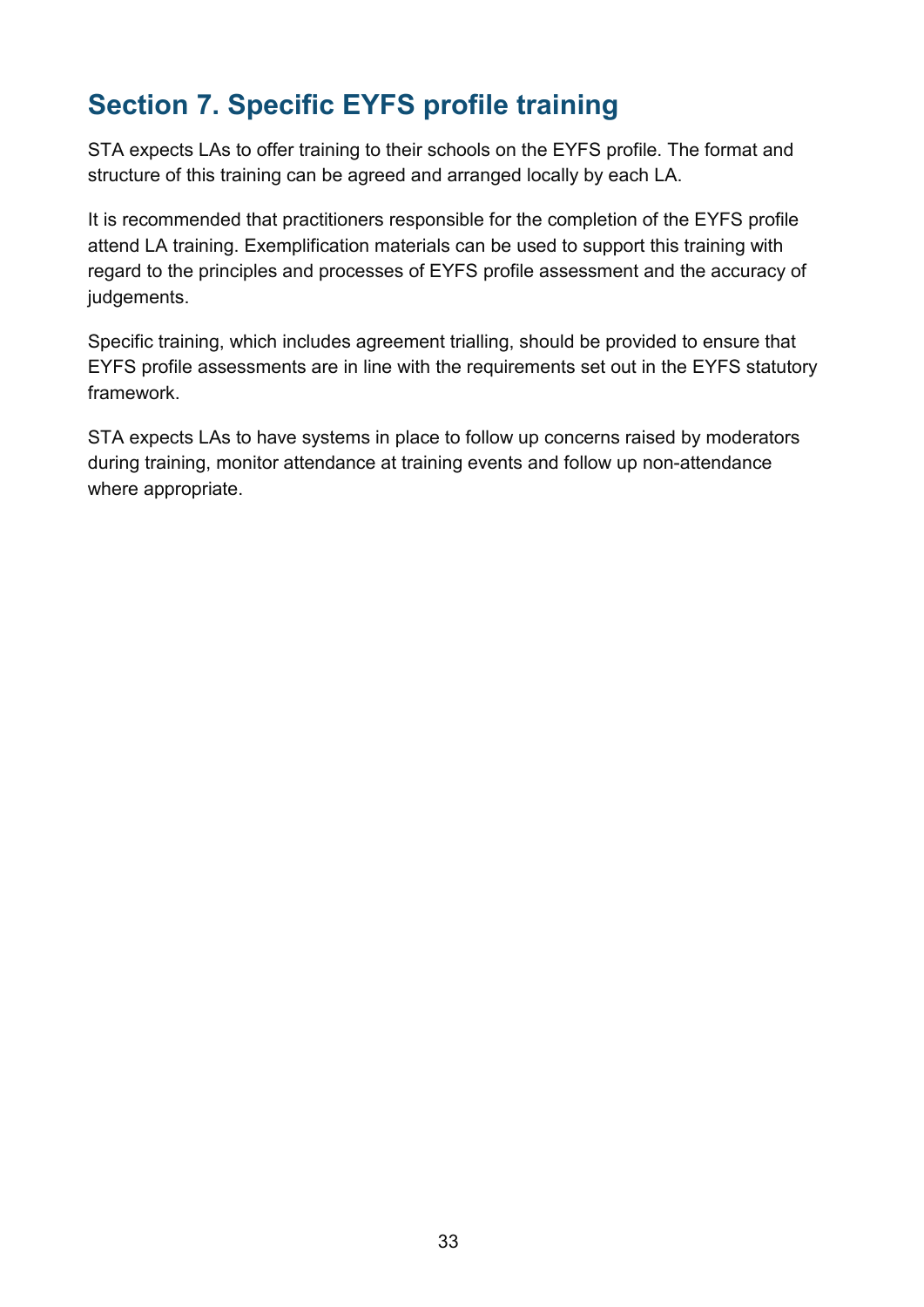# Section 7. Specific EYFS profile training

STA expects LAs to offer training to their schools on the EYFS profile. The format and structure of this training can be agreed and arranged locally by each LA.

It is recommended that practitioners responsible for the completion of the EYFS profile attend LA training. Exemplification materials can be used to support this training with regard to the principles and processes of EYFS profile assessment and the accuracy of judgements.

Specific training, which includes agreement trialling, should be provided to ensure that EYFS profile assessments are in line with the requirements set out in the EYFS statutory framework.

STA expects LAs to have systems in place to follow up concerns raised by moderators during training, monitor attendance at training events and follow up non-attendance where appropriate.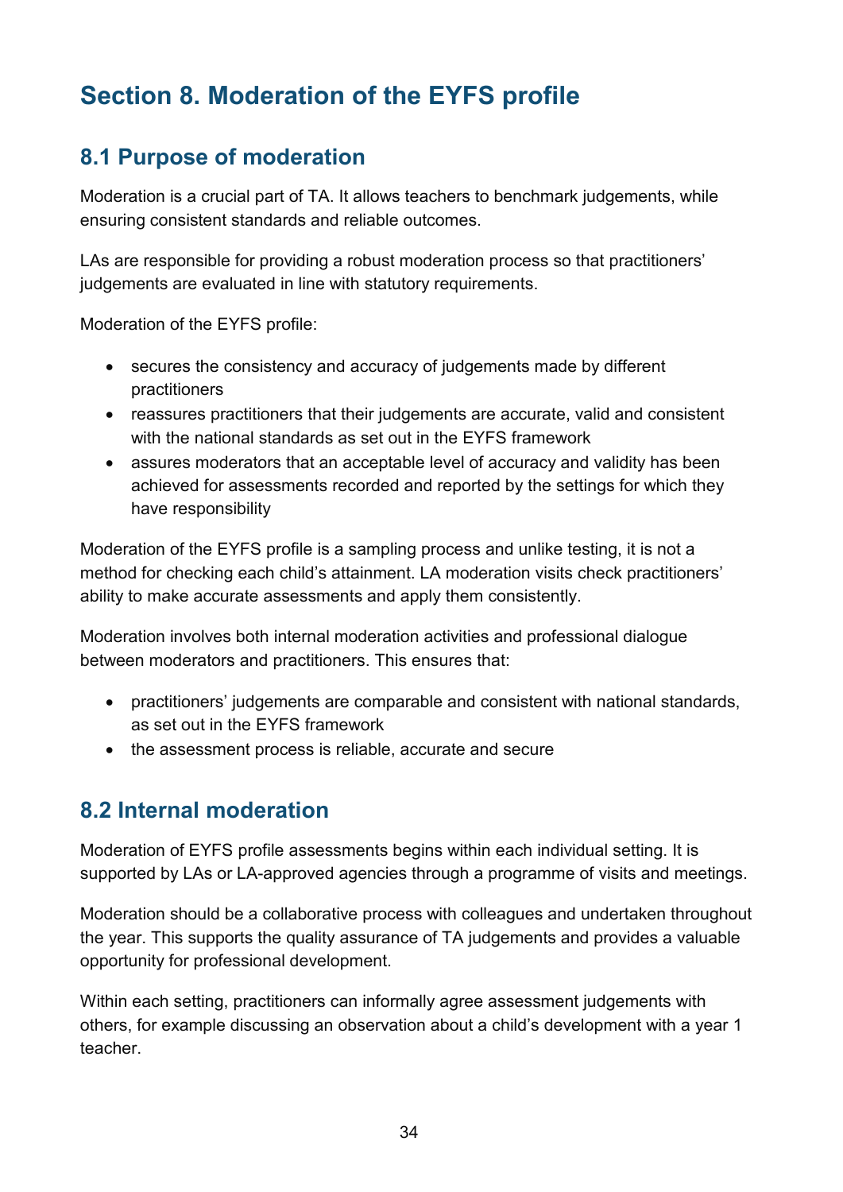# Section 8. Moderation of the EYFS profile

## 8.1 Purpose of moderation

Moderation is a crucial part of TA. It allows teachers to benchmark judgements, while ensuring consistent standards and reliable outcomes.

LAs are responsible for providing a robust moderation process so that practitioners' judgements are evaluated in line with statutory requirements.

Moderation of the EYFS profile:

- secures the consistency and accuracy of judgements made by different practitioners
- reassures practitioners that their judgements are accurate, valid and consistent with the national standards as set out in the EYFS framework
- assures moderators that an acceptable level of accuracy and validity has been achieved for assessments recorded and reported by the settings for which they have responsibility

Moderation of the EYFS profile is a sampling process and unlike testing, it is not a method for checking each child's attainment. LA moderation visits check practitioners' ability to make accurate assessments and apply them consistently.

Moderation involves both internal moderation activities and professional dialogue between moderators and practitioners. This ensures that:

- practitioners' judgements are comparable and consistent with national standards, as set out in the EYFS framework
- the assessment process is reliable, accurate and secure

## 8.2 Internal moderation

Moderation of EYFS profile assessments begins within each individual setting. It is supported by LAs or LA-approved agencies through a programme of visits and meetings.

Moderation should be a collaborative process with colleagues and undertaken throughout the year. This supports the quality assurance of TA judgements and provides a valuable opportunity for professional development.

Within each setting, practitioners can informally agree assessment judgements with others, for example discussing an observation about a child's development with a year 1 teacher.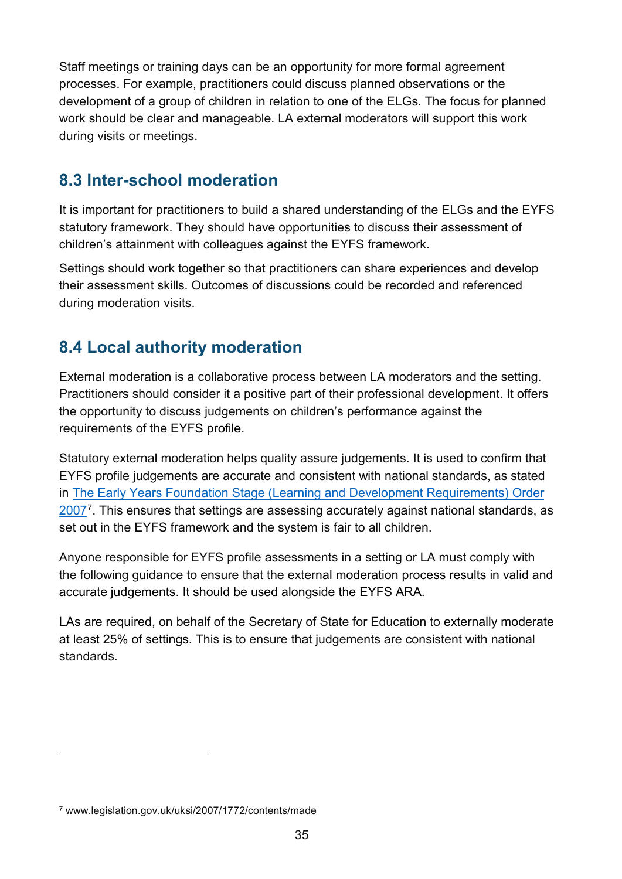Staff meetings or training days can be an opportunity for more formal agreement processes. For example, practitioners could discuss planned observations or the development of a group of children in relation to one of the ELGs. The focus for planned work should be clear and manageable. LA external moderators will support this work during visits or meetings.

## 8.3 Inter-school moderation

It is important for practitioners to build a shared understanding of the ELGs and the EYFS statutory framework. They should have opportunities to discuss their assessment of children's attainment with colleagues against the EYFS framework.

Settings should work together so that practitioners can share experiences and develop their assessment skills. Outcomes of discussions could be recorded and referenced during moderation visits.

## 8.4 Local authority moderation

External moderation is a collaborative process between LA moderators and the setting. Practitioners should consider it a positive part of their professional development. It offers the opportunity to discuss judgements on children's performance against the requirements of the EYFS profile.

Statutory external moderation helps quality assure judgements. It is used to confirm that EYFS profile judgements are accurate and consistent with national standards, as stated in The Early Years Foundation Stage (Learning and Development Requirements) Order 2007[7]. This ensures that settings are assessing accurately against national standards, as set out in the EYFS framework and the system is fair to all children.

Anyone responsible for EYFS profile assessments in a setting or LA must comply with the following guidance to ensure that the external moderation process results in valid and accurate judgements. It should be used alongside the EYFS ARA.

LAs are required, on behalf of the Secretary of State for Education to externally moderate at least 25% of settings. This is to ensure that judgements are consistent with national standards.

---

[7] www.legislation.gov.uk/uksi/2007/1772/contents/made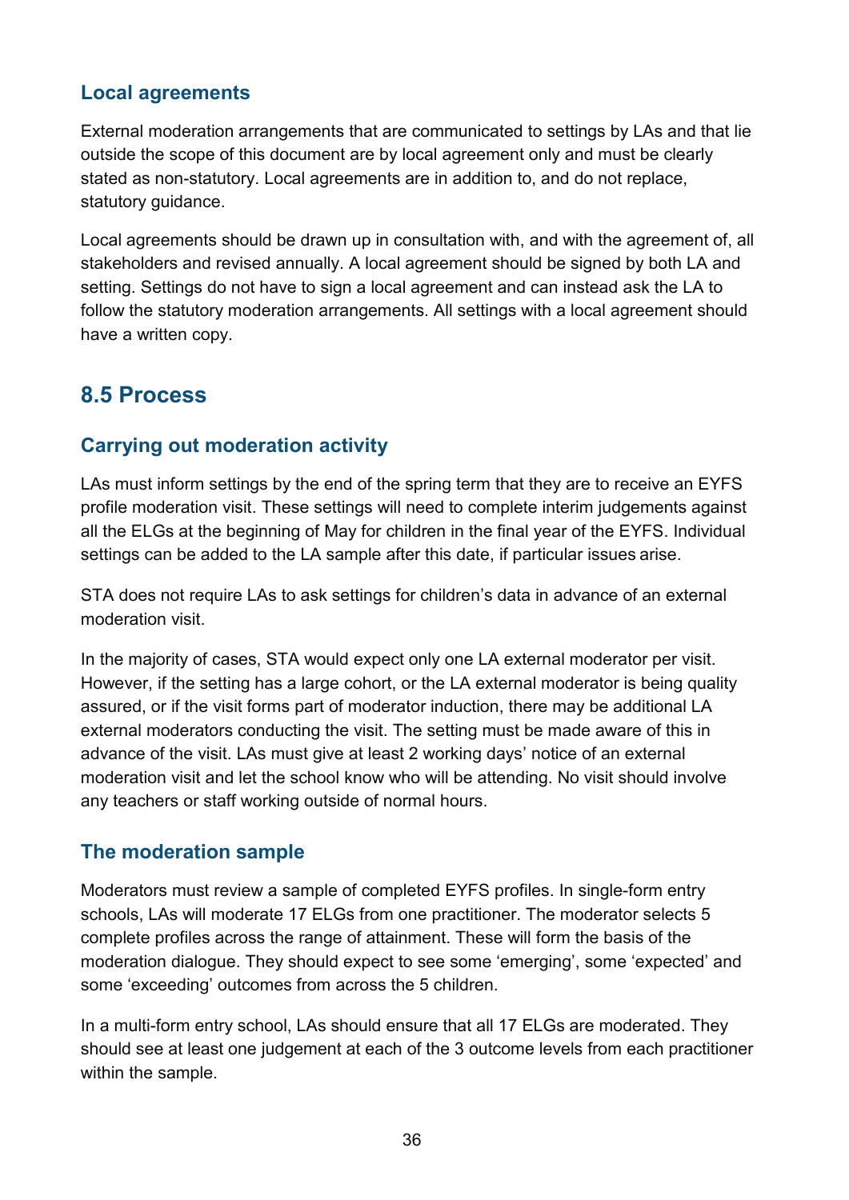### Local agreements

External moderation arrangements that are communicated to settings by LAs and that lie outside the scope of this document are by local agreement only and must be clearly stated as non-statutory. Local agreements are in addition to, and do not replace, statutory guidance.

Local agreements should be drawn up in consultation with, and with the agreement of, all stakeholders and revised annually. A local agreement should be signed by both LA and setting. Settings do not have to sign a local agreement and can instead ask the LA to follow the statutory moderation arrangements. All settings with a local agreement should have a written copy.

## 8.5 Process

### Carrying out moderation activity

LAs must inform settings by the end of the spring term that they are to receive an EYFS profile moderation visit. These settings will need to complete interim judgements against all the ELGs at the beginning of May for children in the final year of the EYFS. Individual settings can be added to the LA sample after this date, if particular issues arise.

STA does not require LAs to ask settings for children's data in advance of an external moderation visit.

In the majority of cases, STA would expect only one LA external moderator per visit. However, if the setting has a large cohort, or the LA external moderator is being quality assured, or if the visit forms part of moderator induction, there may be additional LA external moderators conducting the visit. The setting must be made aware of this in advance of the visit. LAs must give at least 2 working days' notice of an external moderation visit and let the school know who will be attending. No visit should involve any teachers or staff working outside of normal hours.

### The moderation sample

Moderators must review a sample of completed EYFS profiles. In single-form entry schools, LAs will moderate 17 ELGs from one practitioner. The moderator selects 5 complete profiles across the range of attainment. These will form the basis of the moderation dialogue. They should expect to see some 'emerging', some 'expected' and some 'exceeding' outcomes from across the 5 children.

In a multi-form entry school, LAs should ensure that all 17 ELGs are moderated. They should see at least one judgement at each of the 3 outcome levels from each practitioner within the sample.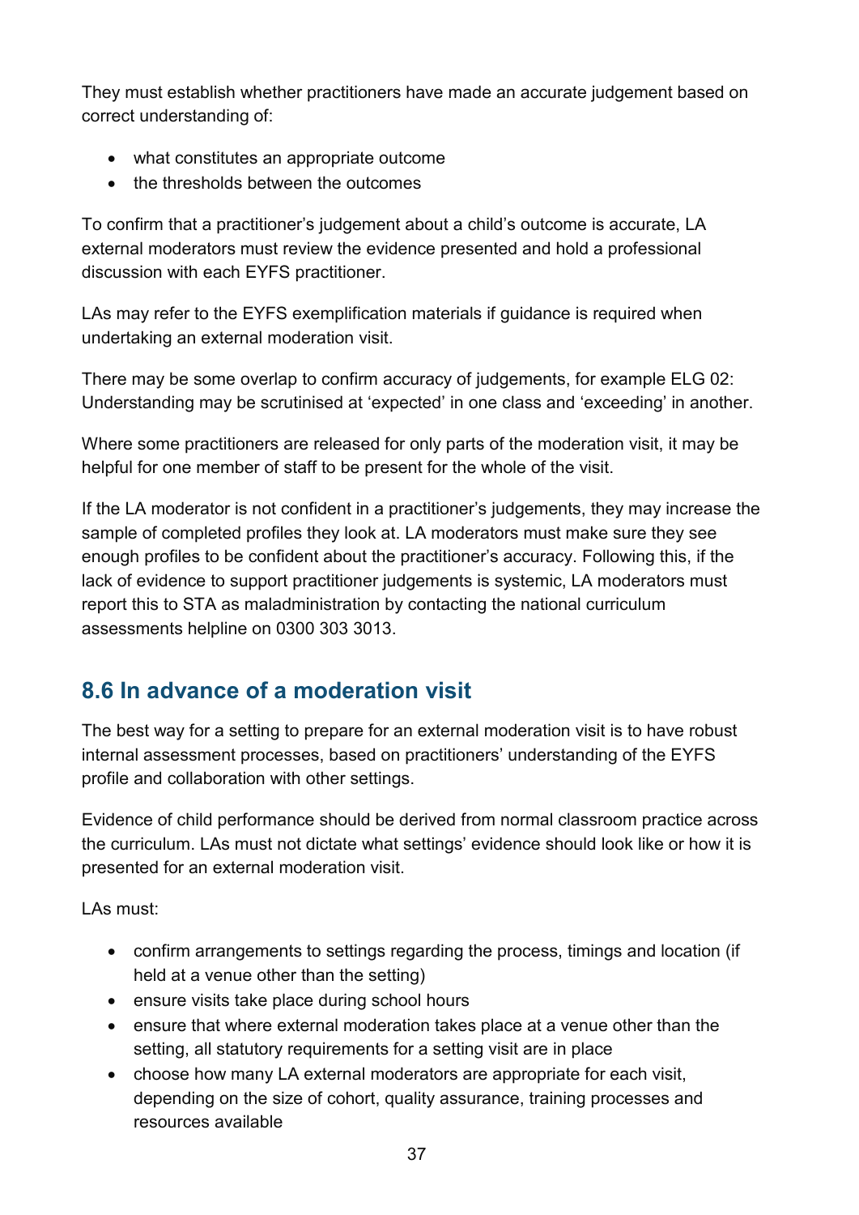They must establish whether practitioners have made an accurate judgement based on correct understanding of:

- what constitutes an appropriate outcome
- the thresholds between the outcomes

To confirm that a practitioner's judgement about a child's outcome is accurate, LA external moderators must review the evidence presented and hold a professional discussion with each EYFS practitioner.

LAs may refer to the EYFS exemplification materials if guidance is required when undertaking an external moderation visit.

There may be some overlap to confirm accuracy of judgements, for example ELG 02: Understanding may be scrutinised at 'expected' in one class and 'exceeding' in another.

Where some practitioners are released for only parts of the moderation visit, it may be helpful for one member of staff to be present for the whole of the visit.

If the LA moderator is not confident in a practitioner's judgements, they may increase the sample of completed profiles they look at. LA moderators must make sure they see enough profiles to be confident about the practitioner's accuracy. Following this, if the lack of evidence to support practitioner judgements is systemic, LA moderators must report this to STA as maladministration by contacting the national curriculum assessments helpline on 0300 303 3013.

## 8.6 In advance of a moderation visit

The best way for a setting to prepare for an external moderation visit is to have robust internal assessment processes, based on practitioners' understanding of the EYFS profile and collaboration with other settings.

Evidence of child performance should be derived from normal classroom practice across the curriculum. LAs must not dictate what settings' evidence should look like or how it is presented for an external moderation visit.

LAs must:

- confirm arrangements to settings regarding the process, timings and location (if held at a venue other than the setting)
- ensure visits take place during school hours
- ensure that where external moderation takes place at a venue other than the setting, all statutory requirements for a setting visit are in place
- choose how many LA external moderators are appropriate for each visit, depending on the size of cohort, quality assurance, training processes and resources available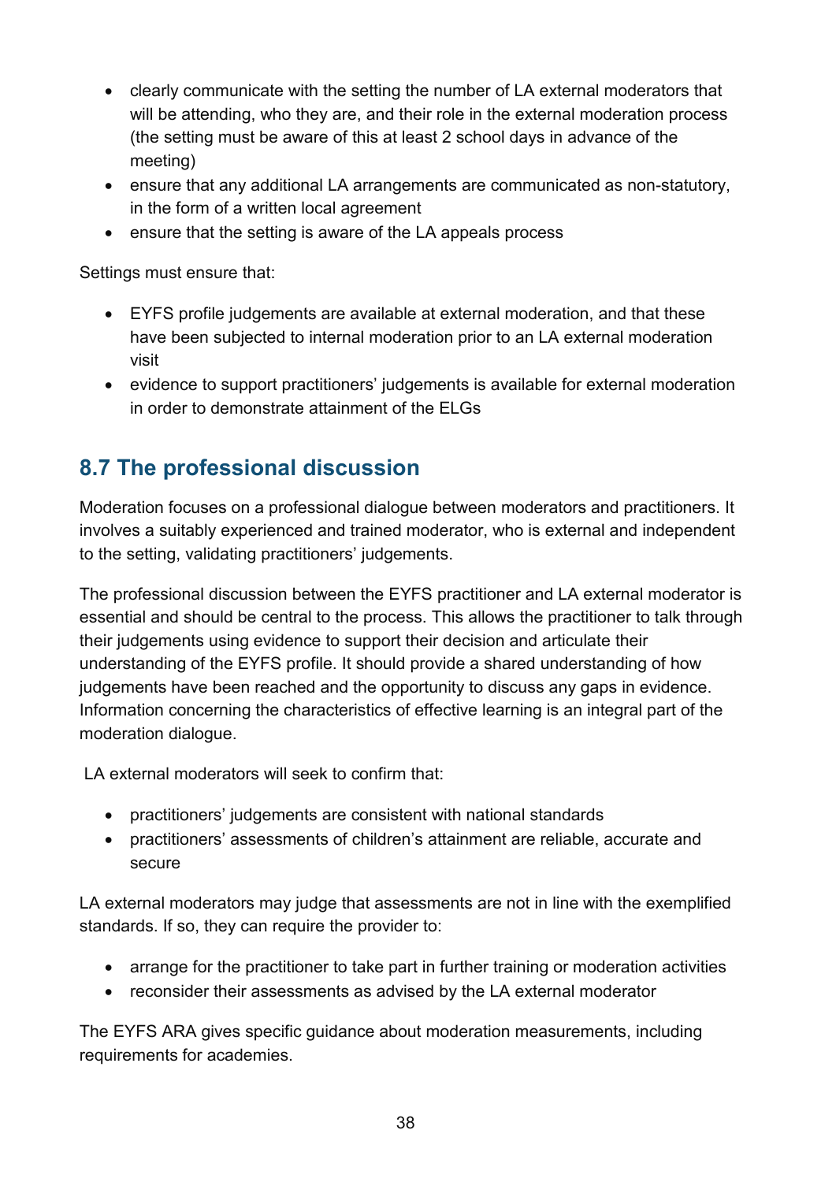- clearly communicate with the setting the number of LA external moderators that will be attending, who they are, and their role in the external moderation process (the setting must be aware of this at least 2 school days in advance of the meeting)
- ensure that any additional LA arrangements are communicated as non-statutory, in the form of a written local agreement
- ensure that the setting is aware of the LA appeals process

Settings must ensure that:

- EYFS profile judgements are available at external moderation, and that these have been subjected to internal moderation prior to an LA external moderation visit
- evidence to support practitioners' judgements is available for external moderation in order to demonstrate attainment of the ELGs

## 8.7 The professional discussion

Moderation focuses on a professional dialogue between moderators and practitioners. It involves a suitably experienced and trained moderator, who is external and independent to the setting, validating practitioners' judgements.

The professional discussion between the EYFS practitioner and LA external moderator is essential and should be central to the process. This allows the practitioner to talk through their judgements using evidence to support their decision and articulate their understanding of the EYFS profile. It should provide a shared understanding of how judgements have been reached and the opportunity to discuss any gaps in evidence. Information concerning the characteristics of effective learning is an integral part of the moderation dialogue.

LA external moderators will seek to confirm that:

- practitioners' judgements are consistent with national standards
- practitioners' assessments of children's attainment are reliable, accurate and secure

LA external moderators may judge that assessments are not in line with the exemplified standards. If so, they can require the provider to:

- arrange for the practitioner to take part in further training or moderation activities
- reconsider their assessments as advised by the LA external moderator

The EYFS ARA gives specific guidance about moderation measurements, including requirements for academies.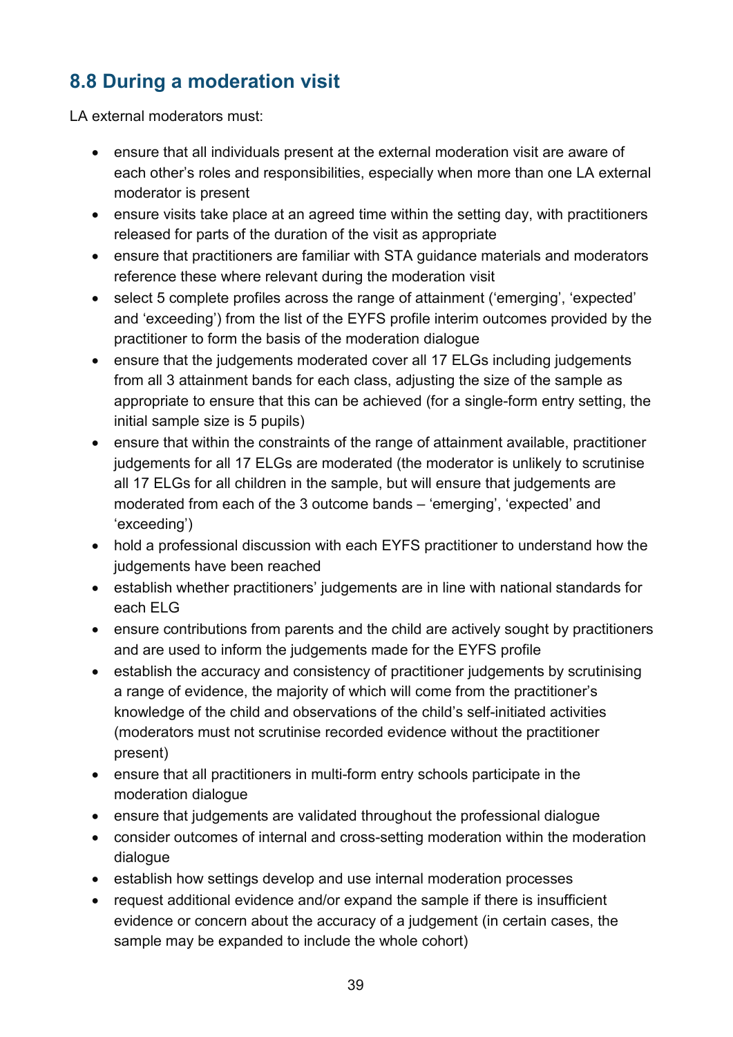## 8.8 During a moderation visit

LA external moderators must:

- ensure that all individuals present at the external moderation visit are aware of each other's roles and responsibilities, especially when more than one LA external moderator is present
- ensure visits take place at an agreed time within the setting day, with practitioners released for parts of the duration of the visit as appropriate
- ensure that practitioners are familiar with STA guidance materials and moderators reference these where relevant during the moderation visit
- select 5 complete profiles across the range of attainment ('emerging', 'expected' and 'exceeding') from the list of the EYFS profile interim outcomes provided by the practitioner to form the basis of the moderation dialogue
- ensure that the judgements moderated cover all 17 ELGs including judgements from all 3 attainment bands for each class, adjusting the size of the sample as appropriate to ensure that this can be achieved (for a single-form entry setting, the initial sample size is 5 pupils)
- ensure that within the constraints of the range of attainment available, practitioner judgements for all 17 ELGs are moderated (the moderator is unlikely to scrutinise all 17 ELGs for all children in the sample, but will ensure that judgements are moderated from each of the 3 outcome bands – 'emerging', 'expected' and 'exceeding')
- hold a professional discussion with each EYFS practitioner to understand how the judgements have been reached
- establish whether practitioners' judgements are in line with national standards for each ELG
- ensure contributions from parents and the child are actively sought by practitioners and are used to inform the judgements made for the EYFS profile
- establish the accuracy and consistency of practitioner judgements by scrutinising a range of evidence, the majority of which will come from the practitioner's knowledge of the child and observations of the child's self-initiated activities (moderators must not scrutinise recorded evidence without the practitioner present)
- ensure that all practitioners in multi-form entry schools participate in the moderation dialogue
- ensure that judgements are validated throughout the professional dialogue
- consider outcomes of internal and cross-setting moderation within the moderation dialogue
- establish how settings develop and use internal moderation processes
- request additional evidence and/or expand the sample if there is insufficient evidence or concern about the accuracy of a judgement (in certain cases, the sample may be expanded to include the whole cohort)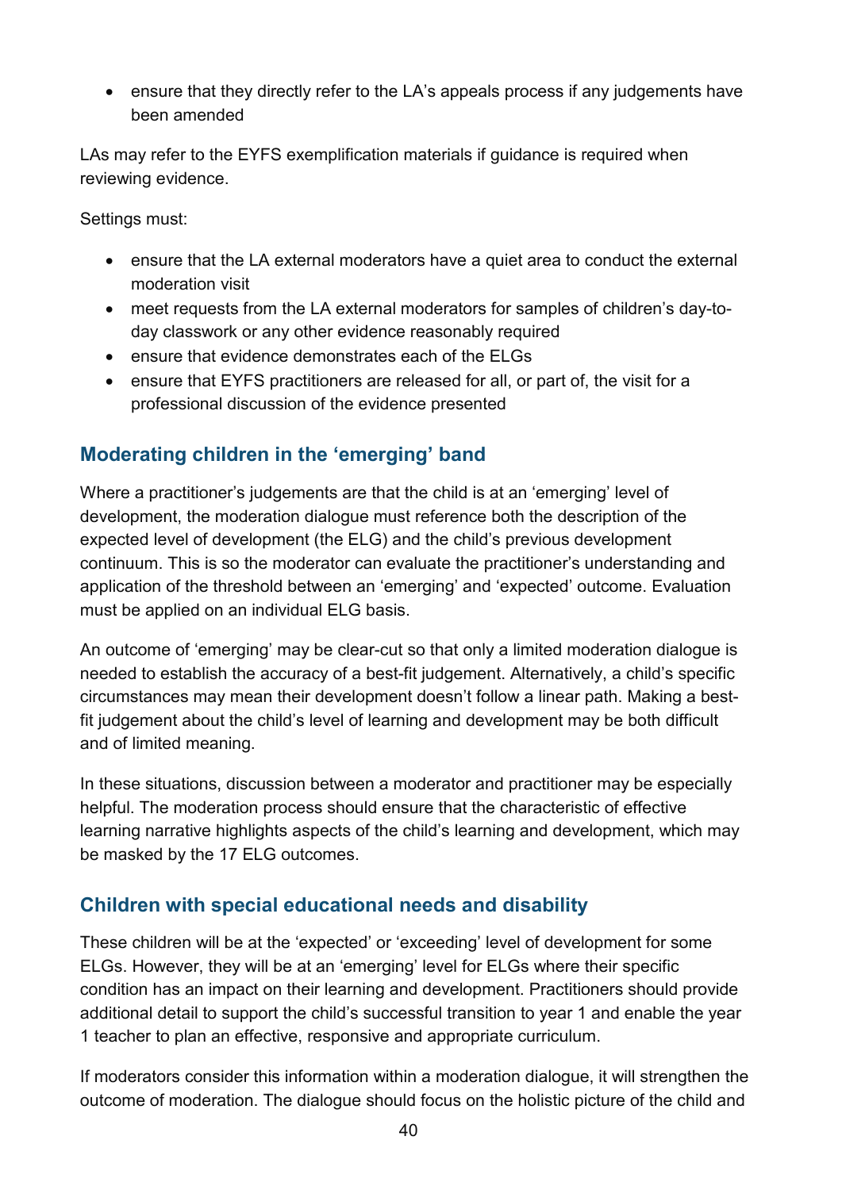- ensure that they directly refer to the LA's appeals process if any judgements have been amended

LAs may refer to the EYFS exemplification materials if guidance is required when reviewing evidence.

Settings must:

- ensure that the LA external moderators have a quiet area to conduct the external moderation visit
- meet requests from the LA external moderators for samples of children's day-to-day classwork or any other evidence reasonably required
- ensure that evidence demonstrates each of the ELGs
- ensure that EYFS practitioners are released for all, or part of, the visit for a professional discussion of the evidence presented

## Moderating children in the 'emerging' band

Where a practitioner's judgements are that the child is at an 'emerging' level of development, the moderation dialogue must reference both the description of the expected level of development (the ELG) and the child's previous development continuum. This is so the moderator can evaluate the practitioner's understanding and application of the threshold between an 'emerging' and 'expected' outcome. Evaluation must be applied on an individual ELG basis.

An outcome of 'emerging' may be clear-cut so that only a limited moderation dialogue is needed to establish the accuracy of a best-fit judgement. Alternatively, a child's specific circumstances may mean their development doesn't follow a linear path. Making a best-fit judgement about the child's level of learning and development may be both difficult and of limited meaning.

In these situations, discussion between a moderator and practitioner may be especially helpful. The moderation process should ensure that the characteristic of effective learning narrative highlights aspects of the child's learning and development, which may be masked by the 17 ELG outcomes.

## Children with special educational needs and disability

These children will be at the 'expected' or 'exceeding' level of development for some ELGs. However, they will be at an 'emerging' level for ELGs where their specific condition has an impact on their learning and development. Practitioners should provide additional detail to support the child's successful transition to year 1 and enable the year 1 teacher to plan an effective, responsive and appropriate curriculum.

If moderators consider this information within a moderation dialogue, it will strengthen the outcome of moderation. The dialogue should focus on the holistic picture of the child and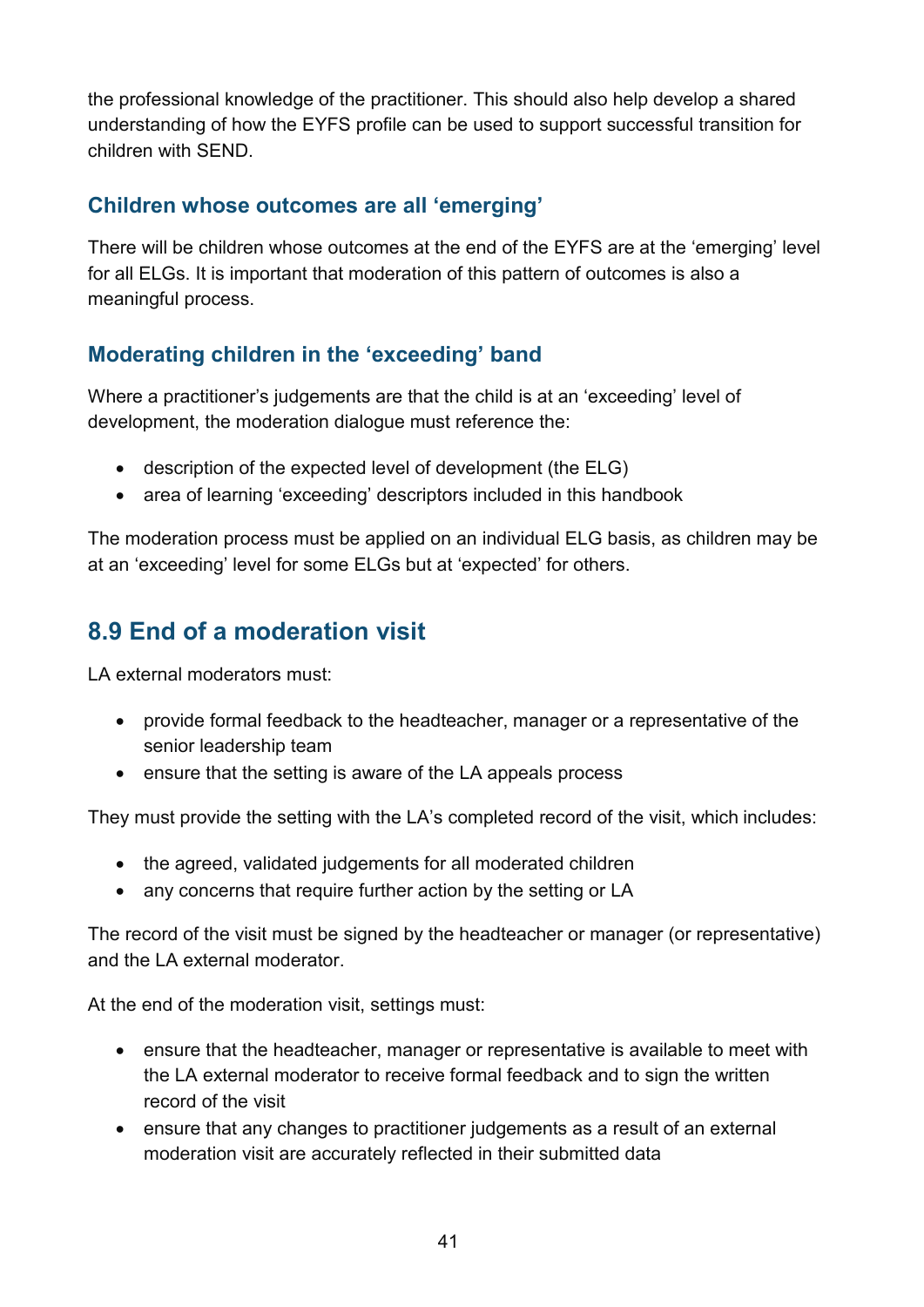the professional knowledge of the practitioner. This should also help develop a shared understanding of how the EYFS profile can be used to support successful transition for children with SEND.

### Children whose outcomes are all 'emerging'

There will be children whose outcomes at the end of the EYFS are at the 'emerging' level for all ELGs. It is important that moderation of this pattern of outcomes is also a meaningful process.

### Moderating children in the 'exceeding' band

Where a practitioner's judgements are that the child is at an 'exceeding' level of development, the moderation dialogue must reference the:

- description of the expected level of development (the ELG)
- area of learning 'exceeding' descriptors included in this handbook

The moderation process must be applied on an individual ELG basis, as children may be at an 'exceeding' level for some ELGs but at 'expected' for others.

## 8.9 End of a moderation visit

LA external moderators must:

- provide formal feedback to the headteacher, manager or a representative of the senior leadership team
- ensure that the setting is aware of the LA appeals process

They must provide the setting with the LA's completed record of the visit, which includes:

- the agreed, validated judgements for all moderated children
- any concerns that require further action by the setting or LA

The record of the visit must be signed by the headteacher or manager (or representative) and the LA external moderator.

At the end of the moderation visit, settings must:

- ensure that the headteacher, manager or representative is available to meet with the LA external moderator to receive formal feedback and to sign the written record of the visit
- ensure that any changes to practitioner judgements as a result of an external moderation visit are accurately reflected in their submitted data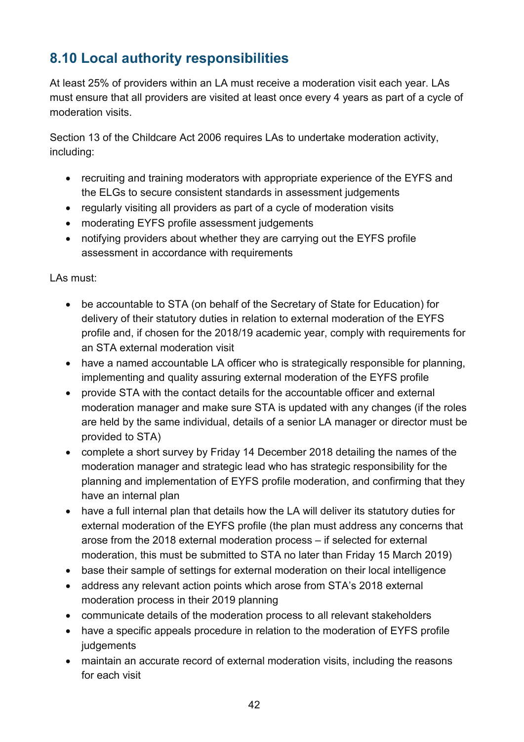## 8.10 Local authority responsibilities

At least 25% of providers within an LA must receive a moderation visit each year. LAs must ensure that all providers are visited at least once every 4 years as part of a cycle of moderation visits.

Section 13 of the Childcare Act 2006 requires LAs to undertake moderation activity, including:

- recruiting and training moderators with appropriate experience of the EYFS and the ELGs to secure consistent standards in assessment judgements
- regularly visiting all providers as part of a cycle of moderation visits
- moderating EYFS profile assessment judgements
- notifying providers about whether they are carrying out the EYFS profile assessment in accordance with requirements

LAs must:

- be accountable to STA (on behalf of the Secretary of State for Education) for delivery of their statutory duties in relation to external moderation of the EYFS profile and, if chosen for the 2018/19 academic year, comply with requirements for an STA external moderation visit
- have a named accountable LA officer who is strategically responsible for planning, implementing and quality assuring external moderation of the EYFS profile
- provide STA with the contact details for the accountable officer and external moderation manager and make sure STA is updated with any changes (if the roles are held by the same individual, details of a senior LA manager or director must be provided to STA)
- complete a short survey by Friday 14 December 2018 detailing the names of the moderation manager and strategic lead who has strategic responsibility for the planning and implementation of EYFS profile moderation, and confirming that they have an internal plan
- have a full internal plan that details how the LA will deliver its statutory duties for external moderation of the EYFS profile (the plan must address any concerns that arose from the 2018 external moderation process – if selected for external moderation, this must be submitted to STA no later than Friday 15 March 2019)
- base their sample of settings for external moderation on their local intelligence
- address any relevant action points which arose from STA's 2018 external moderation process in their 2019 planning
- communicate details of the moderation process to all relevant stakeholders
- have a specific appeals procedure in relation to the moderation of EYFS profile judgements
- maintain an accurate record of external moderation visits, including the reasons for each visit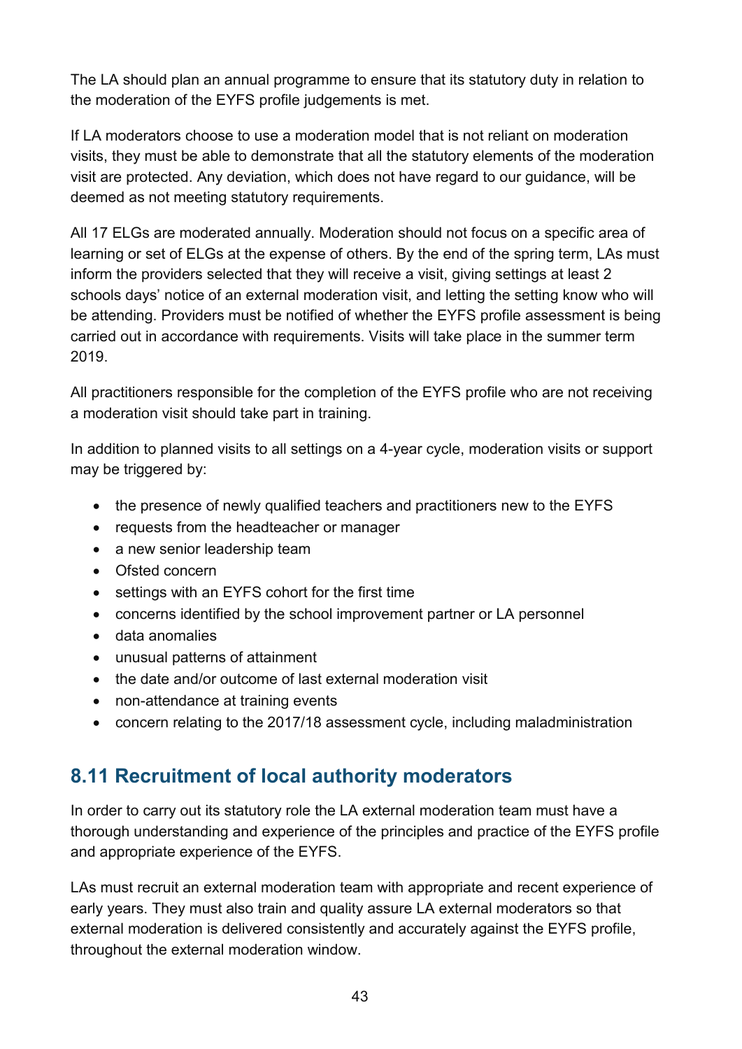The LA should plan an annual programme to ensure that its statutory duty in relation to the moderation of the EYFS profile judgements is met.

If LA moderators choose to use a moderation model that is not reliant on moderation visits, they must be able to demonstrate that all the statutory elements of the moderation visit are protected. Any deviation, which does not have regard to our guidance, will be deemed as not meeting statutory requirements.

All 17 ELGs are moderated annually. Moderation should not focus on a specific area of learning or set of ELGs at the expense of others. By the end of the spring term, LAs must inform the providers selected that they will receive a visit, giving settings at least 2 schools days' notice of an external moderation visit, and letting the setting know who will be attending. Providers must be notified of whether the EYFS profile assessment is being carried out in accordance with requirements. Visits will take place in the summer term 2019.

All practitioners responsible for the completion of the EYFS profile who are not receiving a moderation visit should take part in training.

In addition to planned visits to all settings on a 4-year cycle, moderation visits or support may be triggered by:

- the presence of newly qualified teachers and practitioners new to the EYFS
- requests from the headteacher or manager
- a new senior leadership team
- Ofsted concern
- settings with an EYFS cohort for the first time
- concerns identified by the school improvement partner or LA personnel
- data anomalies
- unusual patterns of attainment
- the date and/or outcome of last external moderation visit
- non-attendance at training events
- concern relating to the 2017/18 assessment cycle, including maladministration

## 8.11 Recruitment of local authority moderators

In order to carry out its statutory role the LA external moderation team must have a thorough understanding and experience of the principles and practice of the EYFS profile and appropriate experience of the EYFS.

LAs must recruit an external moderation team with appropriate and recent experience of early years. They must also train and quality assure LA external moderators so that external moderation is delivered consistently and accurately against the EYFS profile, throughout the external moderation window.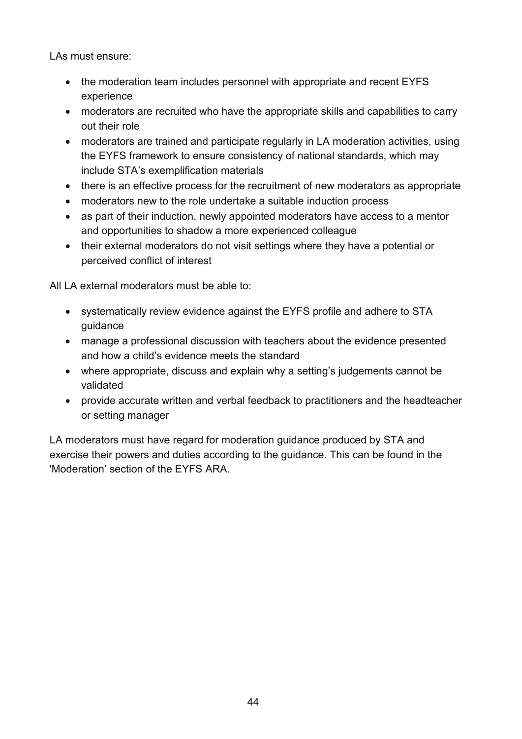LAs must ensure:

- the moderation team includes personnel with appropriate and recent EYFS experience
- moderators are recruited who have the appropriate skills and capabilities to carry out their role
- moderators are trained and participate regularly in LA moderation activities, using the EYFS framework to ensure consistency of national standards, which may include STA's exemplification materials
- there is an effective process for the recruitment of new moderators as appropriate
- moderators new to the role undertake a suitable induction process
- as part of their induction, newly appointed moderators have access to a mentor and opportunities to shadow a more experienced colleague
- their external moderators do not visit settings where they have a potential or perceived conflict of interest

All LA external moderators must be able to:

- systematically review evidence against the EYFS profile and adhere to STA guidance
- manage a professional discussion with teachers about the evidence presented and how a child's evidence meets the standard
- where appropriate, discuss and explain why a setting's judgements cannot be validated
- provide accurate written and verbal feedback to practitioners and the headteacher or setting manager

LA moderators must have regard for moderation guidance produced by STA and exercise their powers and duties according to the guidance. This can be found in the 'Moderation' section of the EYFS ARA.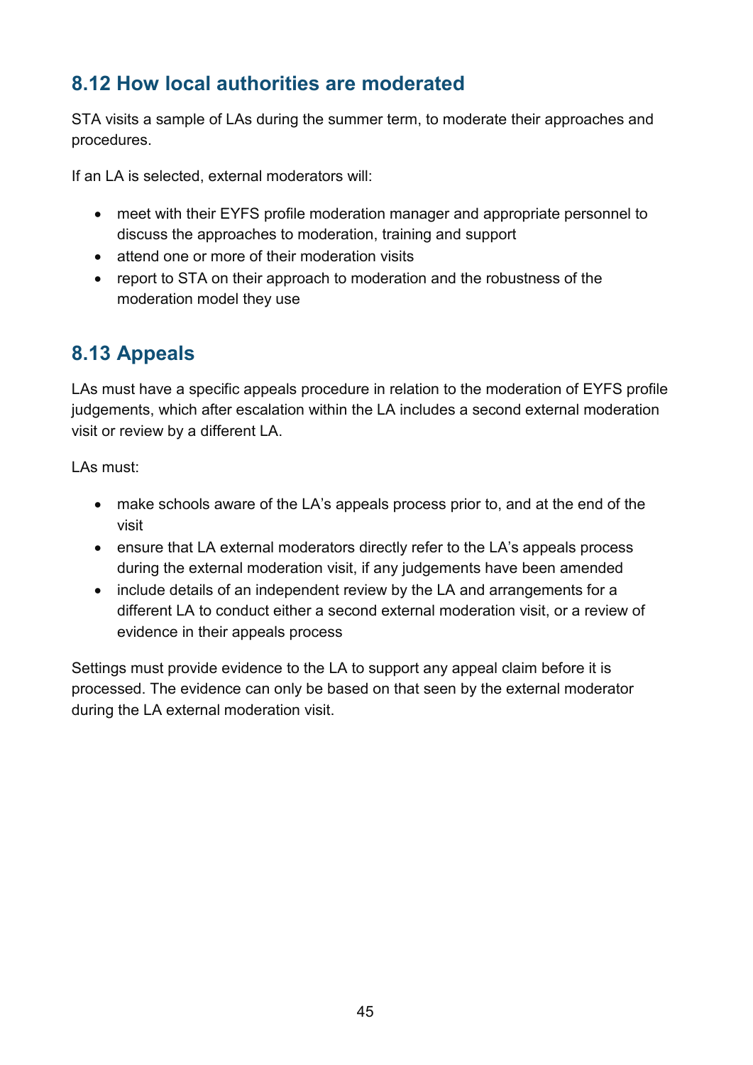## 8.12 How local authorities are moderated

STA visits a sample of LAs during the summer term, to moderate their approaches and procedures.

If an LA is selected, external moderators will:

- meet with their EYFS profile moderation manager and appropriate personnel to discuss the approaches to moderation, training and support
- attend one or more of their moderation visits
- report to STA on their approach to moderation and the robustness of the moderation model they use

## 8.13 Appeals

LAs must have a specific appeals procedure in relation to the moderation of EYFS profile judgements, which after escalation within the LA includes a second external moderation visit or review by a different LA.

LAs must:

- make schools aware of the LA's appeals process prior to, and at the end of the visit
- ensure that LA external moderators directly refer to the LA's appeals process during the external moderation visit, if any judgements have been amended
- include details of an independent review by the LA and arrangements for a different LA to conduct either a second external moderation visit, or a review of evidence in their appeals process

Settings must provide evidence to the LA to support any appeal claim before it is processed. The evidence can only be based on that seen by the external moderator during the LA external moderation visit.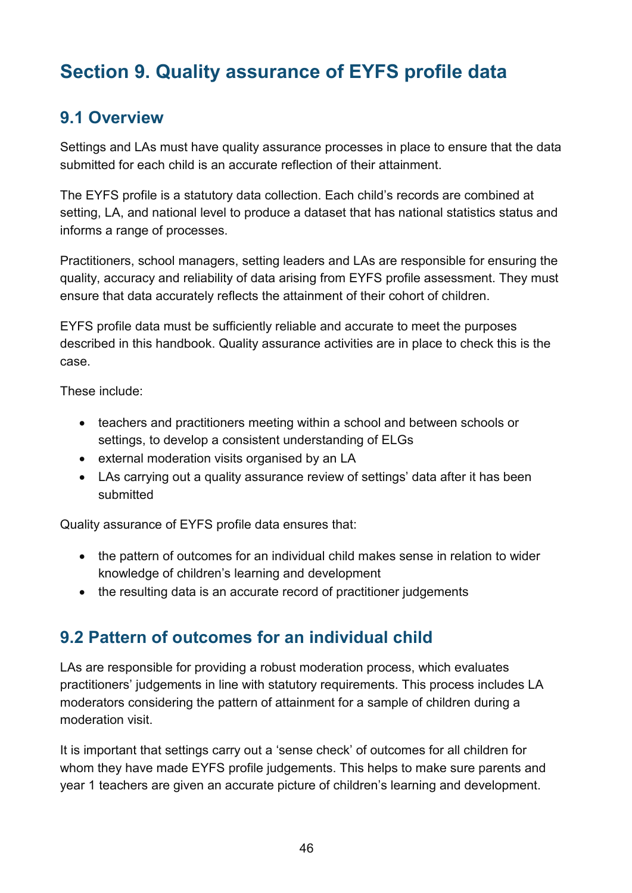# Section 9. Quality assurance of EYFS profile data

## 9.1 Overview

Settings and LAs must have quality assurance processes in place to ensure that the data submitted for each child is an accurate reflection of their attainment.

The EYFS profile is a statutory data collection. Each child's records are combined at setting, LA, and national level to produce a dataset that has national statistics status and informs a range of processes.

Practitioners, school managers, setting leaders and LAs are responsible for ensuring the quality, accuracy and reliability of data arising from EYFS profile assessment. They must ensure that data accurately reflects the attainment of their cohort of children.

EYFS profile data must be sufficiently reliable and accurate to meet the purposes described in this handbook. Quality assurance activities are in place to check this is the case.

These include:

- teachers and practitioners meeting within a school and between schools or settings, to develop a consistent understanding of ELGs
- external moderation visits organised by an LA
- LAs carrying out a quality assurance review of settings' data after it has been submitted

Quality assurance of EYFS profile data ensures that:

- the pattern of outcomes for an individual child makes sense in relation to wider knowledge of children's learning and development
- the resulting data is an accurate record of practitioner judgements

## 9.2 Pattern of outcomes for an individual child

LAs are responsible for providing a robust moderation process, which evaluates practitioners' judgements in line with statutory requirements. This process includes LA moderators considering the pattern of attainment for a sample of children during a moderation visit.

It is important that settings carry out a 'sense check' of outcomes for all children for whom they have made EYFS profile judgements. This helps to make sure parents and year 1 teachers are given an accurate picture of children's learning and development.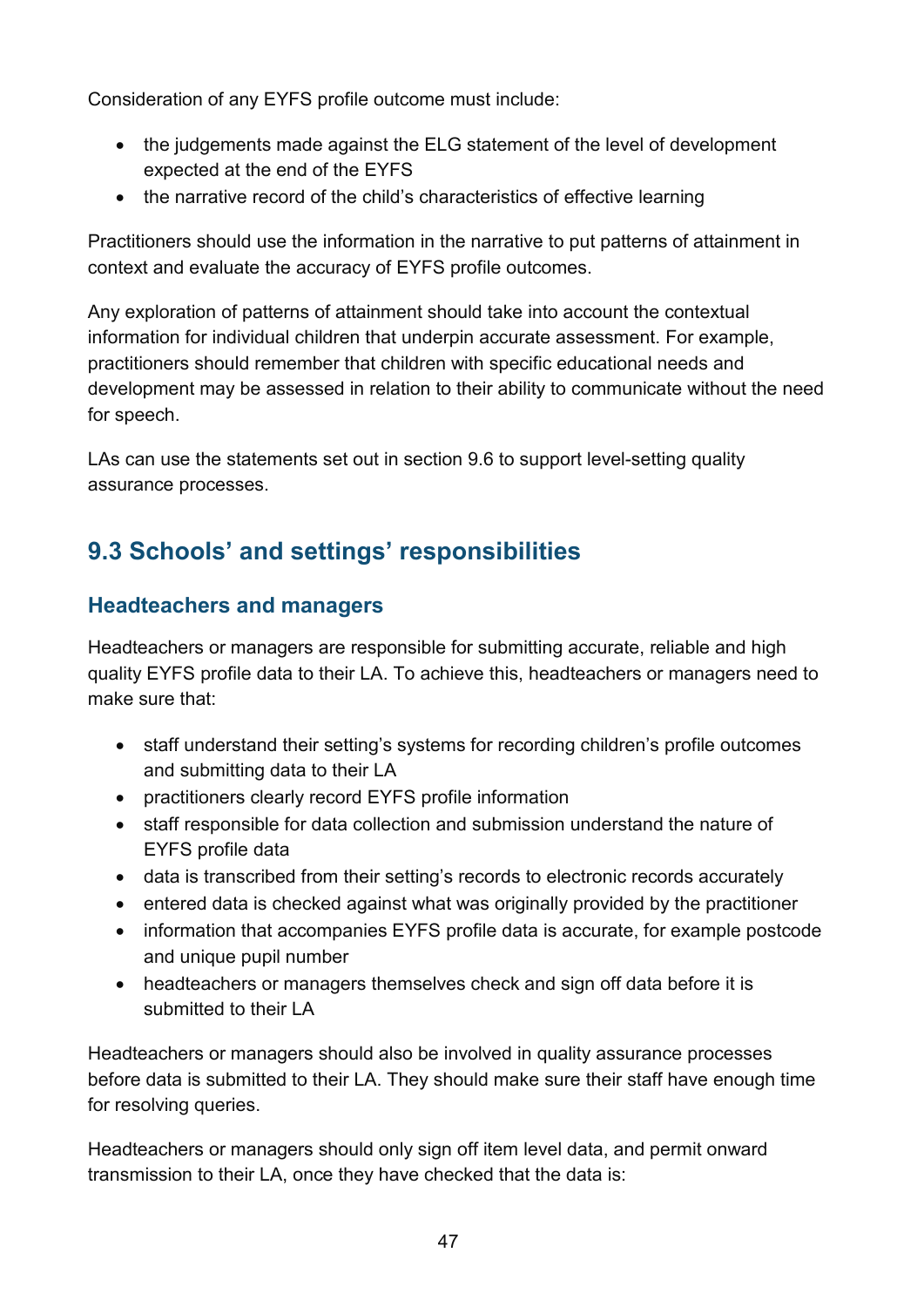Consideration of any EYFS profile outcome must include:

- the judgements made against the ELG statement of the level of development expected at the end of the EYFS
- the narrative record of the child's characteristics of effective learning

Practitioners should use the information in the narrative to put patterns of attainment in context and evaluate the accuracy of EYFS profile outcomes.

Any exploration of patterns of attainment should take into account the contextual information for individual children that underpin accurate assessment. For example, practitioners should remember that children with specific educational needs and development may be assessed in relation to their ability to communicate without the need for speech.

LAs can use the statements set out in section 9.6 to support level-setting quality assurance processes.

## 9.3 Schools' and settings' responsibilities

### Headteachers and managers

Headteachers or managers are responsible for submitting accurate, reliable and high quality EYFS profile data to their LA. To achieve this, headteachers or managers need to make sure that:

- staff understand their setting's systems for recording children's profile outcomes and submitting data to their LA
- practitioners clearly record EYFS profile information
- staff responsible for data collection and submission understand the nature of EYFS profile data
- data is transcribed from their setting's records to electronic records accurately
- entered data is checked against what was originally provided by the practitioner
- information that accompanies EYFS profile data is accurate, for example postcode and unique pupil number
- headteachers or managers themselves check and sign off data before it is submitted to their LA

Headteachers or managers should also be involved in quality assurance processes before data is submitted to their LA. They should make sure their staff have enough time for resolving queries.

Headteachers or managers should only sign off item level data, and permit onward transmission to their LA, once they have checked that the data is: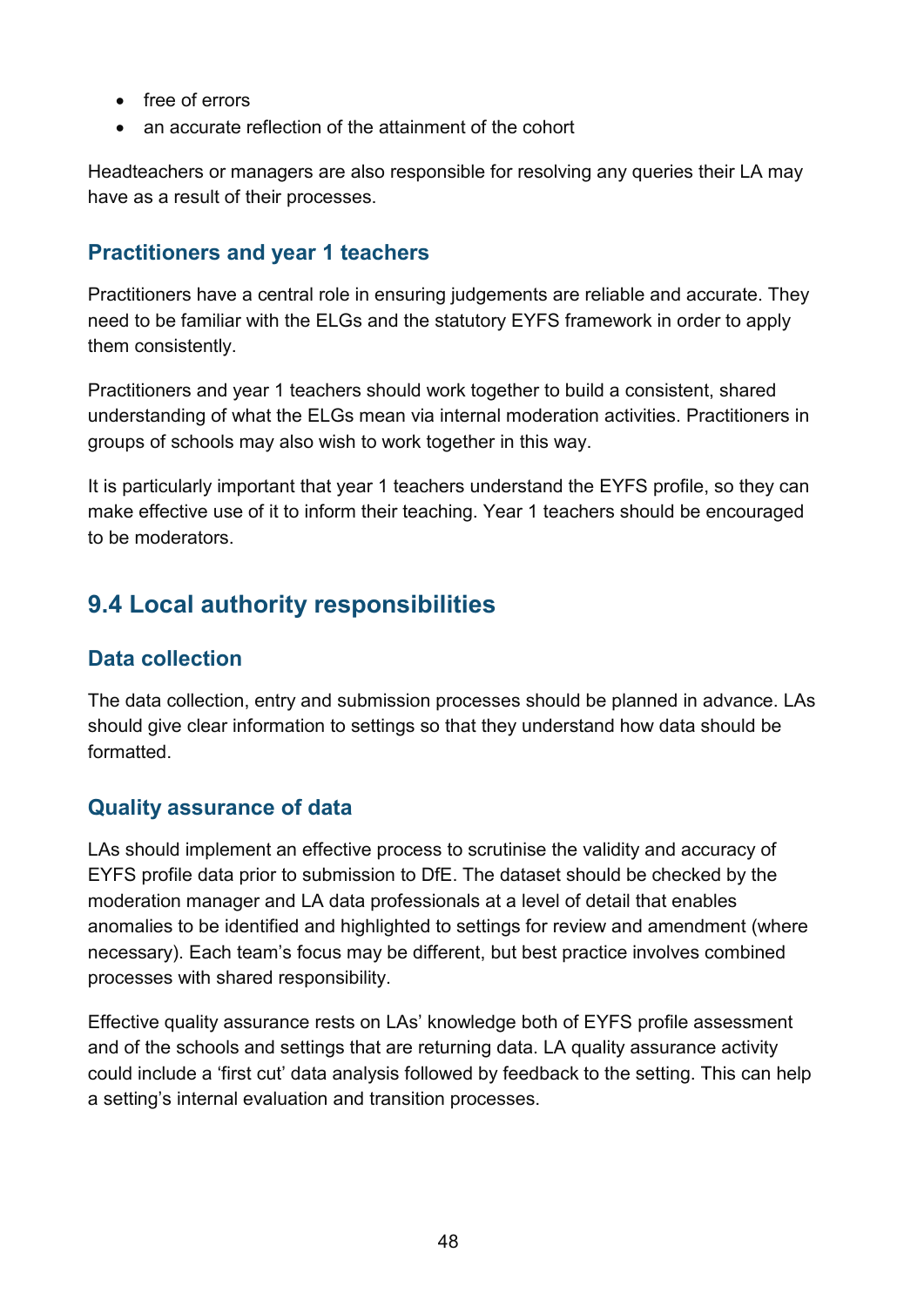- free of errors
- an accurate reflection of the attainment of the cohort

Headteachers or managers are also responsible for resolving any queries their LA may have as a result of their processes.

### Practitioners and year 1 teachers

Practitioners have a central role in ensuring judgements are reliable and accurate. They need to be familiar with the ELGs and the statutory EYFS framework in order to apply them consistently.

Practitioners and year 1 teachers should work together to build a consistent, shared understanding of what the ELGs mean via internal moderation activities. Practitioners in groups of schools may also wish to work together in this way.

It is particularly important that year 1 teachers understand the EYFS profile, so they can make effective use of it to inform their teaching. Year 1 teachers should be encouraged to be moderators.

## 9.4 Local authority responsibilities

### Data collection

The data collection, entry and submission processes should be planned in advance. LAs should give clear information to settings so that they understand how data should be formatted.

### Quality assurance of data

LAs should implement an effective process to scrutinise the validity and accuracy of EYFS profile data prior to submission to DfE. The dataset should be checked by the moderation manager and LA data professionals at a level of detail that enables anomalies to be identified and highlighted to settings for review and amendment (where necessary). Each team's focus may be different, but best practice involves combined processes with shared responsibility.

Effective quality assurance rests on LAs' knowledge both of EYFS profile assessment and of the schools and settings that are returning data. LA quality assurance activity could include a 'first cut' data analysis followed by feedback to the setting. This can help a setting's internal evaluation and transition processes.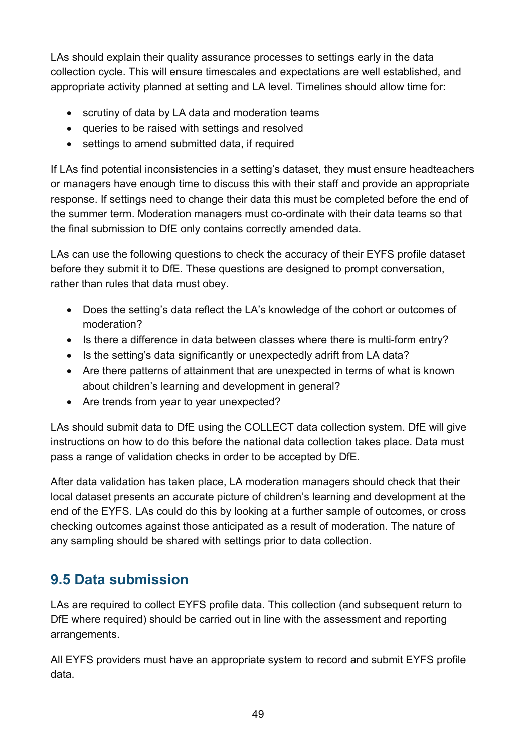LAs should explain their quality assurance processes to settings early in the data collection cycle. This will ensure timescales and expectations are well established, and appropriate activity planned at setting and LA level. Timelines should allow time for:

- scrutiny of data by LA data and moderation teams
- queries to be raised with settings and resolved
- settings to amend submitted data, if required

If LAs find potential inconsistencies in a setting's dataset, they must ensure headteachers or managers have enough time to discuss this with their staff and provide an appropriate response. If settings need to change their data this must be completed before the end of the summer term. Moderation managers must co-ordinate with their data teams so that the final submission to DfE only contains correctly amended data.

LAs can use the following questions to check the accuracy of their EYFS profile dataset before they submit it to DfE. These questions are designed to prompt conversation, rather than rules that data must obey.

- Does the setting's data reflect the LA's knowledge of the cohort or outcomes of moderation?
- Is there a difference in data between classes where there is multi-form entry?
- Is the setting's data significantly or unexpectedly adrift from LA data?
- Are there patterns of attainment that are unexpected in terms of what is known about children's learning and development in general?
- Are trends from year to year unexpected?

LAs should submit data to DfE using the COLLECT data collection system. DfE will give instructions on how to do this before the national data collection takes place. Data must pass a range of validation checks in order to be accepted by DfE.

After data validation has taken place, LA moderation managers should check that their local dataset presents an accurate picture of children's learning and development at the end of the EYFS. LAs could do this by looking at a further sample of outcomes, or cross checking outcomes against those anticipated as a result of moderation. The nature of any sampling should be shared with settings prior to data collection.

## 9.5 Data submission

LAs are required to collect EYFS profile data. This collection (and subsequent return to DfE where required) should be carried out in line with the assessment and reporting arrangements.

All EYFS providers must have an appropriate system to record and submit EYFS profile data.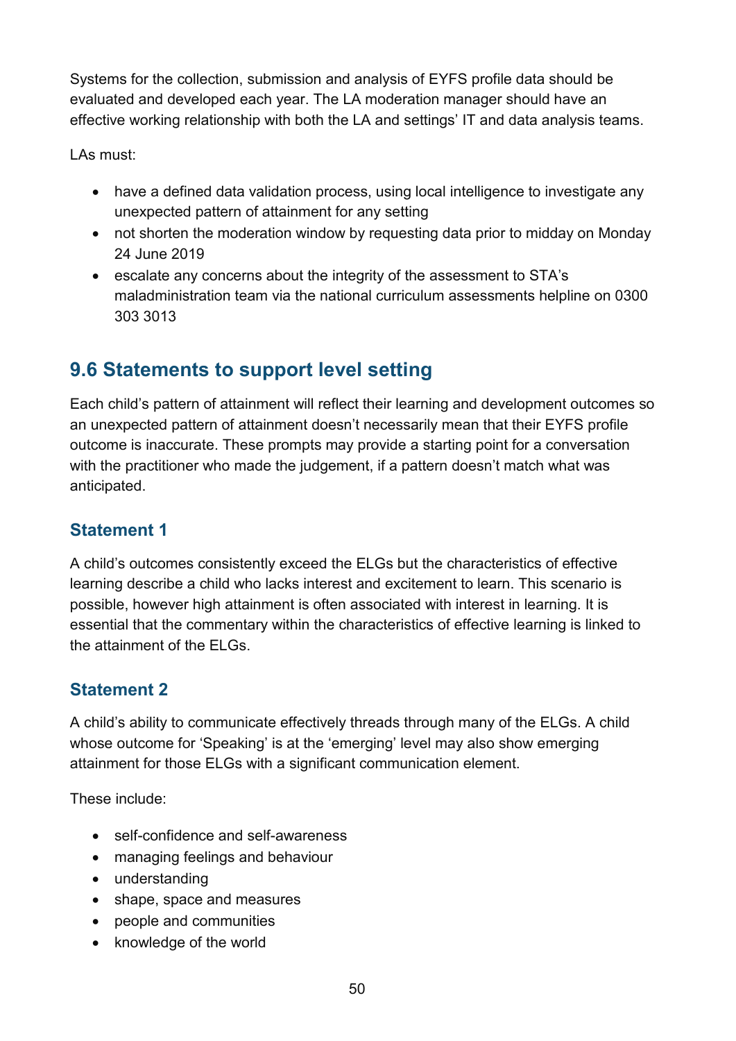Systems for the collection, submission and analysis of EYFS profile data should be evaluated and developed each year. The LA moderation manager should have an effective working relationship with both the LA and settings' IT and data analysis teams.

LAs must:

- have a defined data validation process, using local intelligence to investigate any unexpected pattern of attainment for any setting
- not shorten the moderation window by requesting data prior to midday on Monday 24 June 2019
- escalate any concerns about the integrity of the assessment to STA's maladministration team via the national curriculum assessments helpline on 0300 303 3013

## 9.6 Statements to support level setting

Each child's pattern of attainment will reflect their learning and development outcomes so an unexpected pattern of attainment doesn't necessarily mean that their EYFS profile outcome is inaccurate. These prompts may provide a starting point for a conversation with the practitioner who made the judgement, if a pattern doesn't match what was anticipated.

### Statement 1

A child's outcomes consistently exceed the ELGs but the characteristics of effective learning describe a child who lacks interest and excitement to learn. This scenario is possible, however high attainment is often associated with interest in learning. It is essential that the commentary within the characteristics of effective learning is linked to the attainment of the ELGs.

### Statement 2

A child's ability to communicate effectively threads through many of the ELGs. A child whose outcome for 'Speaking' is at the 'emerging' level may also show emerging attainment for those ELGs with a significant communication element.

These include:

- self-confidence and self-awareness
- managing feelings and behaviour
- understanding
- shape, space and measures
- people and communities
- knowledge of the world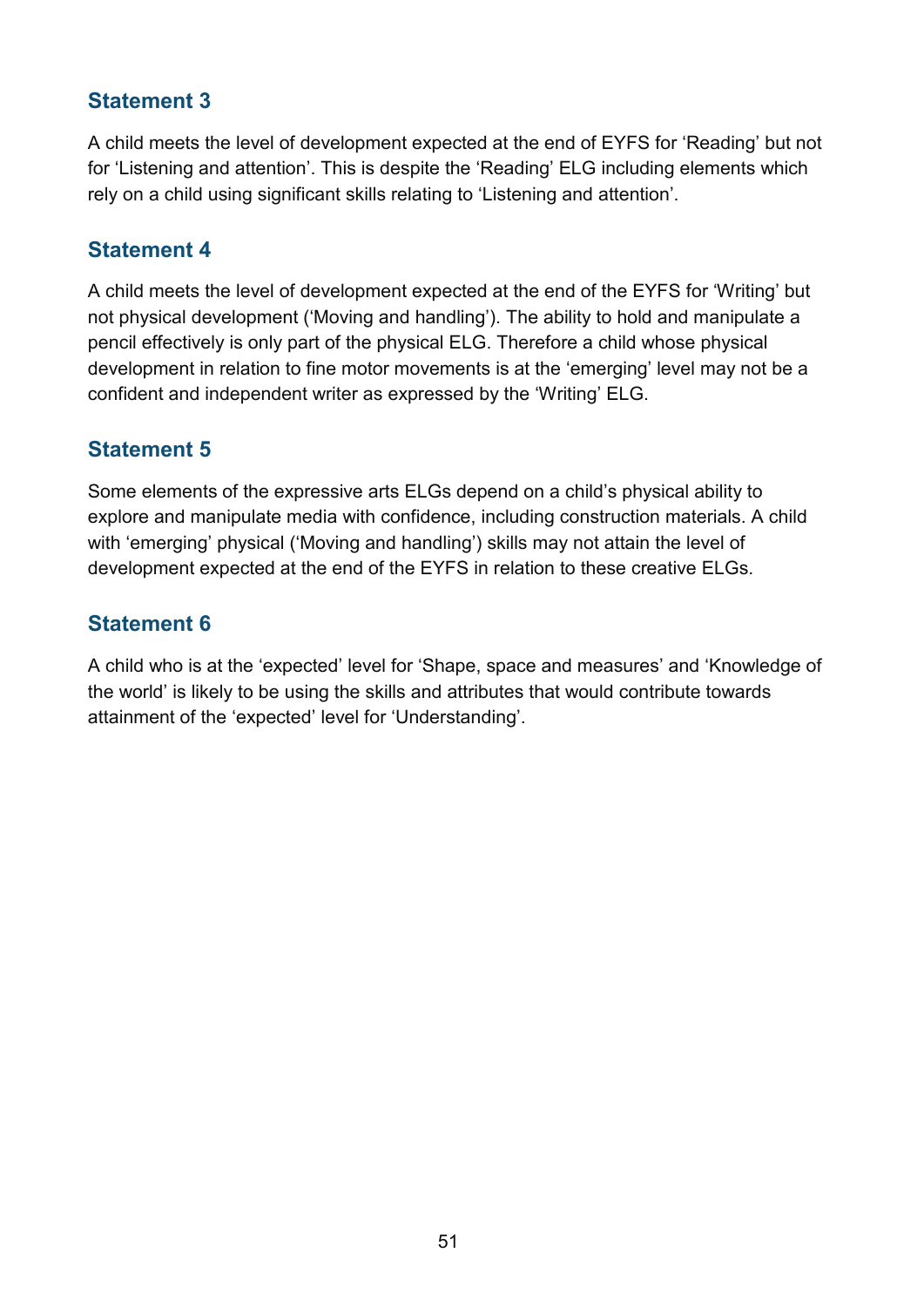### Statement 3

A child meets the level of development expected at the end of EYFS for 'Reading' but not for 'Listening and attention'. This is despite the 'Reading' ELG including elements which rely on a child using significant skills relating to 'Listening and attention'.

### Statement 4

A child meets the level of development expected at the end of the EYFS for 'Writing' but not physical development ('Moving and handling'). The ability to hold and manipulate a pencil effectively is only part of the physical ELG. Therefore a child whose physical development in relation to fine motor movements is at the 'emerging' level may not be a confident and independent writer as expressed by the 'Writing' ELG.

### Statement 5

Some elements of the expressive arts ELGs depend on a child's physical ability to explore and manipulate media with confidence, including construction materials. A child with 'emerging' physical ('Moving and handling') skills may not attain the level of development expected at the end of the EYFS in relation to these creative ELGs.

### Statement 6

A child who is at the 'expected' level for 'Shape, space and measures' and 'Knowledge of the world' is likely to be using the skills and attributes that would contribute towards attainment of the 'expected' level for 'Understanding'.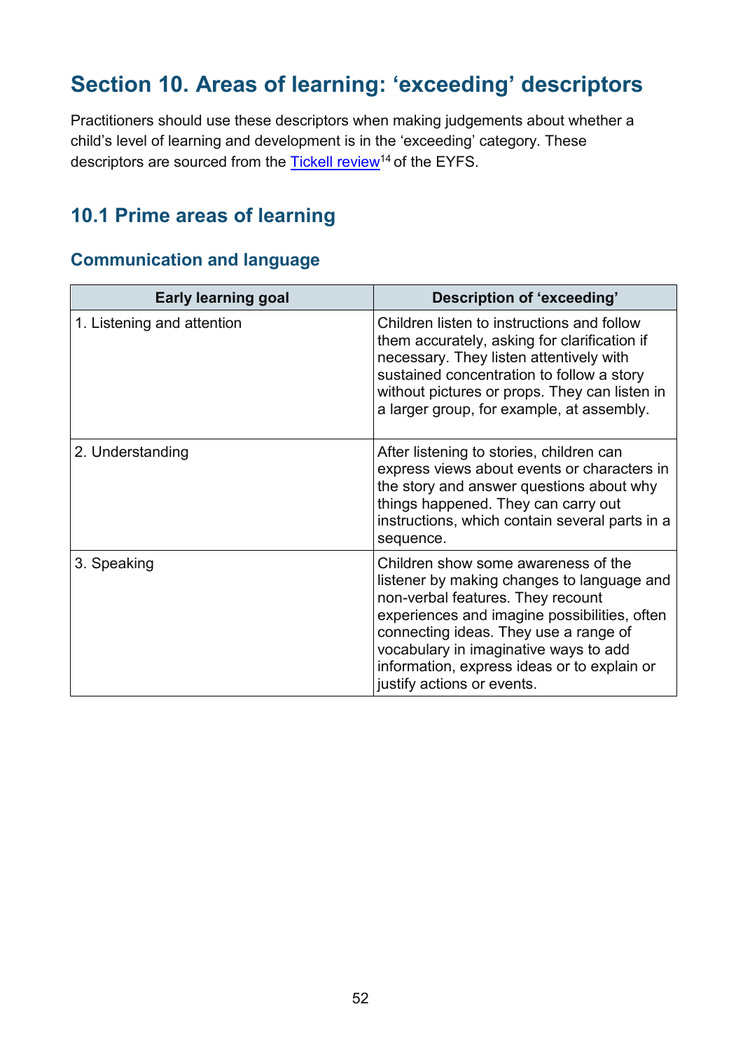# Section 10. Areas of learning: 'exceeding' descriptors

Practitioners should use these descriptors when making judgements about whether a child's level of learning and development is in the 'exceeding' category. These descriptors are sourced from the Tickell review[14] of the EYFS.

## 10.1 Prime areas of learning

### Communication and language

| Early learning goal | Description of 'exceeding' |
|---|---|
| 1. Listening and attention | Children listen to instructions and follow them accurately, asking for clarification if necessary. They listen attentively with sustained concentration to follow a story without pictures or props. They can listen in a larger group, for example, at assembly. |
| 2. Understanding | After listening to stories, children can express views about events or characters in the story and answer questions about why things happened. They can carry out instructions, which contain several parts in a sequence. |
| 3. Speaking | Children show some awareness of the listener by making changes to language and non-verbal features. They recount experiences and imagine possibilities, often connecting ideas. They use a range of vocabulary in imaginative ways to add information, express ideas or to explain or justify actions or events. |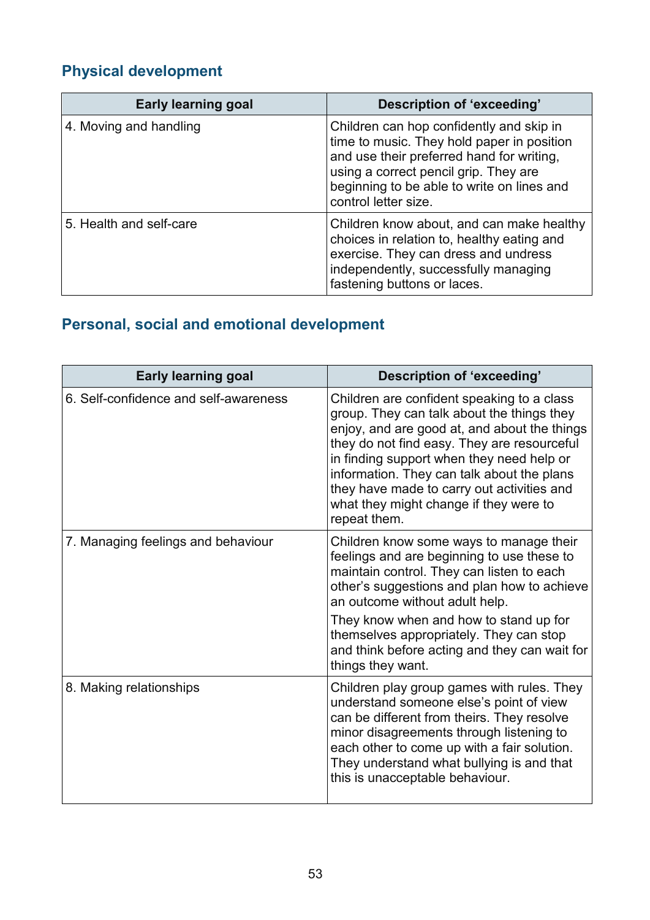## Physical development

| Early learning goal | Description of 'exceeding' |
|---|---|
| 4. Moving and handling | Children can hop confidently and skip in time to music. They hold paper in position and use their preferred hand for writing, using a correct pencil grip. They are beginning to be able to write on lines and control letter size. |
| 5. Health and self-care | Children know about, and can make healthy choices in relation to, healthy eating and exercise. They can dress and undress independently, successfully managing fastening buttons or laces. |

## Personal, social and emotional development

| Early learning goal | Description of 'exceeding' |
|---|---|
| 6. Self-confidence and self-awareness | Children are confident speaking to a class group. They can talk about the things they enjoy, and are good at, and about the things they do not find easy. They are resourceful in finding support when they need help or information. They can talk about the plans they have made to carry out activities and what they might change if they were to repeat them. |
| 7. Managing feelings and behaviour | Children know some ways to manage their feelings and are beginning to use these to maintain control. They can listen to each other's suggestions and plan how to achieve an outcome without adult help. <br><br> They know when and how to stand up for themselves appropriately. They can stop and think before acting and they can wait for things they want. |
| 8. Making relationships | Children play group games with rules. They understand someone else's point of view can be different from theirs. They resolve minor disagreements through listening to each other to come up with a fair solution. They understand what bullying is and that this is unacceptable behaviour. |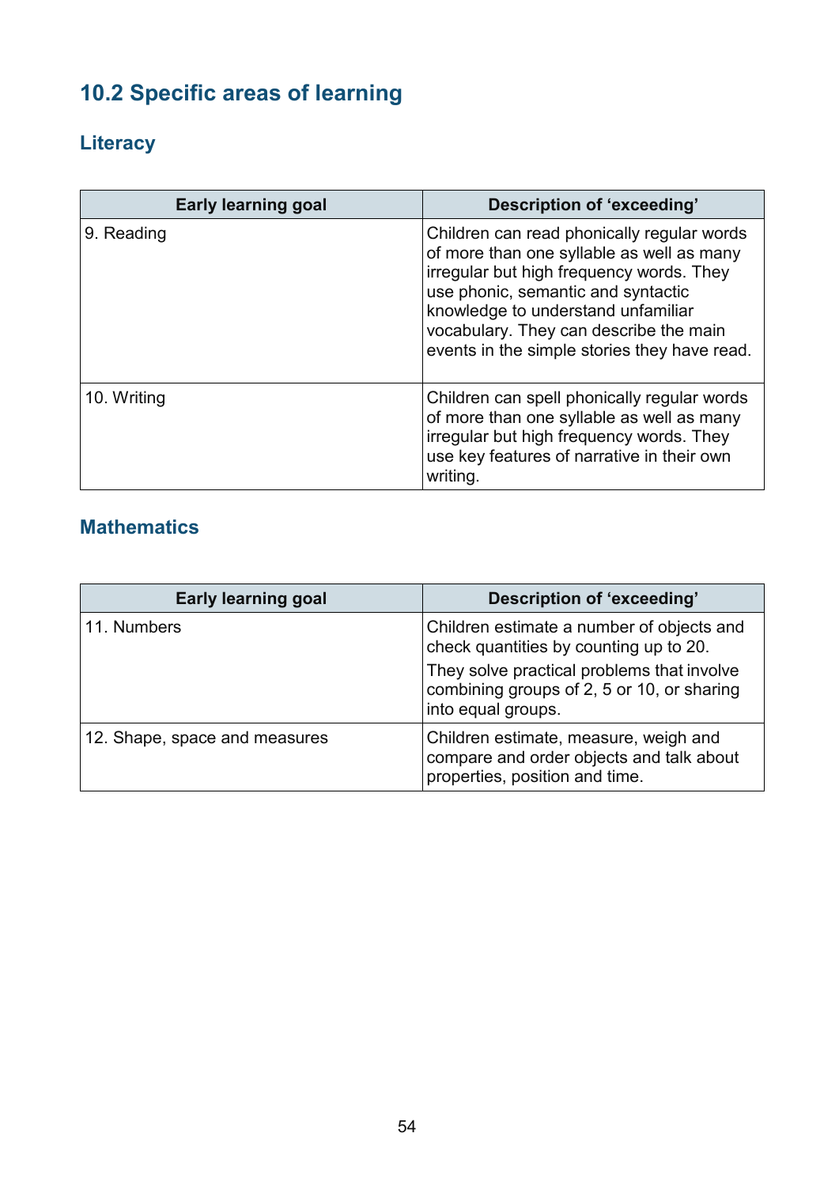## 10.2 Specific areas of learning

### Literacy

| Early learning goal | Description of 'exceeding' |
| --- | --- |
| 9. Reading | Children can read phonically regular words of more than one syllable as well as many irregular but high frequency words. They use phonic, semantic and syntactic knowledge to understand unfamiliar vocabulary. They can describe the main events in the simple stories they have read. |
| 10. Writing | Children can spell phonically regular words of more than one syllable as well as many irregular but high frequency words. They use key features of narrative in their own writing. |

### Mathematics

| Early learning goal | Description of 'exceeding' |
| --- | --- |
| 11. Numbers | Children estimate a number of objects and check quantities by counting up to 20. They solve practical problems that involve combining groups of 2, 5 or 10, or sharing into equal groups. |
| 12. Shape, space and measures | Children estimate, measure, weigh and compare and order objects and talk about properties, position and time. |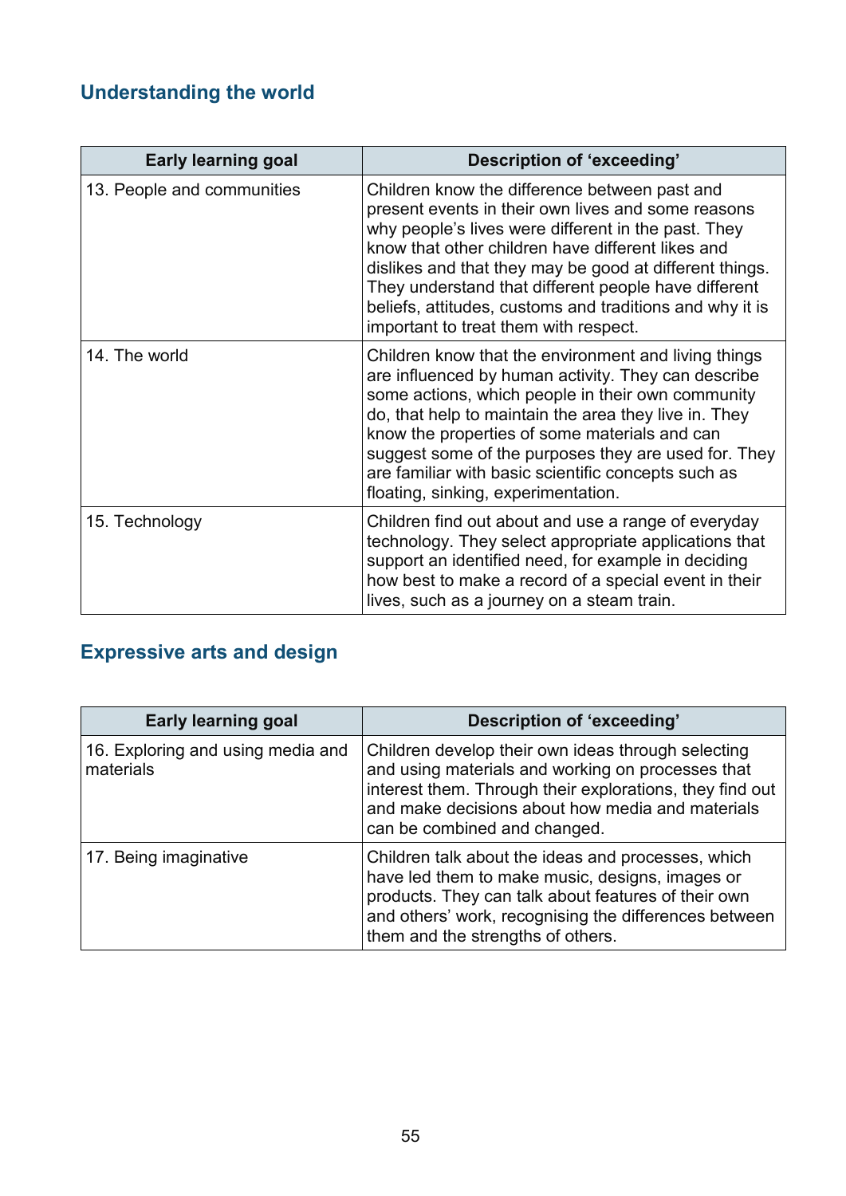## Understanding the world

| Early learning goal | Description of 'exceeding' |
|---|---|
| 13. People and communities | Children know the difference between past and present events in their own lives and some reasons why people's lives were different in the past. They know that other children have different likes and dislikes and that they may be good at different things. They understand that different people have different beliefs, attitudes, customs and traditions and why it is important to treat them with respect. |
| 14. The world | Children know that the environment and living things are influenced by human activity. They can describe some actions, which people in their own community do, that help to maintain the area they live in. They know the properties of some materials and can suggest some of the purposes they are used for. They are familiar with basic scientific concepts such as floating, sinking, experimentation. |
| 15. Technology | Children find out about and use a range of everyday technology. They select appropriate applications that support an identified need, for example in deciding how best to make a record of a special event in their lives, such as a journey on a steam train. |

## Expressive arts and design

| Early learning goal | Description of 'exceeding' |
|---|---|
| 16. Exploring and using media and materials | Children develop their own ideas through selecting and using materials and working on processes that interest them. Through their explorations, they find out and make decisions about how media and materials can be combined and changed. |
| 17. Being imaginative | Children talk about the ideas and processes, which have led them to make music, designs, images or products. They can talk about features of their own and others' work, recognising the differences between them and the strengths of others. |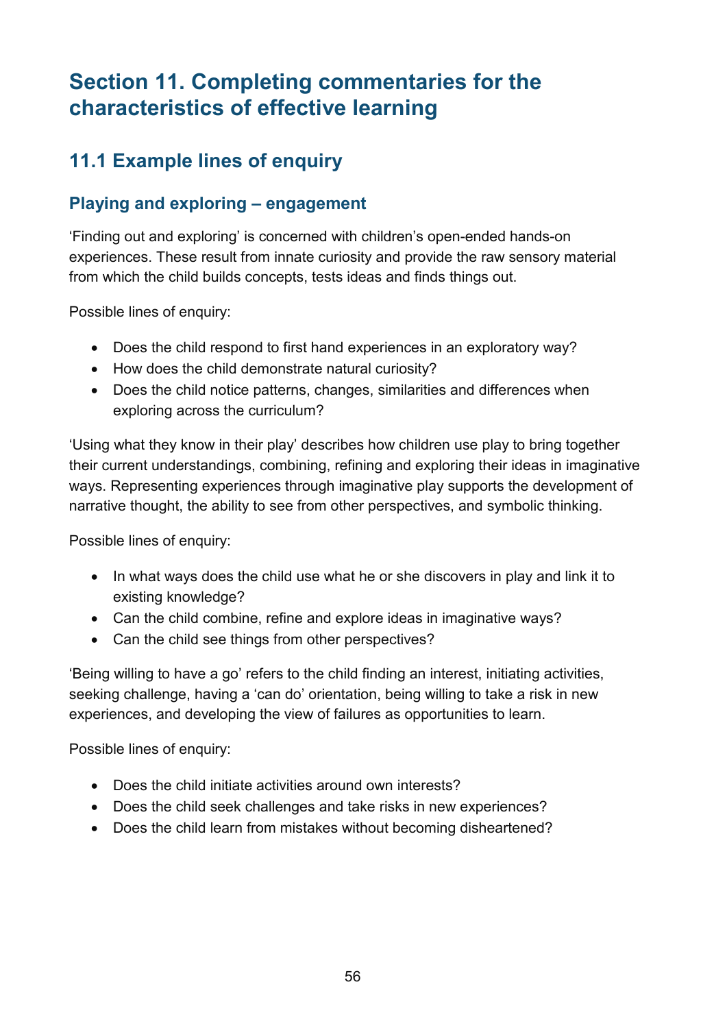# Section 11. Completing commentaries for the characteristics of effective learning

## 11.1 Example lines of enquiry

### Playing and exploring – engagement

'Finding out and exploring' is concerned with children's open-ended hands-on experiences. These result from innate curiosity and provide the raw sensory material from which the child builds concepts, tests ideas and finds things out.

Possible lines of enquiry:

- Does the child respond to first hand experiences in an exploratory way?
- How does the child demonstrate natural curiosity?
- Does the child notice patterns, changes, similarities and differences when exploring across the curriculum?

'Using what they know in their play' describes how children use play to bring together their current understandings, combining, refining and exploring their ideas in imaginative ways. Representing experiences through imaginative play supports the development of narrative thought, the ability to see from other perspectives, and symbolic thinking.

Possible lines of enquiry:

- In what ways does the child use what he or she discovers in play and link it to existing knowledge?
- Can the child combine, refine and explore ideas in imaginative ways?
- Can the child see things from other perspectives?

'Being willing to have a go' refers to the child finding an interest, initiating activities, seeking challenge, having a 'can do' orientation, being willing to take a risk in new experiences, and developing the view of failures as opportunities to learn.

Possible lines of enquiry:

- Does the child initiate activities around own interests?
- Does the child seek challenges and take risks in new experiences?
- Does the child learn from mistakes without becoming disheartened?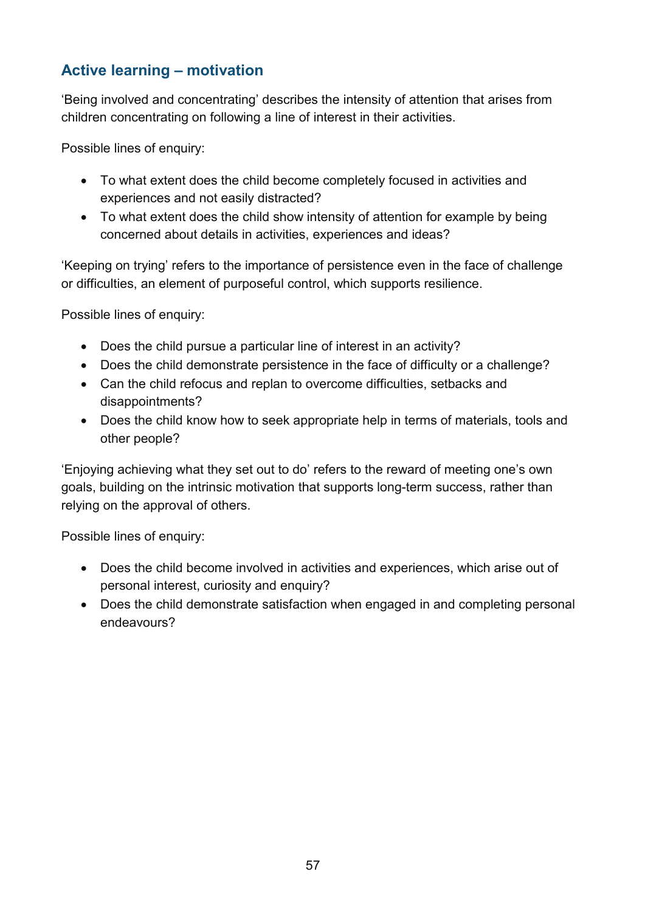## Active learning – motivation

'Being involved and concentrating' describes the intensity of attention that arises from children concentrating on following a line of interest in their activities.

Possible lines of enquiry:

- To what extent does the child become completely focused in activities and experiences and not easily distracted?
- To what extent does the child show intensity of attention for example by being concerned about details in activities, experiences and ideas?

'Keeping on trying' refers to the importance of persistence even in the face of challenge or difficulties, an element of purposeful control, which supports resilience.

Possible lines of enquiry:

- Does the child pursue a particular line of interest in an activity?
- Does the child demonstrate persistence in the face of difficulty or a challenge?
- Can the child refocus and replan to overcome difficulties, setbacks and disappointments?
- Does the child know how to seek appropriate help in terms of materials, tools and other people?

'Enjoying achieving what they set out to do' refers to the reward of meeting one's own goals, building on the intrinsic motivation that supports long-term success, rather than relying on the approval of others.

Possible lines of enquiry:

- Does the child become involved in activities and experiences, which arise out of personal interest, curiosity and enquiry?
- Does the child demonstrate satisfaction when engaged in and completing personal endeavours?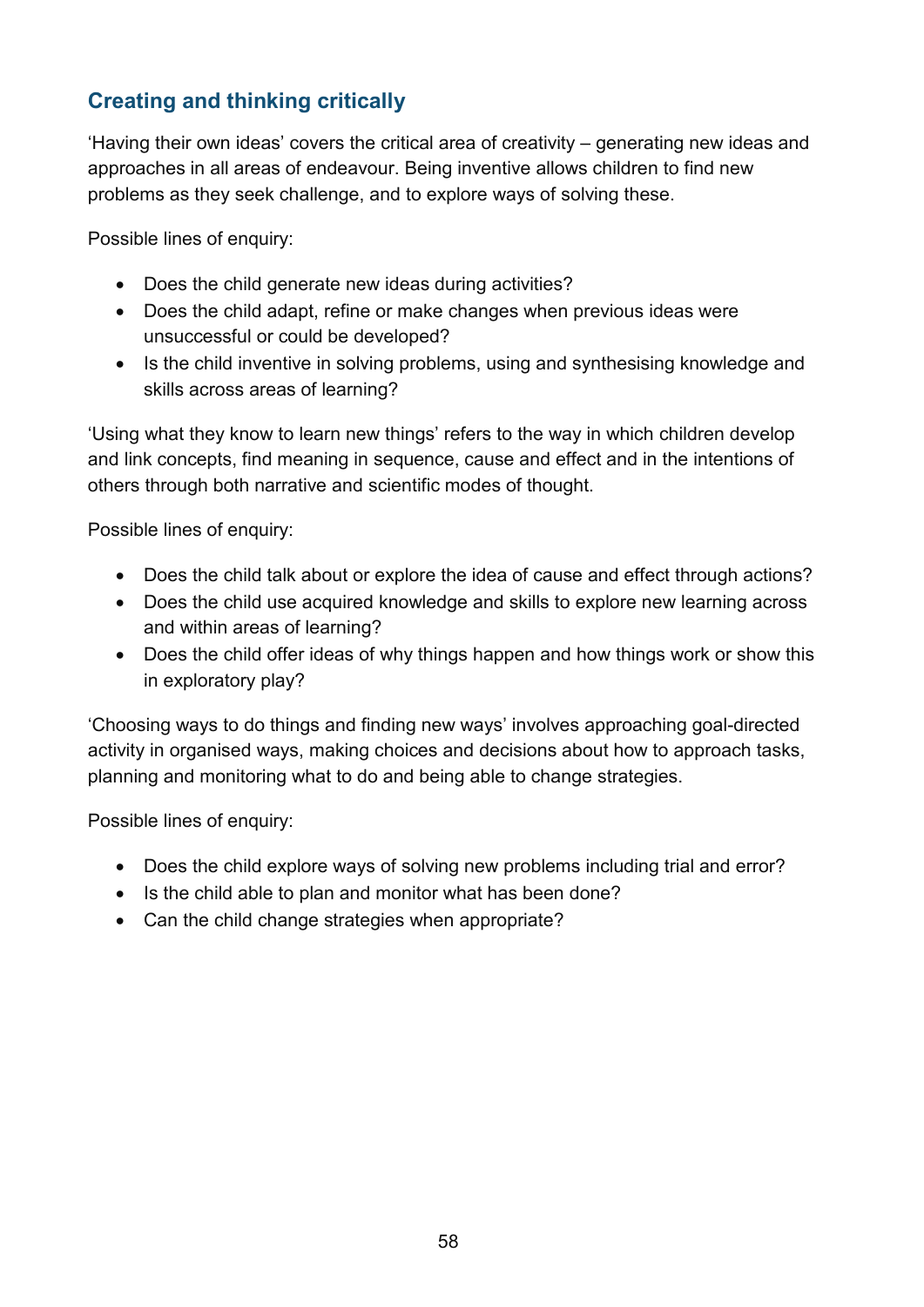## Creating and thinking critically

'Having their own ideas' covers the critical area of creativity – generating new ideas and approaches in all areas of endeavour. Being inventive allows children to find new problems as they seek challenge, and to explore ways of solving these.

Possible lines of enquiry:

- Does the child generate new ideas during activities?
- Does the child adapt, refine or make changes when previous ideas were unsuccessful or could be developed?
- Is the child inventive in solving problems, using and synthesising knowledge and skills across areas of learning?

'Using what they know to learn new things' refers to the way in which children develop and link concepts, find meaning in sequence, cause and effect and in the intentions of others through both narrative and scientific modes of thought.

Possible lines of enquiry:

- Does the child talk about or explore the idea of cause and effect through actions?
- Does the child use acquired knowledge and skills to explore new learning across and within areas of learning?
- Does the child offer ideas of why things happen and how things work or show this in exploratory play?

'Choosing ways to do things and finding new ways' involves approaching goal-directed activity in organised ways, making choices and decisions about how to approach tasks, planning and monitoring what to do and being able to change strategies.

Possible lines of enquiry:

- Does the child explore ways of solving new problems including trial and error?
- Is the child able to plan and monitor what has been done?
- Can the child change strategies when appropriate?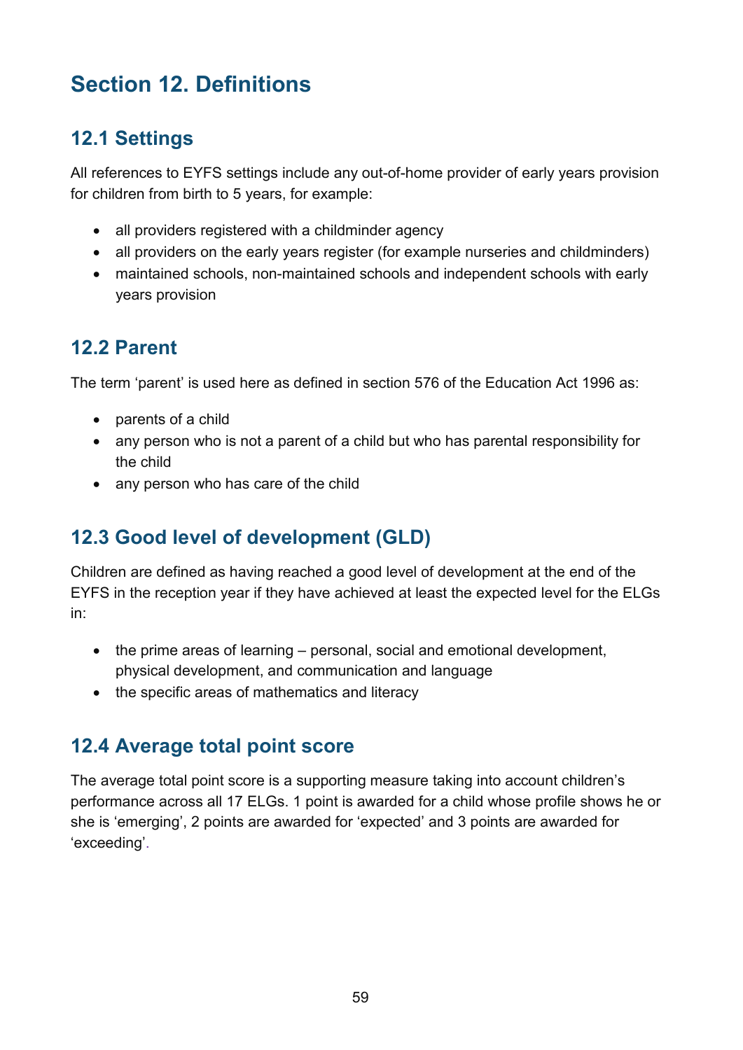# Section 12. Definitions

## 12.1 Settings

All references to EYFS settings include any out-of-home provider of early years provision for children from birth to 5 years, for example:

- all providers registered with a childminder agency
- all providers on the early years register (for example nurseries and childminders)
- maintained schools, non-maintained schools and independent schools with early years provision

## 12.2 Parent

The term 'parent' is used here as defined in section 576 of the Education Act 1996 as:

- parents of a child
- any person who is not a parent of a child but who has parental responsibility for the child
- any person who has care of the child

## 12.3 Good level of development (GLD)

Children are defined as having reached a good level of development at the end of the EYFS in the reception year if they have achieved at least the expected level for the ELGs in:

- the prime areas of learning – personal, social and emotional development, physical development, and communication and language
- the specific areas of mathematics and literacy

## 12.4 Average total point score

The average total point score is a supporting measure taking into account children's performance across all 17 ELGs. 1 point is awarded for a child whose profile shows he or she is 'emerging', 2 points are awarded for 'expected' and 3 points are awarded for 'exceeding'.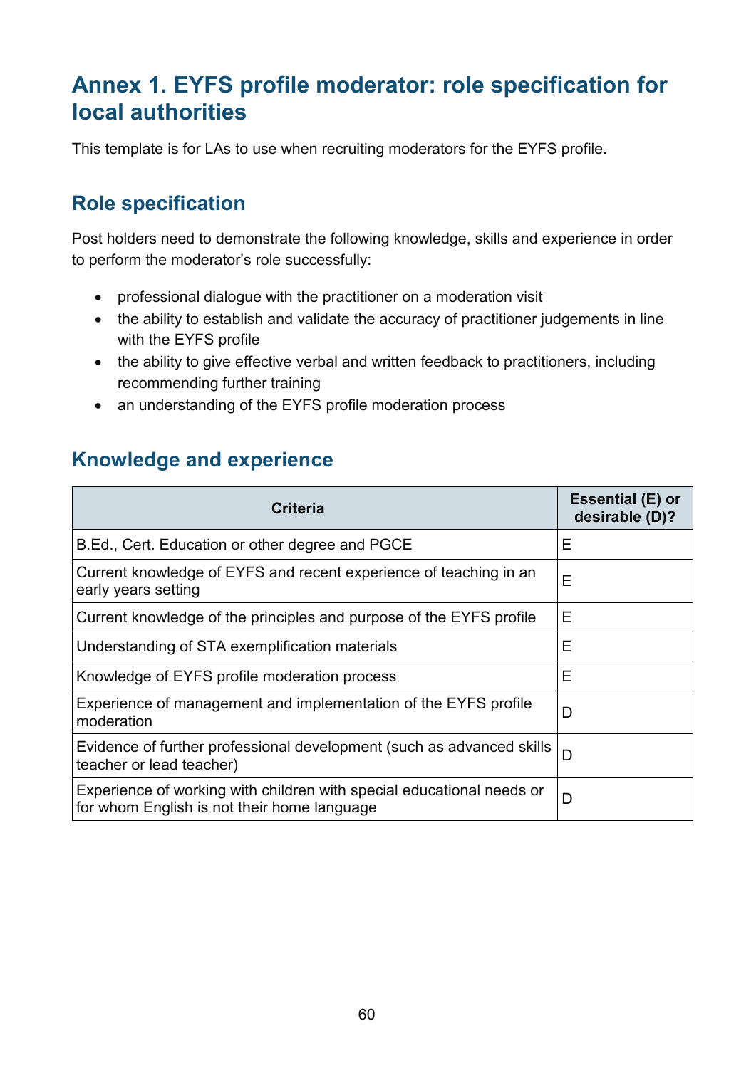# Annex 1. EYFS profile moderator: role specification for local authorities

This template is for LAs to use when recruiting moderators for the EYFS profile.

## Role specification

Post holders need to demonstrate the following knowledge, skills and experience in order to perform the moderator's role successfully:

- professional dialogue with the practitioner on a moderation visit
- the ability to establish and validate the accuracy of practitioner judgements in line with the EYFS profile
- the ability to give effective verbal and written feedback to practitioners, including recommending further training
- an understanding of the EYFS profile moderation process

## Knowledge and experience

| Criteria | Essential (E) or desirable (D)? |
|---|---|
| B.Ed., Cert. Education or other degree and PGCE | E |
| Current knowledge of EYFS and recent experience of teaching in an early years setting | E |
| Current knowledge of the principles and purpose of the EYFS profile | E |
| Understanding of STA exemplification materials | E |
| Knowledge of EYFS profile moderation process | E |
| Experience of management and implementation of the EYFS profile moderation | D |
| Evidence of further professional development (such as advanced skills teacher or lead teacher) | D |
| Experience of working with children with special educational needs or for whom English is not their home language | D |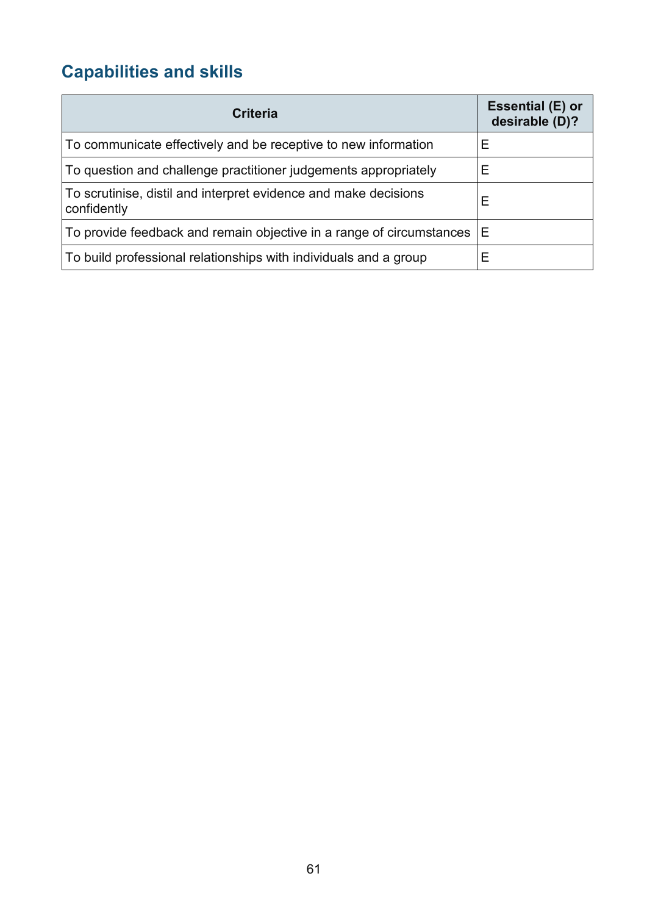## Capabilities and skills

| Criteria | Essential (E) or desirable (D)? |
|---|---|
| To communicate effectively and be receptive to new information | E |
| To question and challenge practitioner judgements appropriately | E |
| To scrutinise, distil and interpret evidence and make decisions confidently | E |
| To provide feedback and remain objective in a range of circumstances | E |
| To build professional relationships with individuals and a group | E |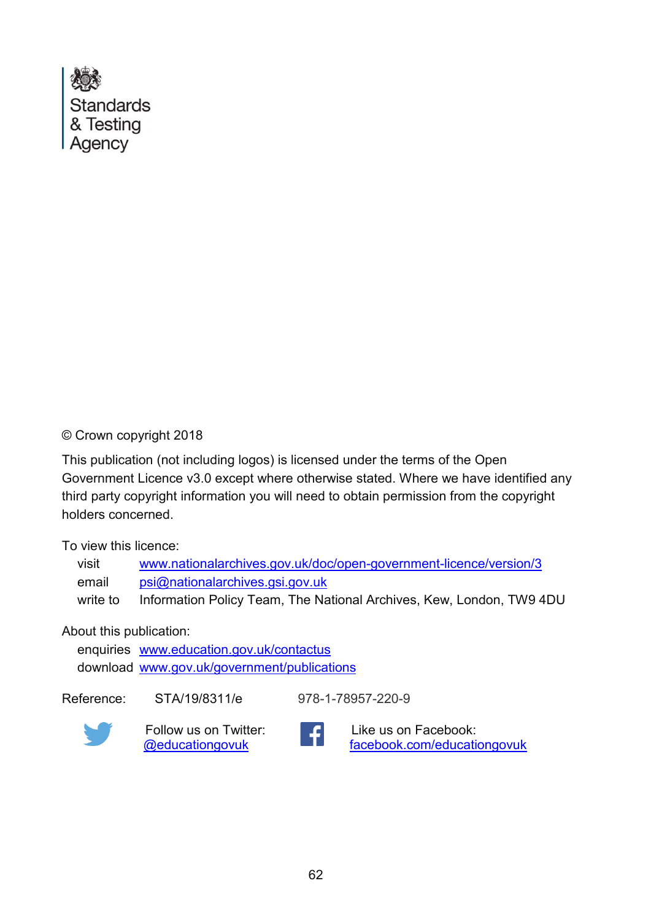Standards
& Testing
Agency

© Crown copyright 2018

This publication (not including logos) is licensed under the terms of the Open Government Licence v3.0 except where otherwise stated. Where we have identified any third party copyright information you will need to obtain permission from the copyright holders concerned.

To view this licence:

| | |
|---|---|
| visit | www.nationalarchives.gov.uk/doc/open-government-licence/version/3 |
| email | psi@nationalarchives.gsi.gov.uk |
| write to | Information Policy Team, The National Archives, Kew, London, TW9 4DU |

About this publication:

| | |
|---|---|
| enquiries | www.education.gov.uk/contactus |
| download | www.gov.uk/government/publications |

Reference: STA/19/8311/e 978-1-78957-220-9

Follow us on Twitter:
@educationgovuk

Like us on Facebook:
facebook.com/educationgovuk